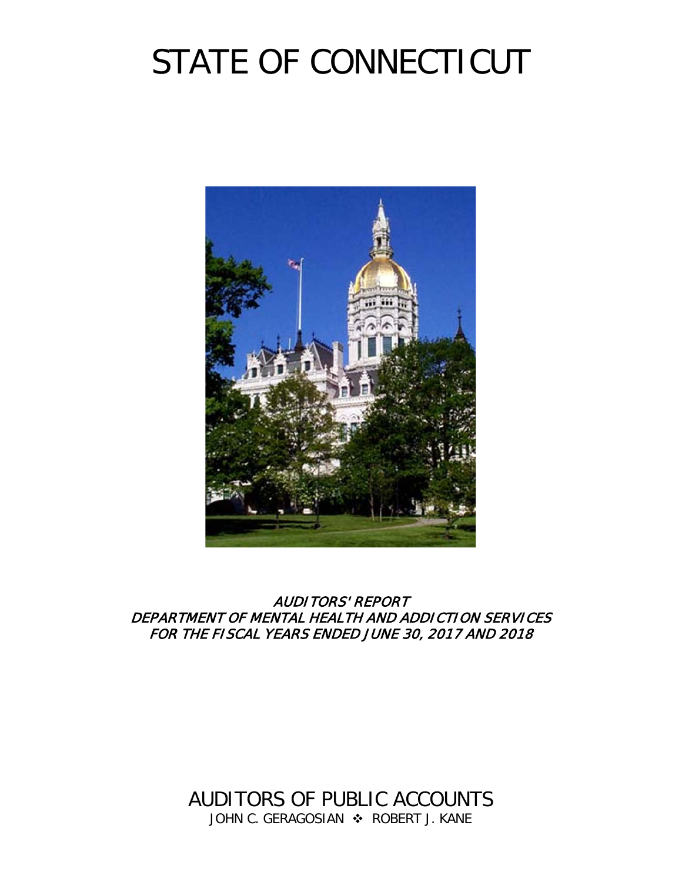# STATE OF CONNECTICUT

*AUDITORS' REPORT*
*DEPARTMENT OF MENTAL HEALTH AND ADDICTION SERVICES*
*FOR THE FISCAL YEARS ENDED JUNE 30, 2017 AND 2018*

AUDITORS OF PUBLIC ACCOUNTS

JOHN C. GERAGOSIAN ❖ ROBERT J. KANE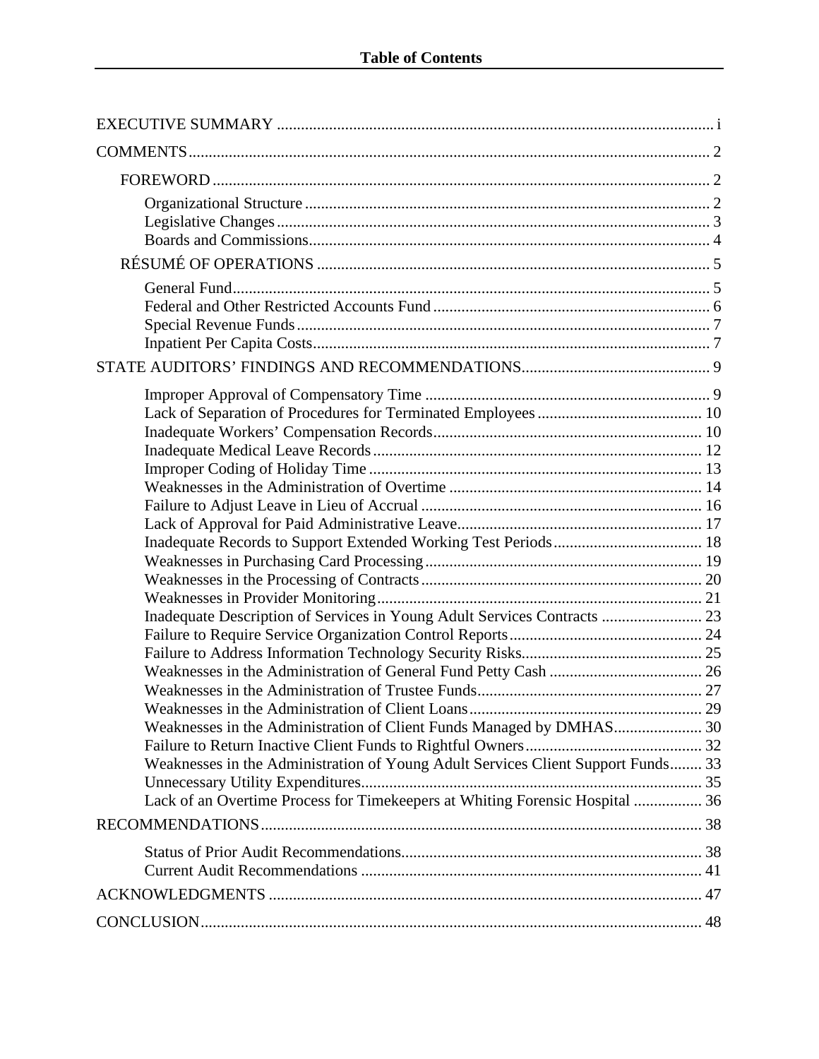# Table of Contents

EXECUTIVE SUMMARY ..... i

COMMENTS ..... 2

- FOREWORD ..... 2
  - Organizational Structure ..... 2
  - Legislative Changes ..... 3
  - Boards and Commissions ..... 4
- RÉSUMÉ OF OPERATIONS ..... 5
  - General Fund ..... 5
  - Federal and Other Restricted Accounts Fund ..... 6
  - Special Revenue Funds ..... 7
  - Inpatient Per Capita Costs ..... 7

STATE AUDITORS' FINDINGS AND RECOMMENDATIONS ..... 9

- Improper Approval of Compensatory Time ..... 9
- Lack of Separation of Procedures for Terminated Employees ..... 10
- Inadequate Workers' Compensation Records ..... 10
- Inadequate Medical Leave Records ..... 12
- Improper Coding of Holiday Time ..... 13
- Weaknesses in the Administration of Overtime ..... 14
- Failure to Adjust Leave in Lieu of Accrual ..... 16
- Lack of Approval for Paid Administrative Leave ..... 17
- Inadequate Records to Support Extended Working Test Periods ..... 18
- Weaknesses in Purchasing Card Processing ..... 19
- Weaknesses in the Processing of Contracts ..... 20
- Weaknesses in Provider Monitoring ..... 21
- Inadequate Description of Services in Young Adult Services Contracts ..... 23
- Failure to Require Service Organization Control Reports ..... 24
- Failure to Address Information Technology Security Risks ..... 25
- Weaknesses in the Administration of General Fund Petty Cash ..... 26
- Weaknesses in the Administration of Trustee Funds ..... 27
- Weaknesses in the Administration of Client Loans ..... 29
- Weaknesses in the Administration of Client Funds Managed by DMHAS ..... 30
- Failure to Return Inactive Client Funds to Rightful Owners ..... 32
- Weaknesses in the Administration of Young Adult Services Client Support Funds ..... 33
- Unnecessary Utility Expenditures ..... 35
- Lack of an Overtime Process for Timekeepers at Whiting Forensic Hospital ..... 36

RECOMMENDATIONS ..... 38

- Status of Prior Audit Recommendations ..... 38
- Current Audit Recommendations ..... 41

ACKNOWLEDGMENTS ..... 47

CONCLUSION ..... 48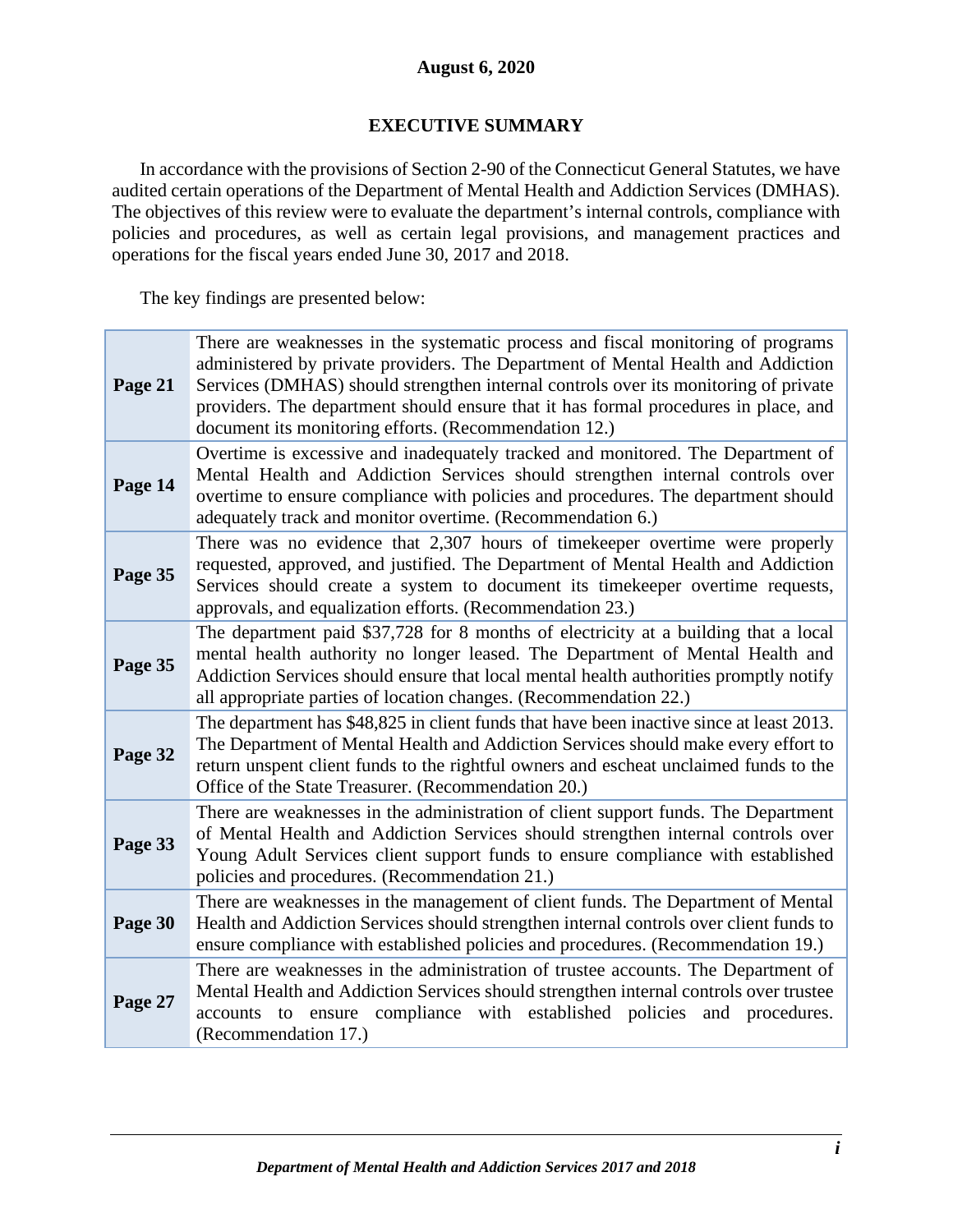**August 6, 2020**

## EXECUTIVE SUMMARY

In accordance with the provisions of Section 2-90 of the Connecticut General Statutes, we have audited certain operations of the Department of Mental Health and Addiction Services (DMHAS). The objectives of this review were to evaluate the department's internal controls, compliance with policies and procedures, as well as certain legal provisions, and management practices and operations for the fiscal years ended June 30, 2017 and 2018.

The key findings are presented below:

| | |
|---|---|
| **Page 21** | There are weaknesses in the systematic process and fiscal monitoring of programs administered by private providers. The Department of Mental Health and Addiction Services (DMHAS) should strengthen internal controls over its monitoring of private providers. The department should ensure that it has formal procedures in place, and document its monitoring efforts. (Recommendation 12.) |
| **Page 14** | Overtime is excessive and inadequately tracked and monitored. The Department of Mental Health and Addiction Services should strengthen internal controls over overtime to ensure compliance with policies and procedures. The department should adequately track and monitor overtime. (Recommendation 6.) |
| **Page 35** | There was no evidence that 2,307 hours of timekeeper overtime were properly requested, approved, and justified. The Department of Mental Health and Addiction Services should create a system to document its timekeeper overtime requests, approvals, and equalization efforts. (Recommendation 23.) |
| **Page 35** | The department paid $37,728 for 8 months of electricity at a building that a local mental health authority no longer leased. The Department of Mental Health and Addiction Services should ensure that local mental health authorities promptly notify all appropriate parties of location changes. (Recommendation 22.) |
| **Page 32** | The department has $48,825 in client funds that have been inactive since at least 2013. The Department of Mental Health and Addiction Services should make every effort to return unspent client funds to the rightful owners and escheat unclaimed funds to the Office of the State Treasurer. (Recommendation 20.) |
| **Page 33** | There are weaknesses in the administration of client support funds. The Department of Mental Health and Addiction Services should strengthen internal controls over Young Adult Services client support funds to ensure compliance with established policies and procedures. (Recommendation 21.) |
| **Page 30** | There are weaknesses in the management of client funds. The Department of Mental Health and Addiction Services should strengthen internal controls over client funds to ensure compliance with established policies and procedures. (Recommendation 19.) |
| **Page 27** | There are weaknesses in the administration of trustee accounts. The Department of Mental Health and Addiction Services should strengthen internal controls over trustee accounts to ensure compliance with established policies and procedures. (Recommendation 17.) |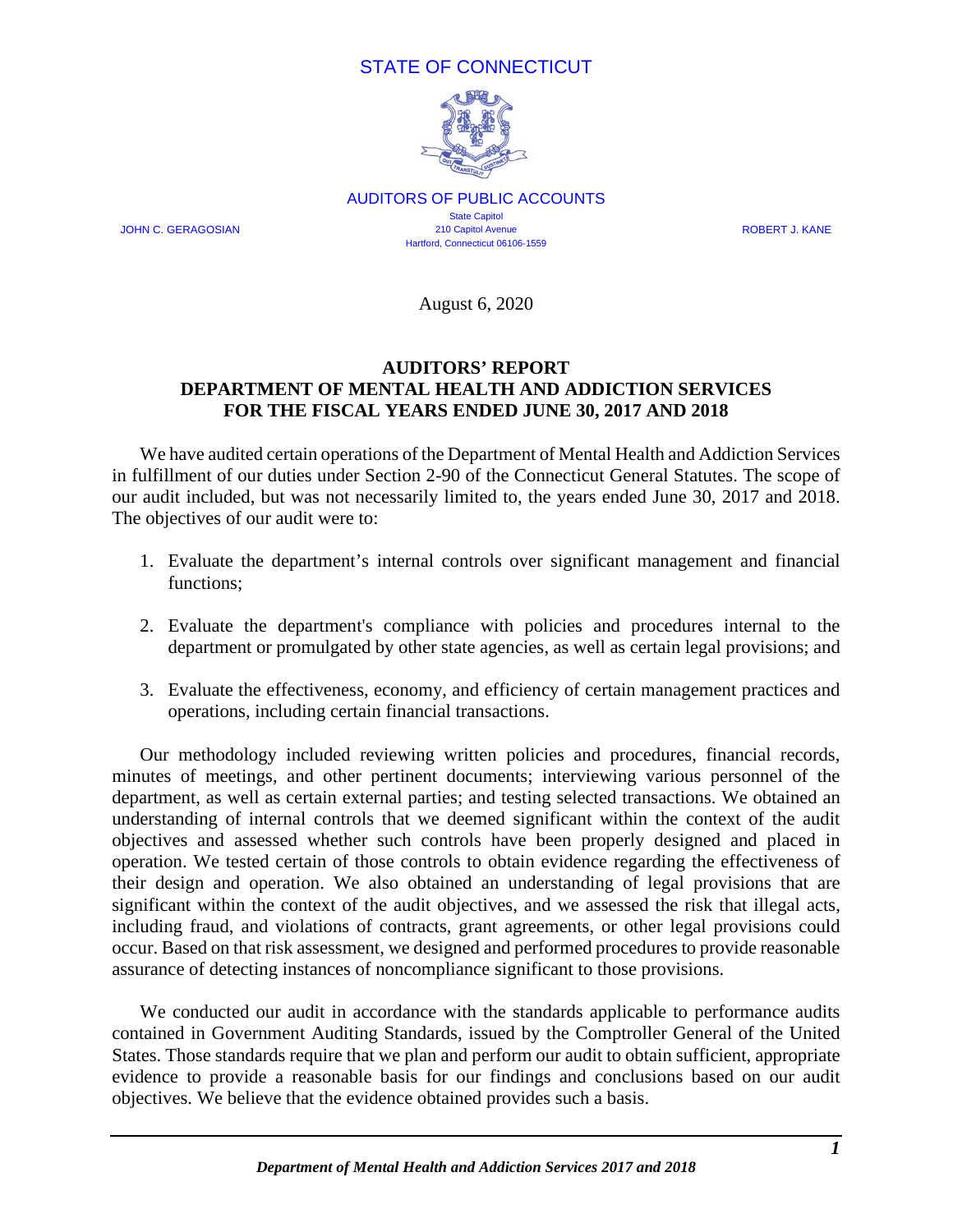STATE OF CONNECTICUT

AUDITORS OF PUBLIC ACCOUNTS

State Capitol
210 Capitol Avenue
Hartford, Connecticut 06106-1559

JOHN C. GERAGOSIAN ROBERT J. KANE

August 6, 2020

**AUDITORS' REPORT**
**DEPARTMENT OF MENTAL HEALTH AND ADDICTION SERVICES**
**FOR THE FISCAL YEARS ENDED JUNE 30, 2017 AND 2018**

We have audited certain operations of the Department of Mental Health and Addiction Services in fulfillment of our duties under Section 2-90 of the Connecticut General Statutes. The scope of our audit included, but was not necessarily limited to, the years ended June 30, 2017 and 2018. The objectives of our audit were to:

1. Evaluate the department's internal controls over significant management and financial functions;
2. Evaluate the department's compliance with policies and procedures internal to the department or promulgated by other state agencies, as well as certain legal provisions; and
3. Evaluate the effectiveness, economy, and efficiency of certain management practices and operations, including certain financial transactions.

Our methodology included reviewing written policies and procedures, financial records, minutes of meetings, and other pertinent documents; interviewing various personnel of the department, as well as certain external parties; and testing selected transactions. We obtained an understanding of internal controls that we deemed significant within the context of the audit objectives and assessed whether such controls have been properly designed and placed in operation. We tested certain of those controls to obtain evidence regarding the effectiveness of their design and operation. We also obtained an understanding of legal provisions that are significant within the context of the audit objectives, and we assessed the risk that illegal acts, including fraud, and violations of contracts, grant agreements, or other legal provisions could occur. Based on that risk assessment, we designed and performed procedures to provide reasonable assurance of detecting instances of noncompliance significant to those provisions.

We conducted our audit in accordance with the standards applicable to performance audits contained in Government Auditing Standards, issued by the Comptroller General of the United States. Those standards require that we plan and perform our audit to obtain sufficient, appropriate evidence to provide a reasonable basis for our findings and conclusions based on our audit objectives. We believe that the evidence obtained provides such a basis.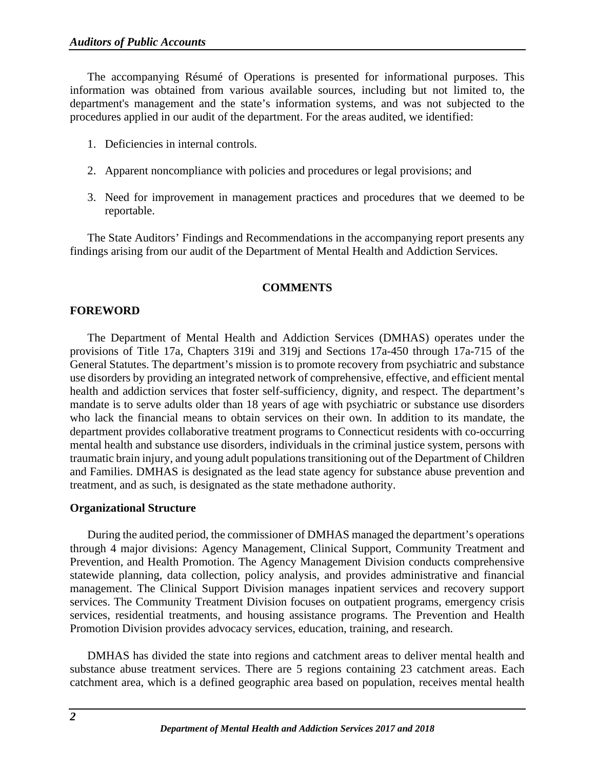The accompanying Résumé of Operations is presented for informational purposes. This information was obtained from various available sources, including but not limited to, the department's management and the state's information systems, and was not subjected to the procedures applied in our audit of the department. For the areas audited, we identified:

1. Deficiencies in internal controls.
2. Apparent noncompliance with policies and procedures or legal provisions; and
3. Need for improvement in management practices and procedures that we deemed to be reportable.

The State Auditors' Findings and Recommendations in the accompanying report presents any findings arising from our audit of the Department of Mental Health and Addiction Services.

## COMMENTS

### FOREWORD

The Department of Mental Health and Addiction Services (DMHAS) operates under the provisions of Title 17a, Chapters 319i and 319j and Sections 17a-450 through 17a-715 of the General Statutes. The department's mission is to promote recovery from psychiatric and substance use disorders by providing an integrated network of comprehensive, effective, and efficient mental health and addiction services that foster self-sufficiency, dignity, and respect. The department's mandate is to serve adults older than 18 years of age with psychiatric or substance use disorders who lack the financial means to obtain services on their own. In addition to its mandate, the department provides collaborative treatment programs to Connecticut residents with co-occurring mental health and substance use disorders, individuals in the criminal justice system, persons with traumatic brain injury, and young adult populations transitioning out of the Department of Children and Families. DMHAS is designated as the lead state agency for substance abuse prevention and treatment, and as such, is designated as the state methadone authority.

### Organizational Structure

During the audited period, the commissioner of DMHAS managed the department's operations through 4 major divisions: Agency Management, Clinical Support, Community Treatment and Prevention, and Health Promotion. The Agency Management Division conducts comprehensive statewide planning, data collection, policy analysis, and provides administrative and financial management. The Clinical Support Division manages inpatient services and recovery support services. The Community Treatment Division focuses on outpatient programs, emergency crisis services, residential treatments, and housing assistance programs. The Prevention and Health Promotion Division provides advocacy services, education, training, and research.

DMHAS has divided the state into regions and catchment areas to deliver mental health and substance abuse treatment services. There are 5 regions containing 23 catchment areas. Each catchment area, which is a defined geographic area based on population, receives mental health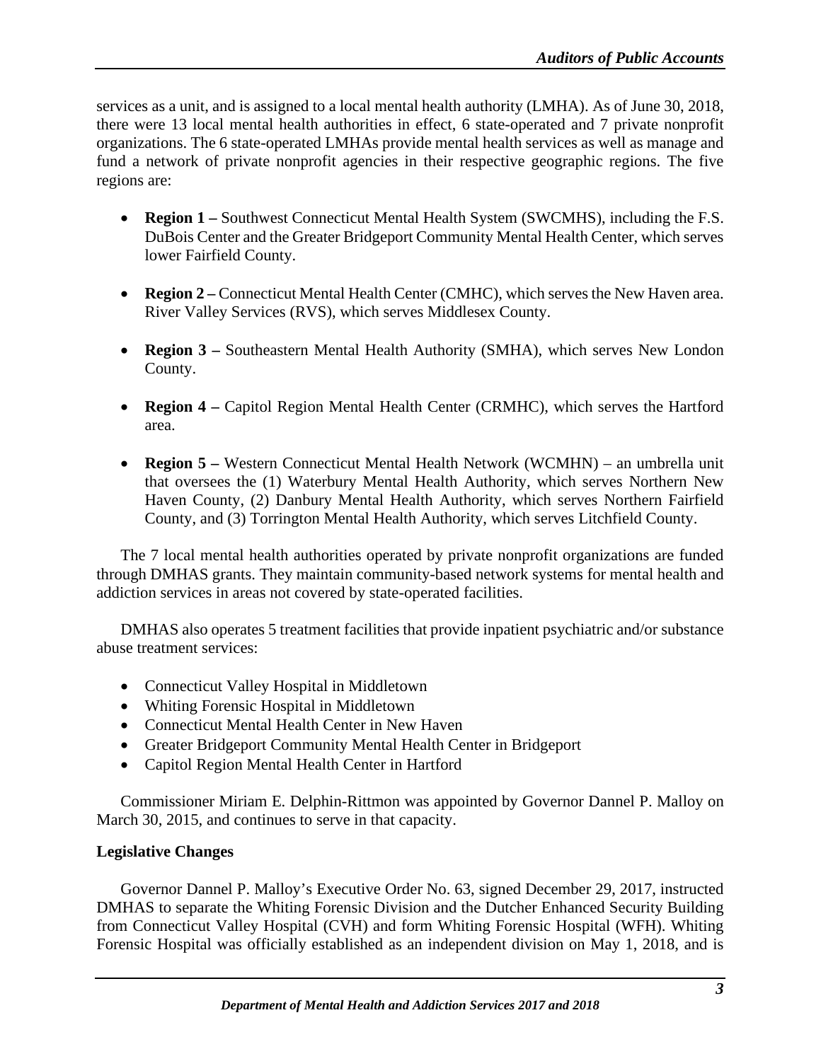services as a unit, and is assigned to a local mental health authority (LMHA). As of June 30, 2018, there were 13 local mental health authorities in effect, 6 state-operated and 7 private nonprofit organizations. The 6 state-operated LMHAs provide mental health services as well as manage and fund a network of private nonprofit agencies in their respective geographic regions. The five regions are:

- **Region 1 –** Southwest Connecticut Mental Health System (SWCMHS), including the F.S. DuBois Center and the Greater Bridgeport Community Mental Health Center, which serves lower Fairfield County.
- **Region 2 –** Connecticut Mental Health Center (CMHC), which serves the New Haven area. River Valley Services (RVS), which serves Middlesex County.
- **Region 3 –** Southeastern Mental Health Authority (SMHA), which serves New London County.
- **Region 4 –** Capitol Region Mental Health Center (CRMHC), which serves the Hartford area.
- **Region 5 –** Western Connecticut Mental Health Network (WCMHN) – an umbrella unit that oversees the (1) Waterbury Mental Health Authority, which serves Northern New Haven County, (2) Danbury Mental Health Authority, which serves Northern Fairfield County, and (3) Torrington Mental Health Authority, which serves Litchfield County.

The 7 local mental health authorities operated by private nonprofit organizations are funded through DMHAS grants. They maintain community-based network systems for mental health and addiction services in areas not covered by state-operated facilities.

DMHAS also operates 5 treatment facilities that provide inpatient psychiatric and/or substance abuse treatment services:

- Connecticut Valley Hospital in Middletown
- Whiting Forensic Hospital in Middletown
- Connecticut Mental Health Center in New Haven
- Greater Bridgeport Community Mental Health Center in Bridgeport
- Capitol Region Mental Health Center in Hartford

Commissioner Miriam E. Delphin-Rittmon was appointed by Governor Dannel P. Malloy on March 30, 2015, and continues to serve in that capacity.

**Legislative Changes**

Governor Dannel P. Malloy's Executive Order No. 63, signed December 29, 2017, instructed DMHAS to separate the Whiting Forensic Division and the Dutcher Enhanced Security Building from Connecticut Valley Hospital (CVH) and form Whiting Forensic Hospital (WFH). Whiting Forensic Hospital was officially established as an independent division on May 1, 2018, and is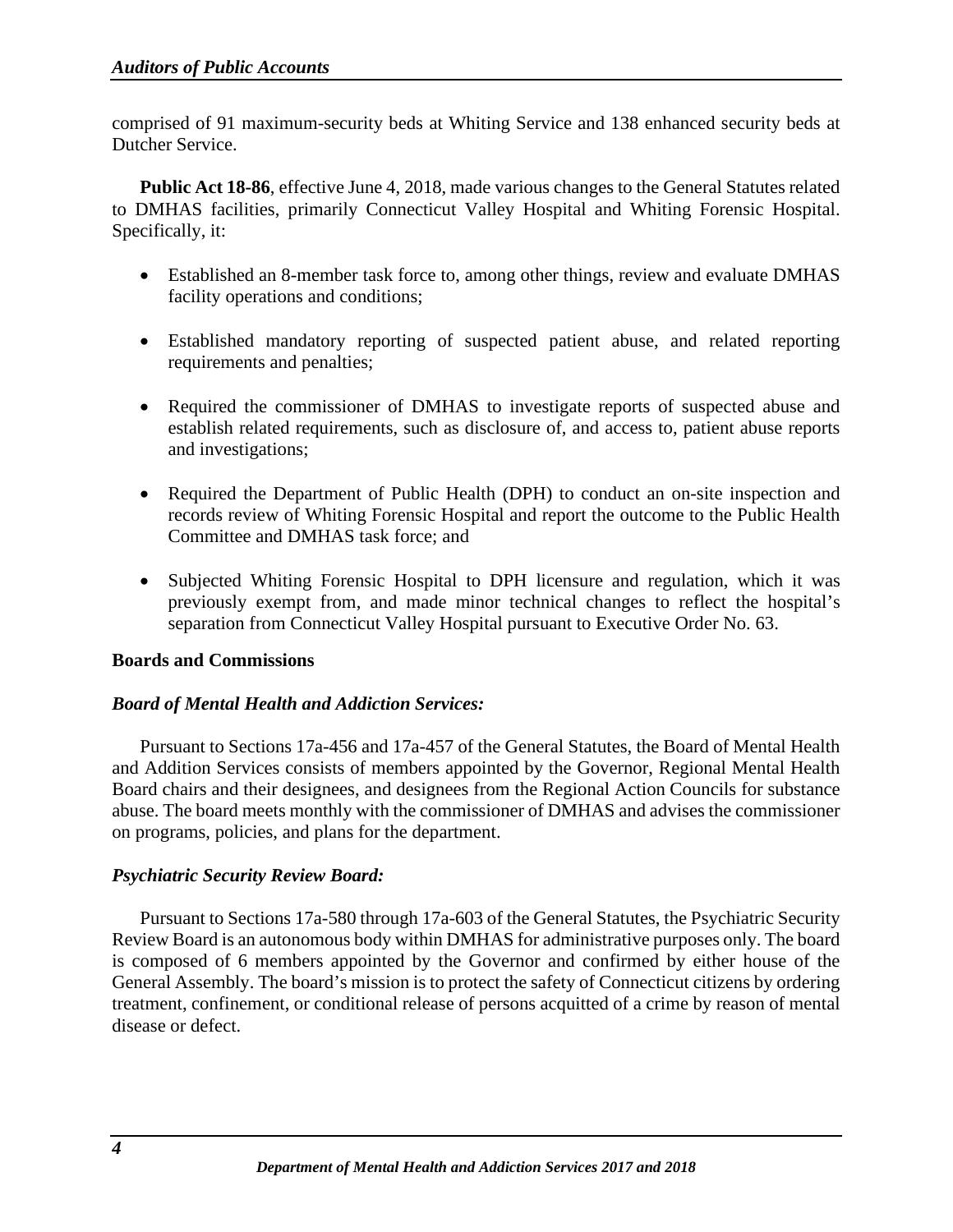comprised of 91 maximum-security beds at Whiting Service and 138 enhanced security beds at Dutcher Service.

**Public Act 18-86**, effective June 4, 2018, made various changes to the General Statutes related to DMHAS facilities, primarily Connecticut Valley Hospital and Whiting Forensic Hospital. Specifically, it:

- Established an 8-member task force to, among other things, review and evaluate DMHAS facility operations and conditions;
- Established mandatory reporting of suspected patient abuse, and related reporting requirements and penalties;
- Required the commissioner of DMHAS to investigate reports of suspected abuse and establish related requirements, such as disclosure of, and access to, patient abuse reports and investigations;
- Required the Department of Public Health (DPH) to conduct an on-site inspection and records review of Whiting Forensic Hospital and report the outcome to the Public Health Committee and DMHAS task force; and
- Subjected Whiting Forensic Hospital to DPH licensure and regulation, which it was previously exempt from, and made minor technical changes to reflect the hospital's separation from Connecticut Valley Hospital pursuant to Executive Order No. 63.

**Boards and Commissions**

***Board of Mental Health and Addiction Services:***

Pursuant to Sections 17a-456 and 17a-457 of the General Statutes, the Board of Mental Health and Addition Services consists of members appointed by the Governor, Regional Mental Health Board chairs and their designees, and designees from the Regional Action Councils for substance abuse. The board meets monthly with the commissioner of DMHAS and advises the commissioner on programs, policies, and plans for the department.

***Psychiatric Security Review Board:***

Pursuant to Sections 17a-580 through 17a-603 of the General Statutes, the Psychiatric Security Review Board is an autonomous body within DMHAS for administrative purposes only. The board is composed of 6 members appointed by the Governor and confirmed by either house of the General Assembly. The board's mission is to protect the safety of Connecticut citizens by ordering treatment, confinement, or conditional release of persons acquitted of a crime by reason of mental disease or defect.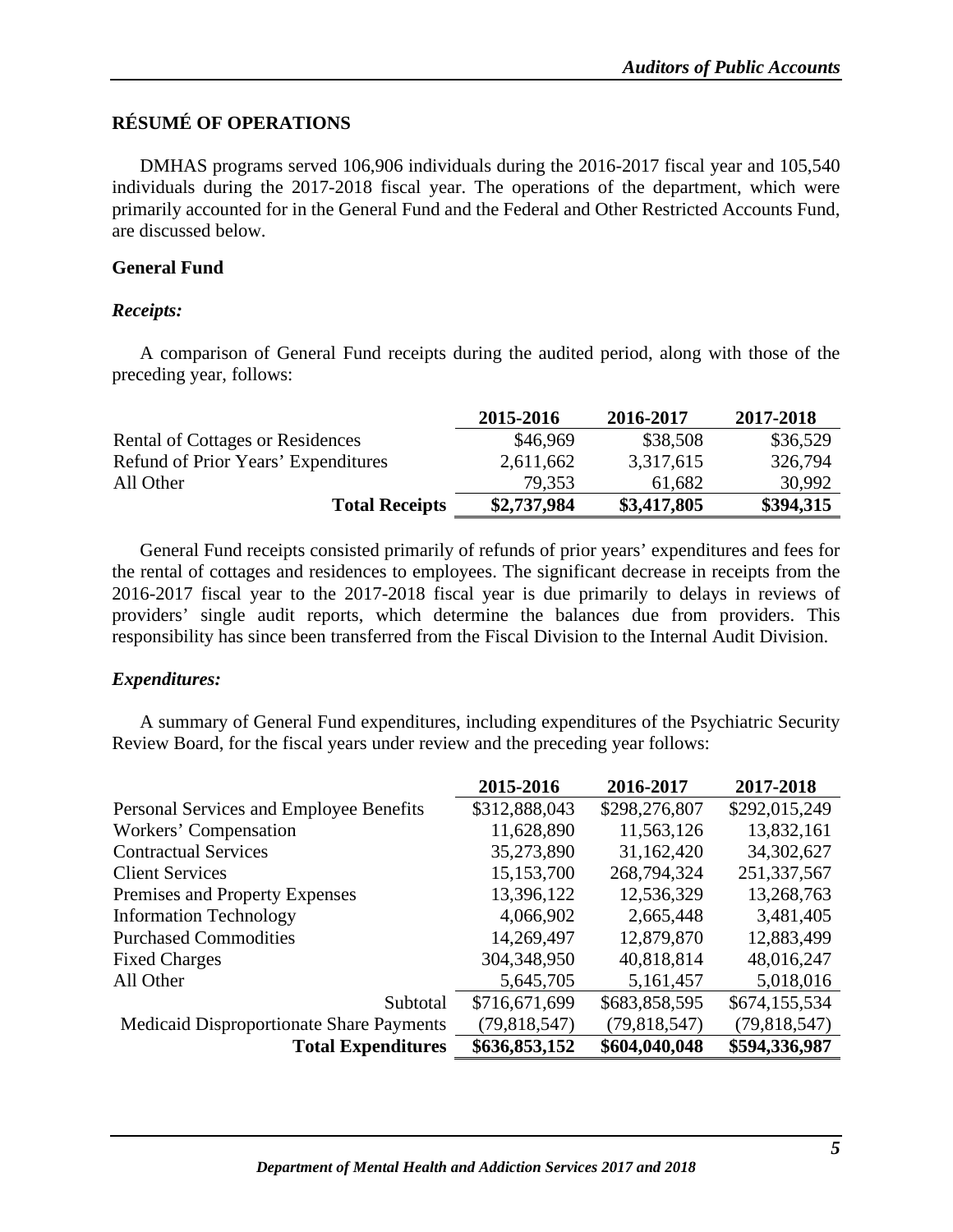## RÉSUMÉ OF OPERATIONS

DMHAS programs served 106,906 individuals during the 2016-2017 fiscal year and 105,540 individuals during the 2017-2018 fiscal year. The operations of the department, which were primarily accounted for in the General Fund and the Federal and Other Restricted Accounts Fund, are discussed below.

### General Fund

#### *Receipts:*

A comparison of General Fund receipts during the audited period, along with those of the preceding year, follows:

| | 2015-2016 | 2016-2017 | 2017-2018 |
|---|---|---|---|
| Rental of Cottages or Residences | $46,969 | $38,508 | $36,529 |
| Refund of Prior Years' Expenditures | 2,611,662 | 3,317,615 | 326,794 |
| All Other | 79,353 | 61,682 | 30,992 |
| **Total Receipts** | **$2,737,984** | **$3,417,805** | **$394,315** |

General Fund receipts consisted primarily of refunds of prior years' expenditures and fees for the rental of cottages and residences to employees. The significant decrease in receipts from the 2016-2017 fiscal year to the 2017-2018 fiscal year is due primarily to delays in reviews of providers' single audit reports, which determine the balances due from providers. This responsibility has since been transferred from the Fiscal Division to the Internal Audit Division.

#### *Expenditures:*

A summary of General Fund expenditures, including expenditures of the Psychiatric Security Review Board, for the fiscal years under review and the preceding year follows:

| | 2015-2016 | 2016-2017 | 2017-2018 |
|---|---|---|---|
| Personal Services and Employee Benefits | $312,888,043 | $298,276,807 | $292,015,249 |
| Workers' Compensation | 11,628,890 | 11,563,126 | 13,832,161 |
| Contractual Services | 35,273,890 | 31,162,420 | 34,302,627 |
| Client Services | 15,153,700 | 268,794,324 | 251,337,567 |
| Premises and Property Expenses | 13,396,122 | 12,536,329 | 13,268,763 |
| Information Technology | 4,066,902 | 2,665,448 | 3,481,405 |
| Purchased Commodities | 14,269,497 | 12,879,870 | 12,883,499 |
| Fixed Charges | 304,348,950 | 40,818,814 | 48,016,247 |
| All Other | 5,645,705 | 5,161,457 | 5,018,016 |
| Subtotal | $716,671,699 | $683,858,595 | $674,155,534 |
| Medicaid Disproportionate Share Payments | (79,818,547) | (79,818,547) | (79,818,547) |
| **Total Expenditures** | **$636,853,152** | **$604,040,048** | **$594,336,987** |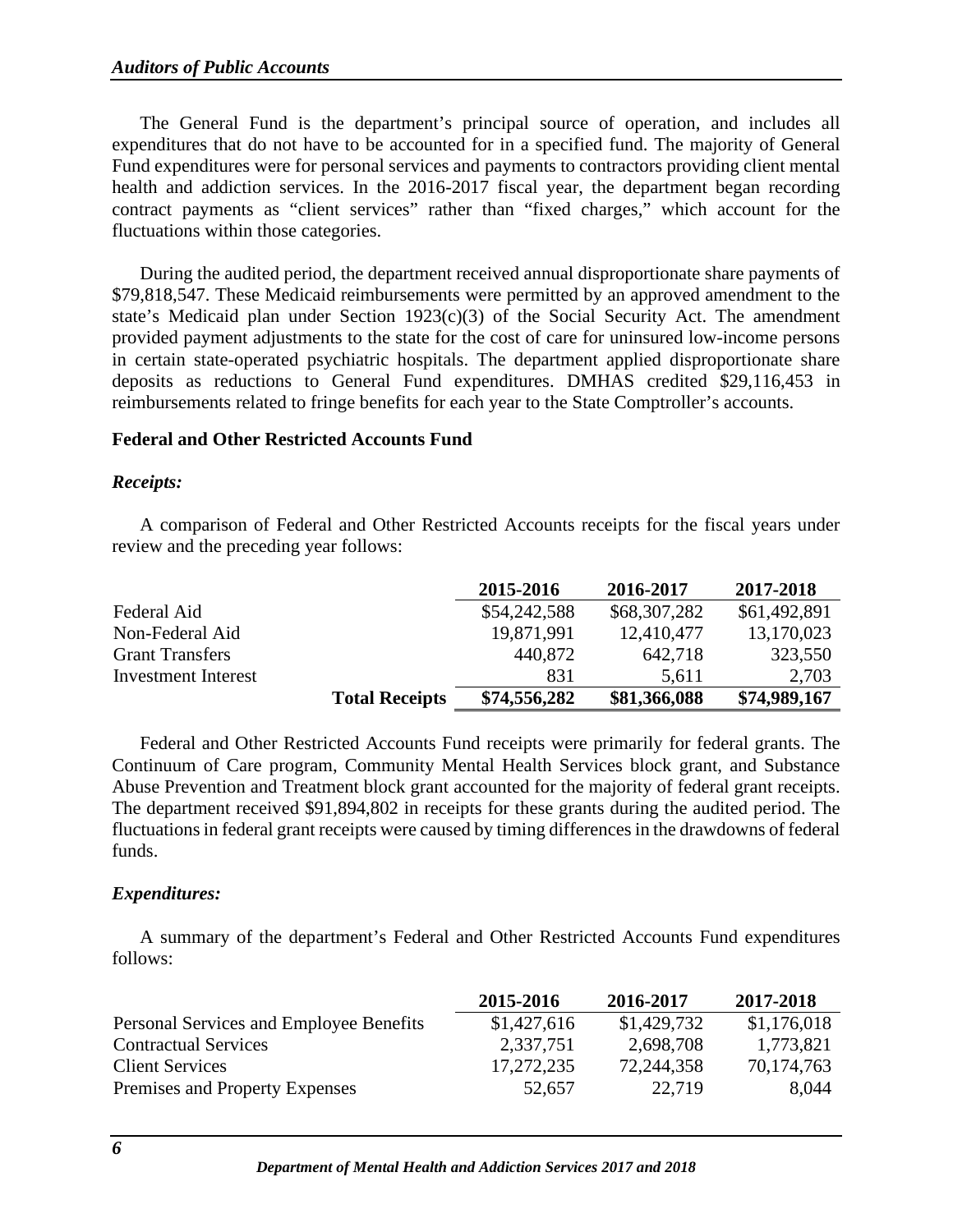The General Fund is the department's principal source of operation, and includes all expenditures that do not have to be accounted for in a specified fund. The majority of General Fund expenditures were for personal services and payments to contractors providing client mental health and addiction services. In the 2016-2017 fiscal year, the department began recording contract payments as "client services" rather than "fixed charges," which account for the fluctuations within those categories.

During the audited period, the department received annual disproportionate share payments of $79,818,547. These Medicaid reimbursements were permitted by an approved amendment to the state's Medicaid plan under Section 1923(c)(3) of the Social Security Act. The amendment provided payment adjustments to the state for the cost of care for uninsured low-income persons in certain state-operated psychiatric hospitals. The department applied disproportionate share deposits as reductions to General Fund expenditures. DMHAS credited $29,116,453 in reimbursements related to fringe benefits for each year to the State Comptroller's accounts.

**Federal and Other Restricted Accounts Fund**

***Receipts:***

A comparison of Federal and Other Restricted Accounts receipts for the fiscal years under review and the preceding year follows:

| | 2015-2016 | 2016-2017 | 2017-2018 |
|---|---|---|---|
| Federal Aid | $54,242,588 | $68,307,282 | $61,492,891 |
| Non-Federal Aid | 19,871,991 | 12,410,477 | 13,170,023 |
| Grant Transfers | 440,872 | 642,718 | 323,550 |
| Investment Interest | 831 | 5,611 | 2,703 |
| **Total Receipts** | **$74,556,282** | **$81,366,088** | **$74,989,167** |

Federal and Other Restricted Accounts Fund receipts were primarily for federal grants. The Continuum of Care program, Community Mental Health Services block grant, and Substance Abuse Prevention and Treatment block grant accounted for the majority of federal grant receipts. The department received $91,894,802 in receipts for these grants during the audited period. The fluctuations in federal grant receipts were caused by timing differences in the drawdowns of federal funds.

***Expenditures:***

A summary of the department's Federal and Other Restricted Accounts Fund expenditures follows:

| | 2015-2016 | 2016-2017 | 2017-2018 |
|---|---|---|---|
| Personal Services and Employee Benefits | $1,427,616 | $1,429,732 | $1,176,018 |
| Contractual Services | 2,337,751 | 2,698,708 | 1,773,821 |
| Client Services | 17,272,235 | 72,244,358 | 70,174,763 |
| Premises and Property Expenses | 52,657 | 22,719 | 8,044 |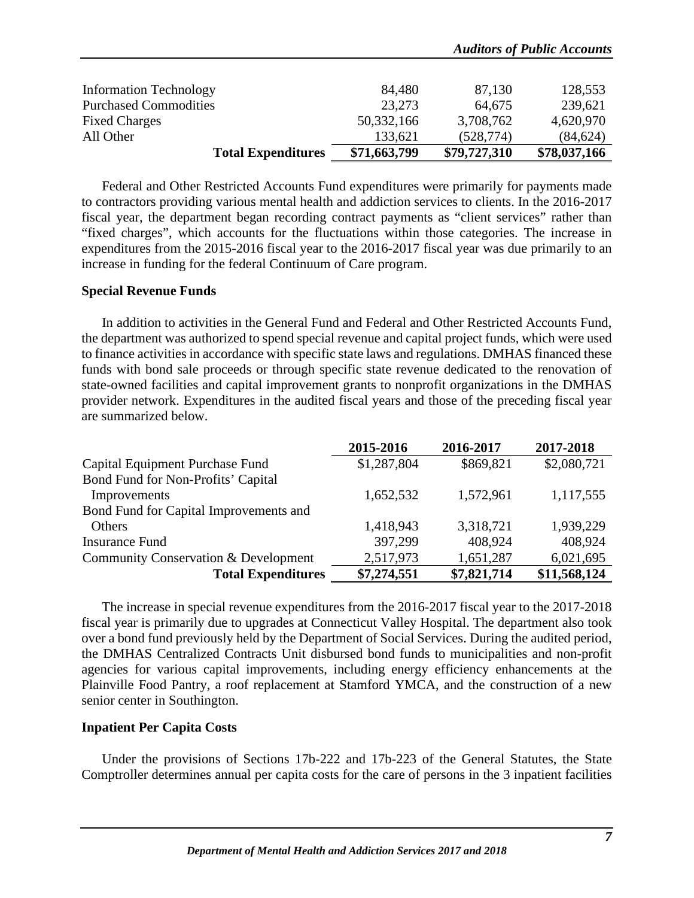| | | | |
|---|---|---|---|
| Information Technology | 84,480 | 87,130 | 128,553 |
| Purchased Commodities | 23,273 | 64,675 | 239,621 |
| Fixed Charges | 50,332,166 | 3,708,762 | 4,620,970 |
| All Other | 133,621 | (528,774) | (84,624) |
| **Total Expenditures** | **$71,663,799** | **$79,727,310** | **$78,037,166** |

Federal and Other Restricted Accounts Fund expenditures were primarily for payments made to contractors providing various mental health and addiction services to clients. In the 2016-2017 fiscal year, the department began recording contract payments as "client services" rather than "fixed charges", which accounts for the fluctuations within those categories. The increase in expenditures from the 2015-2016 fiscal year to the 2016-2017 fiscal year was due primarily to an increase in funding for the federal Continuum of Care program.

**Special Revenue Funds**

In addition to activities in the General Fund and Federal and Other Restricted Accounts Fund, the department was authorized to spend special revenue and capital project funds, which were used to finance activities in accordance with specific state laws and regulations. DMHAS financed these funds with bond sale proceeds or through specific state revenue dedicated to the renovation of state-owned facilities and capital improvement grants to nonprofit organizations in the DMHAS provider network. Expenditures in the audited fiscal years and those of the preceding fiscal year are summarized below.

| | 2015-2016 | 2016-2017 | 2017-2018 |
|---|---|---|---|
| Capital Equipment Purchase Fund | $1,287,804 | $869,821 | $2,080,721 |
| Bond Fund for Non-Profits' Capital Improvements | 1,652,532 | 1,572,961 | 1,117,555 |
| Bond Fund for Capital Improvements and Others | 1,418,943 | 3,318,721 | 1,939,229 |
| Insurance Fund | 397,299 | 408,924 | 408,924 |
| Community Conservation & Development | 2,517,973 | 1,651,287 | 6,021,695 |
| **Total Expenditures** | **$7,274,551** | **$7,821,714** | **$11,568,124** |

The increase in special revenue expenditures from the 2016-2017 fiscal year to the 2017-2018 fiscal year is primarily due to upgrades at Connecticut Valley Hospital. The department also took over a bond fund previously held by the Department of Social Services. During the audited period, the DMHAS Centralized Contracts Unit disbursed bond funds to municipalities and non-profit agencies for various capital improvements, including energy efficiency enhancements at the Plainville Food Pantry, a roof replacement at Stamford YMCA, and the construction of a new senior center in Southington.

**Inpatient Per Capita Costs**

Under the provisions of Sections 17b-222 and 17b-223 of the General Statutes, the State Comptroller determines annual per capita costs for the care of persons in the 3 inpatient facilities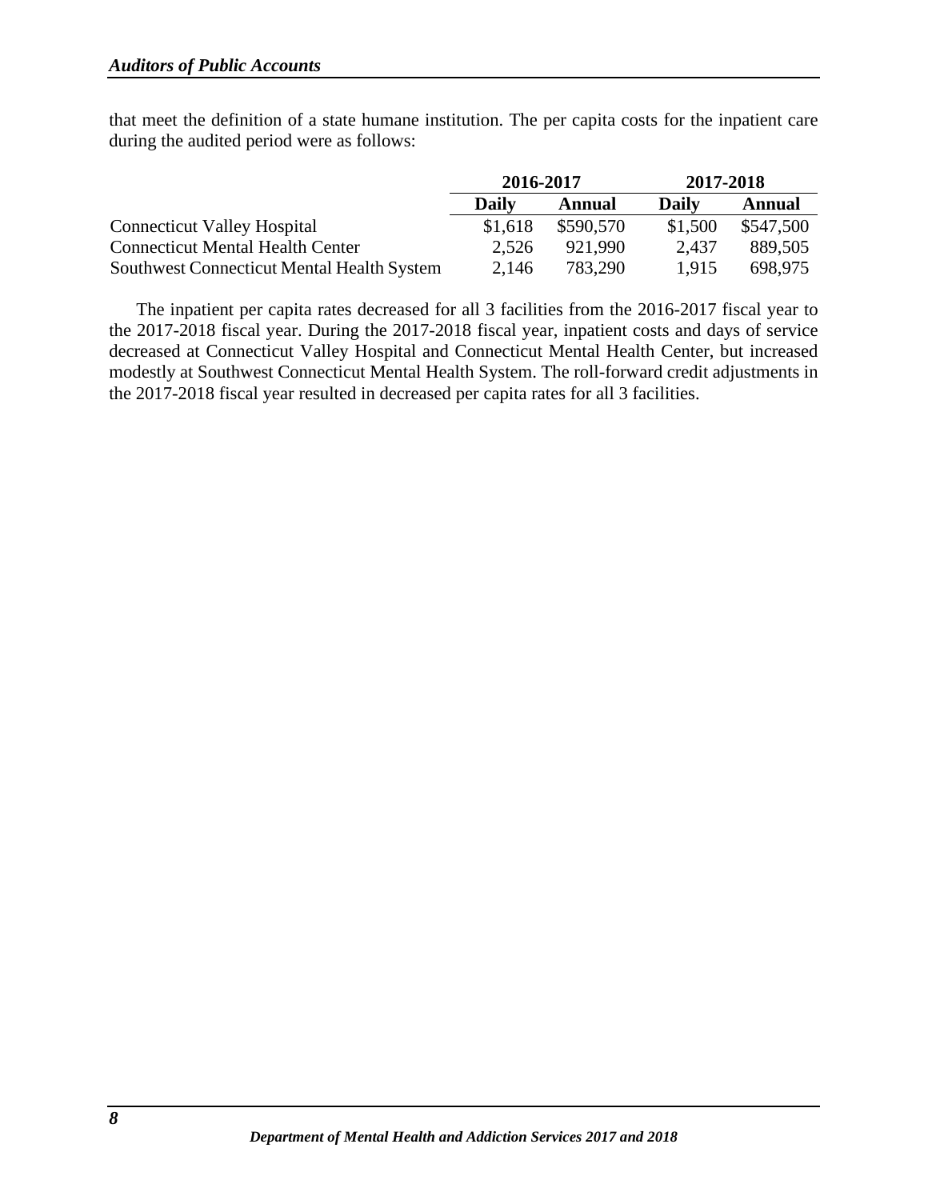that meet the definition of a state humane institution. The per capita costs for the inpatient care during the audited period were as follows:

| | 2016-2017 | | 2017-2018 | |
|---|---|---|---|---|
| | **Daily** | **Annual** | **Daily** | **Annual** |
| Connecticut Valley Hospital | $1,618 | $590,570 | $1,500 | $547,500 |
| Connecticut Mental Health Center | 2,526 | 921,990 | 2,437 | 889,505 |
| Southwest Connecticut Mental Health System | 2,146 | 783,290 | 1,915 | 698,975 |

The inpatient per capita rates decreased for all 3 facilities from the 2016-2017 fiscal year to the 2017-2018 fiscal year. During the 2017-2018 fiscal year, inpatient costs and days of service decreased at Connecticut Valley Hospital and Connecticut Mental Health Center, but increased modestly at Southwest Connecticut Mental Health System. The roll-forward credit adjustments in the 2017-2018 fiscal year resulted in decreased per capita rates for all 3 facilities.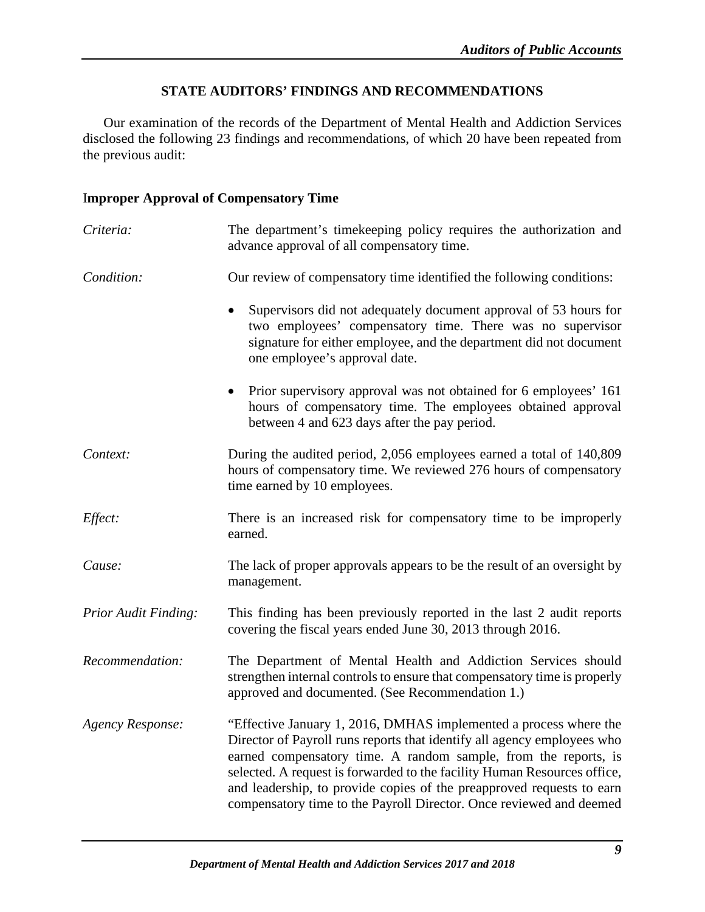## STATE AUDITORS' FINDINGS AND RECOMMENDATIONS

Our examination of the records of the Department of Mental Health and Addiction Services disclosed the following 23 findings and recommendations, of which 20 have been repeated from the previous audit:

### Improper Approval of Compensatory Time

*Criteria:* The department's timekeeping policy requires the authorization and advance approval of all compensatory time.

*Condition:* Our review of compensatory time identified the following conditions:

- Supervisors did not adequately document approval of 53 hours for two employees' compensatory time. There was no supervisor signature for either employee, and the department did not document one employee's approval date.
- Prior supervisory approval was not obtained for 6 employees' 161 hours of compensatory time. The employees obtained approval between 4 and 623 days after the pay period.

*Context:* During the audited period, 2,056 employees earned a total of 140,809 hours of compensatory time. We reviewed 276 hours of compensatory time earned by 10 employees.

*Effect:* There is an increased risk for compensatory time to be improperly earned.

*Cause:* The lack of proper approvals appears to be the result of an oversight by management.

*Prior Audit Finding:* This finding has been previously reported in the last 2 audit reports covering the fiscal years ended June 30, 2013 through 2016.

*Recommendation:* The Department of Mental Health and Addiction Services should strengthen internal controls to ensure that compensatory time is properly approved and documented. (See Recommendation 1.)

*Agency Response:* "Effective January 1, 2016, DMHAS implemented a process where the Director of Payroll runs reports that identify all agency employees who earned compensatory time. A random sample, from the reports, is selected. A request is forwarded to the facility Human Resources office, and leadership, to provide copies of the preapproved requests to earn compensatory time to the Payroll Director. Once reviewed and deemed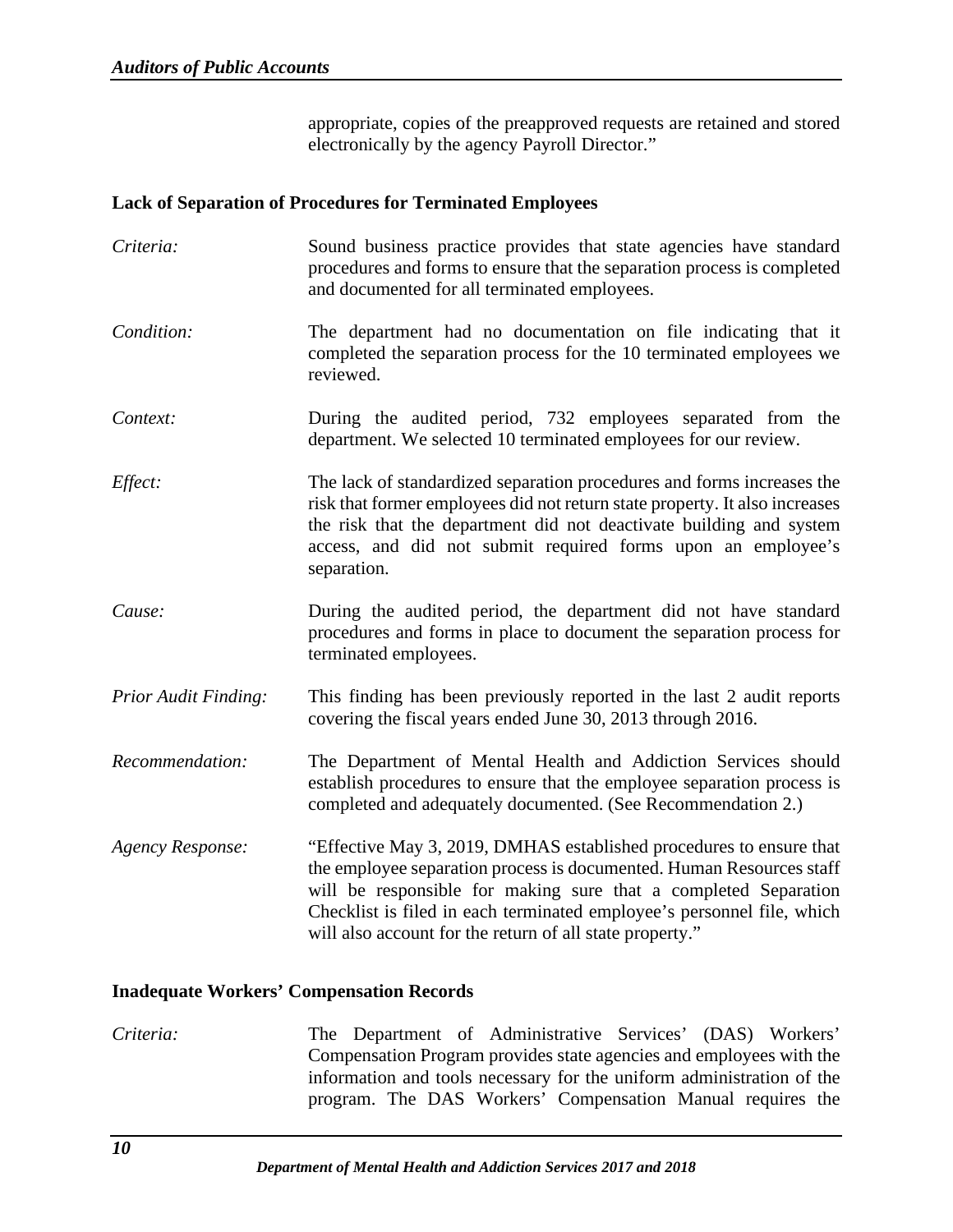appropriate, copies of the preapproved requests are retained and stored electronically by the agency Payroll Director."

### Lack of Separation of Procedures for Terminated Employees

*Criteria:* Sound business practice provides that state agencies have standard procedures and forms to ensure that the separation process is completed and documented for all terminated employees.

*Condition:* The department had no documentation on file indicating that it completed the separation process for the 10 terminated employees we reviewed.

*Context:* During the audited period, 732 employees separated from the department. We selected 10 terminated employees for our review.

*Effect:* The lack of standardized separation procedures and forms increases the risk that former employees did not return state property. It also increases the risk that the department did not deactivate building and system access, and did not submit required forms upon an employee's separation.

*Cause:* During the audited period, the department did not have standard procedures and forms in place to document the separation process for terminated employees.

*Prior Audit Finding:* This finding has been previously reported in the last 2 audit reports covering the fiscal years ended June 30, 2013 through 2016.

*Recommendation:* The Department of Mental Health and Addiction Services should establish procedures to ensure that the employee separation process is completed and adequately documented. (See Recommendation 2.)

*Agency Response:* "Effective May 3, 2019, DMHAS established procedures to ensure that the employee separation process is documented. Human Resources staff will be responsible for making sure that a completed Separation Checklist is filed in each terminated employee's personnel file, which will also account for the return of all state property."

### Inadequate Workers' Compensation Records

*Criteria:* The Department of Administrative Services' (DAS) Workers' Compensation Program provides state agencies and employees with the information and tools necessary for the uniform administration of the program. The DAS Workers' Compensation Manual requires the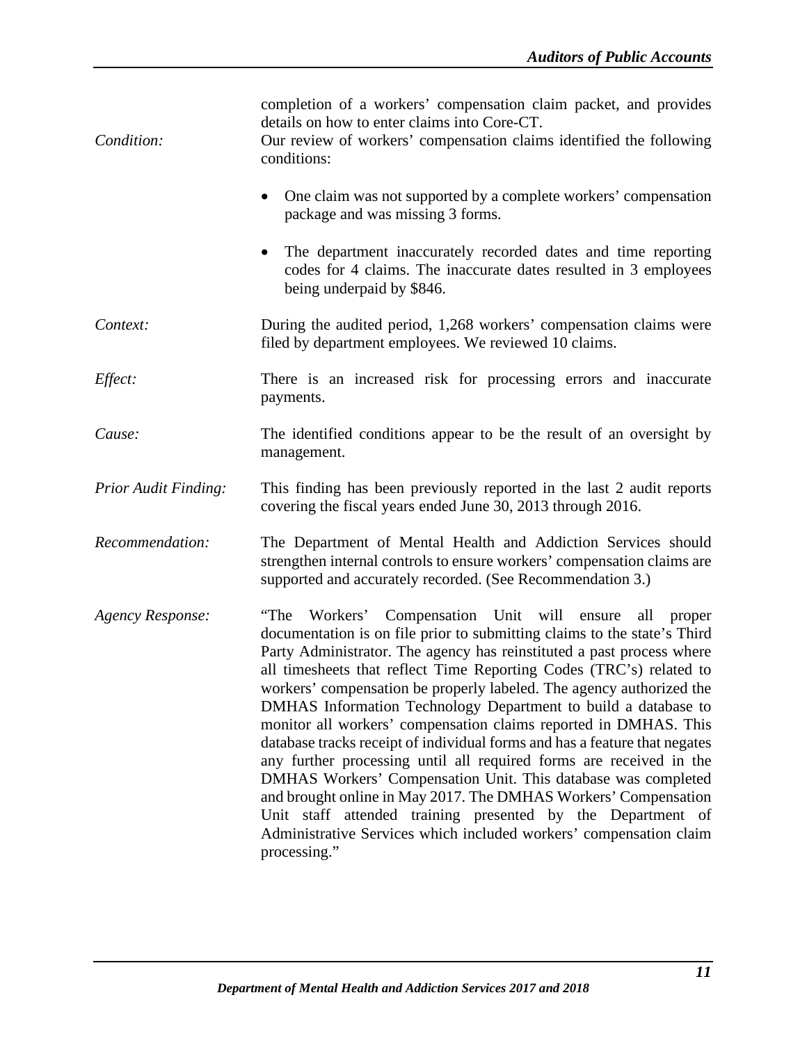completion of a workers' compensation claim packet, and provides details on how to enter claims into Core-CT.

*Condition:* Our review of workers' compensation claims identified the following conditions:

- One claim was not supported by a complete workers' compensation package and was missing 3 forms.
- The department inaccurately recorded dates and time reporting codes for 4 claims. The inaccurate dates resulted in 3 employees being underpaid by $846.

*Context:* During the audited period, 1,268 workers' compensation claims were filed by department employees. We reviewed 10 claims.

*Effect:* There is an increased risk for processing errors and inaccurate payments.

*Cause:* The identified conditions appear to be the result of an oversight by management.

*Prior Audit Finding:* This finding has been previously reported in the last 2 audit reports covering the fiscal years ended June 30, 2013 through 2016.

*Recommendation:* The Department of Mental Health and Addiction Services should strengthen internal controls to ensure workers' compensation claims are supported and accurately recorded. (See Recommendation 3.)

*Agency Response:* "The Workers' Compensation Unit will ensure all proper documentation is on file prior to submitting claims to the state's Third Party Administrator. The agency has reinstituted a past process where all timesheets that reflect Time Reporting Codes (TRC's) related to workers' compensation be properly labeled. The agency authorized the DMHAS Information Technology Department to build a database to monitor all workers' compensation claims reported in DMHAS. This database tracks receipt of individual forms and has a feature that negates any further processing until all required forms are received in the DMHAS Workers' Compensation Unit. This database was completed and brought online in May 2017. The DMHAS Workers' Compensation Unit staff attended training presented by the Department of Administrative Services which included workers' compensation claim processing."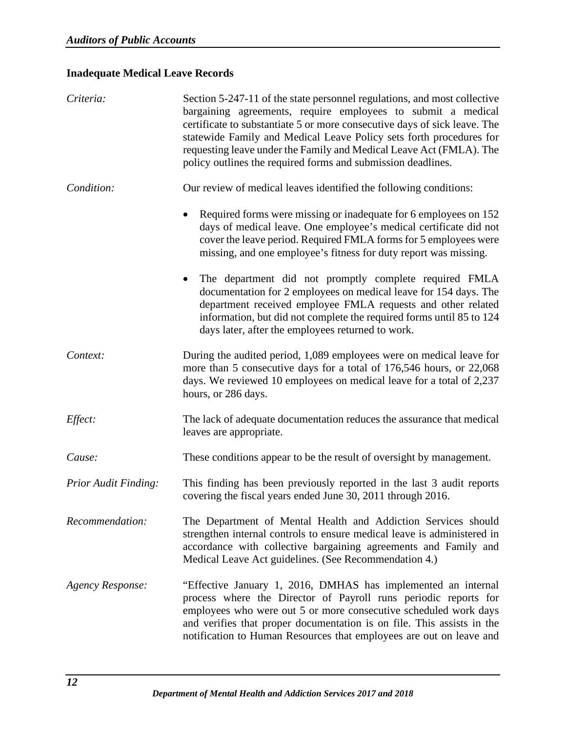### Inadequate Medical Leave Records

*Criteria:* Section 5-247-11 of the state personnel regulations, and most collective bargaining agreements, require employees to submit a medical certificate to substantiate 5 or more consecutive days of sick leave. The statewide Family and Medical Leave Policy sets forth procedures for requesting leave under the Family and Medical Leave Act (FMLA). The policy outlines the required forms and submission deadlines.

*Condition:* Our review of medical leaves identified the following conditions:

- Required forms were missing or inadequate for 6 employees on 152 days of medical leave. One employee's medical certificate did not cover the leave period. Required FMLA forms for 5 employees were missing, and one employee's fitness for duty report was missing.
- The department did not promptly complete required FMLA documentation for 2 employees on medical leave for 154 days. The department received employee FMLA requests and other related information, but did not complete the required forms until 85 to 124 days later, after the employees returned to work.

*Context:* During the audited period, 1,089 employees were on medical leave for more than 5 consecutive days for a total of 176,546 hours, or 22,068 days. We reviewed 10 employees on medical leave for a total of 2,237 hours, or 286 days.

*Effect:* The lack of adequate documentation reduces the assurance that medical leaves are appropriate.

*Cause:* These conditions appear to be the result of oversight by management.

*Prior Audit Finding:* This finding has been previously reported in the last 3 audit reports covering the fiscal years ended June 30, 2011 through 2016.

*Recommendation:* The Department of Mental Health and Addiction Services should strengthen internal controls to ensure medical leave is administered in accordance with collective bargaining agreements and Family and Medical Leave Act guidelines. (See Recommendation 4.)

*Agency Response:* "Effective January 1, 2016, DMHAS has implemented an internal process where the Director of Payroll runs periodic reports for employees who were out 5 or more consecutive scheduled work days and verifies that proper documentation is on file. This assists in the notification to Human Resources that employees are out on leave and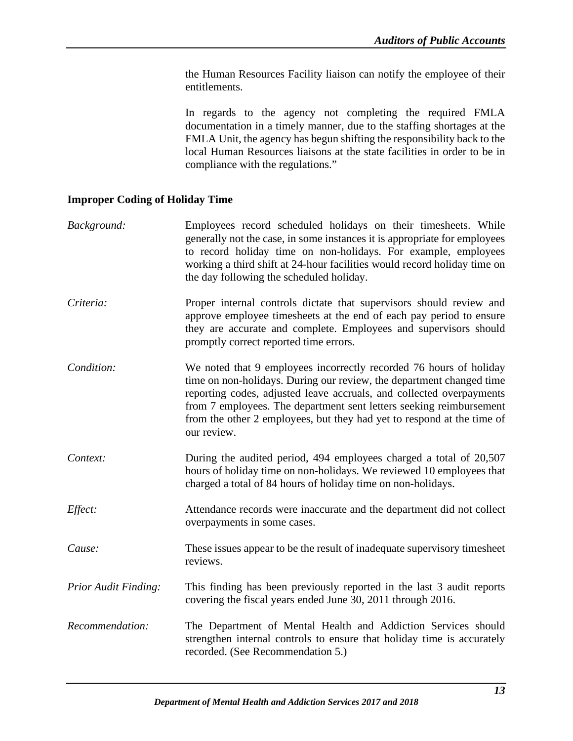the Human Resources Facility liaison can notify the employee of their entitlements.

In regards to the agency not completing the required FMLA documentation in a timely manner, due to the staffing shortages at the FMLA Unit, the agency has begun shifting the responsibility back to the local Human Resources liaisons at the state facilities in order to be in compliance with the regulations."

**Improper Coding of Holiday Time**

*Background:* Employees record scheduled holidays on their timesheets. While generally not the case, in some instances it is appropriate for employees to record holiday time on non-holidays. For example, employees working a third shift at 24-hour facilities would record holiday time on the day following the scheduled holiday.

*Criteria:* Proper internal controls dictate that supervisors should review and approve employee timesheets at the end of each pay period to ensure they are accurate and complete. Employees and supervisors should promptly correct reported time errors.

*Condition:* We noted that 9 employees incorrectly recorded 76 hours of holiday time on non-holidays. During our review, the department changed time reporting codes, adjusted leave accruals, and collected overpayments from 7 employees. The department sent letters seeking reimbursement from the other 2 employees, but they had yet to respond at the time of our review.

*Context:* During the audited period, 494 employees charged a total of 20,507 hours of holiday time on non-holidays. We reviewed 10 employees that charged a total of 84 hours of holiday time on non-holidays.

*Effect:* Attendance records were inaccurate and the department did not collect overpayments in some cases.

*Cause:* These issues appear to be the result of inadequate supervisory timesheet reviews.

*Prior Audit Finding:* This finding has been previously reported in the last 3 audit reports covering the fiscal years ended June 30, 2011 through 2016.

*Recommendation:* The Department of Mental Health and Addiction Services should strengthen internal controls to ensure that holiday time is accurately recorded. (See Recommendation 5.)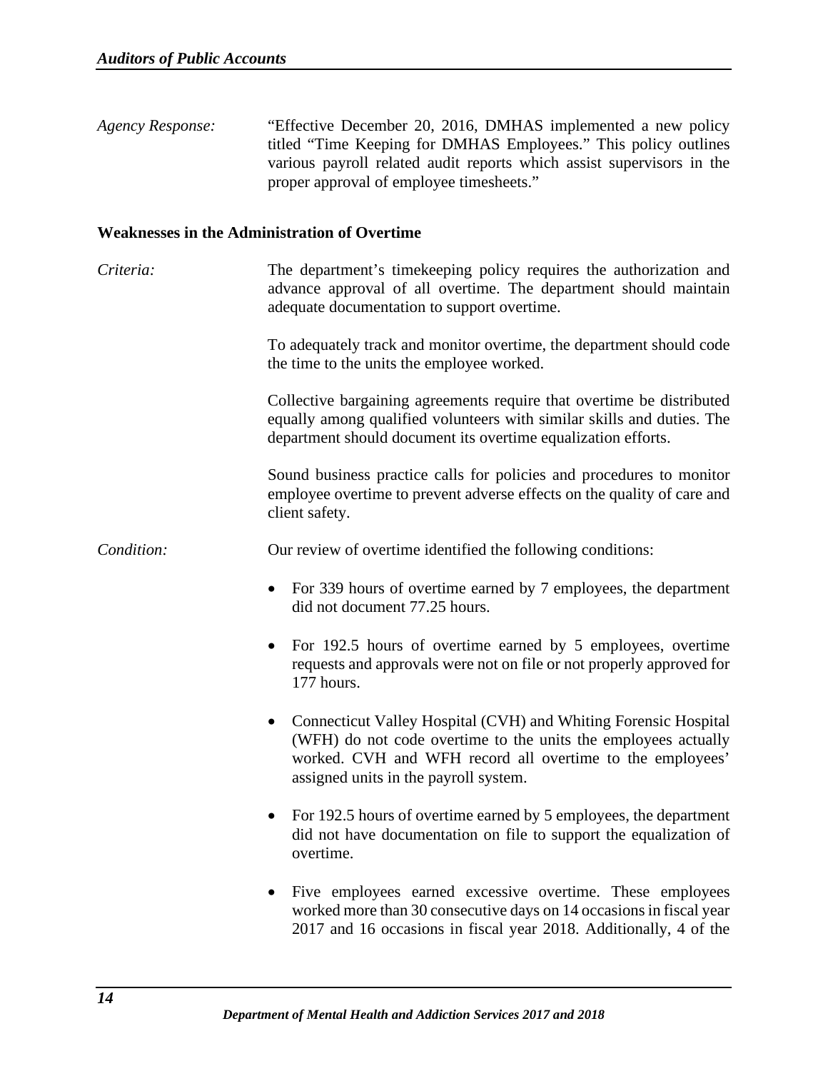*Agency Response:* "Effective December 20, 2016, DMHAS implemented a new policy titled "Time Keeping for DMHAS Employees." This policy outlines various payroll related audit reports which assist supervisors in the proper approval of employee timesheets."

**Weaknesses in the Administration of Overtime**

*Criteria:* The department's timekeeping policy requires the authorization and advance approval of all overtime. The department should maintain adequate documentation to support overtime.

To adequately track and monitor overtime, the department should code the time to the units the employee worked.

Collective bargaining agreements require that overtime be distributed equally among qualified volunteers with similar skills and duties. The department should document its overtime equalization efforts.

Sound business practice calls for policies and procedures to monitor employee overtime to prevent adverse effects on the quality of care and client safety.

*Condition:* Our review of overtime identified the following conditions:

- For 339 hours of overtime earned by 7 employees, the department did not document 77.25 hours.
- For 192.5 hours of overtime earned by 5 employees, overtime requests and approvals were not on file or not properly approved for 177 hours.
- Connecticut Valley Hospital (CVH) and Whiting Forensic Hospital (WFH) do not code overtime to the units the employees actually worked. CVH and WFH record all overtime to the employees' assigned units in the payroll system.
- For 192.5 hours of overtime earned by 5 employees, the department did not have documentation on file to support the equalization of overtime.
- Five employees earned excessive overtime. These employees worked more than 30 consecutive days on 14 occasions in fiscal year 2017 and 16 occasions in fiscal year 2018. Additionally, 4 of the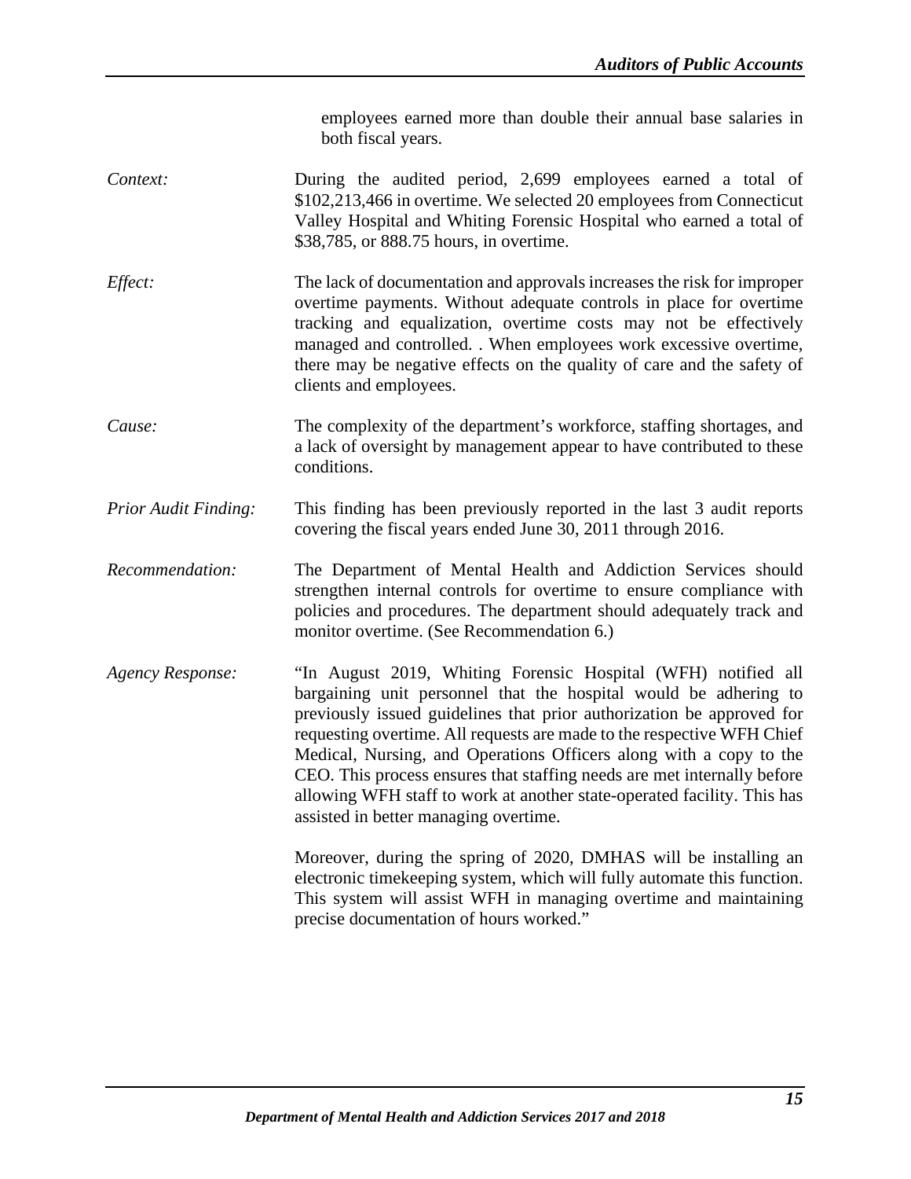employees earned more than double their annual base salaries in both fiscal years.

*Context:* During the audited period, 2,699 employees earned a total of $102,213,466 in overtime. We selected 20 employees from Connecticut Valley Hospital and Whiting Forensic Hospital who earned a total of $38,785, or 888.75 hours, in overtime.

*Effect:* The lack of documentation and approvals increases the risk for improper overtime payments. Without adequate controls in place for overtime tracking and equalization, overtime costs may not be effectively managed and controlled. . When employees work excessive overtime, there may be negative effects on the quality of care and the safety of clients and employees.

*Cause:* The complexity of the department's workforce, staffing shortages, and a lack of oversight by management appear to have contributed to these conditions.

*Prior Audit Finding:* This finding has been previously reported in the last 3 audit reports covering the fiscal years ended June 30, 2011 through 2016.

*Recommendation:* The Department of Mental Health and Addiction Services should strengthen internal controls for overtime to ensure compliance with policies and procedures. The department should adequately track and monitor overtime. (See Recommendation 6.)

*Agency Response:* "In August 2019, Whiting Forensic Hospital (WFH) notified all bargaining unit personnel that the hospital would be adhering to previously issued guidelines that prior authorization be approved for requesting overtime. All requests are made to the respective WFH Chief Medical, Nursing, and Operations Officers along with a copy to the CEO. This process ensures that staffing needs are met internally before allowing WFH staff to work at another state-operated facility. This has assisted in better managing overtime.

Moreover, during the spring of 2020, DMHAS will be installing an electronic timekeeping system, which will fully automate this function. This system will assist WFH in managing overtime and maintaining precise documentation of hours worked."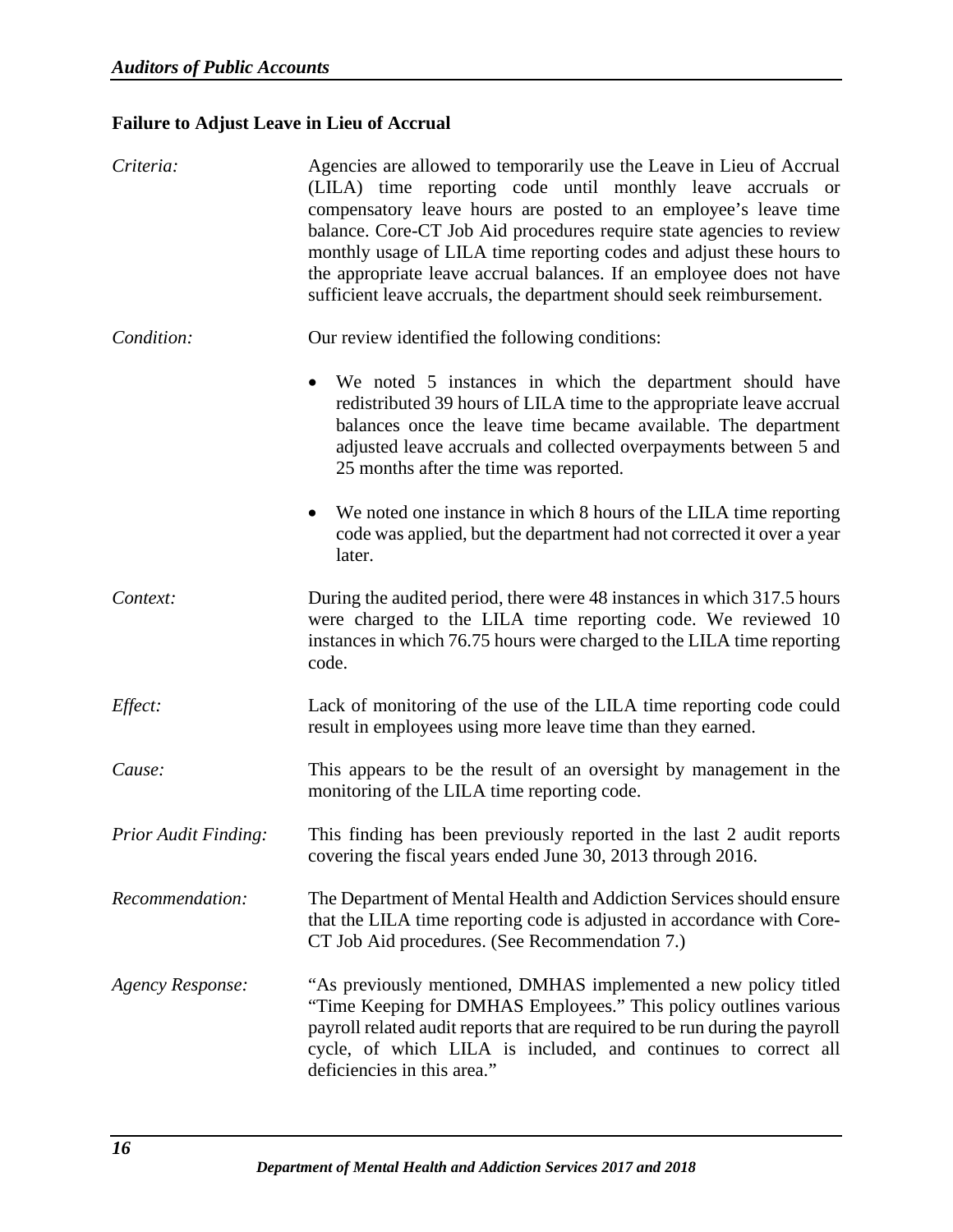### Failure to Adjust Leave in Lieu of Accrual

*Criteria:* Agencies are allowed to temporarily use the Leave in Lieu of Accrual (LILA) time reporting code until monthly leave accruals or compensatory leave hours are posted to an employee's leave time balance. Core-CT Job Aid procedures require state agencies to review monthly usage of LILA time reporting codes and adjust these hours to the appropriate leave accrual balances. If an employee does not have sufficient leave accruals, the department should seek reimbursement.

*Condition:* Our review identified the following conditions:

- We noted 5 instances in which the department should have redistributed 39 hours of LILA time to the appropriate leave accrual balances once the leave time became available. The department adjusted leave accruals and collected overpayments between 5 and 25 months after the time was reported.
- We noted one instance in which 8 hours of the LILA time reporting code was applied, but the department had not corrected it over a year later.

*Context:* During the audited period, there were 48 instances in which 317.5 hours were charged to the LILA time reporting code. We reviewed 10 instances in which 76.75 hours were charged to the LILA time reporting code.

*Effect:* Lack of monitoring of the use of the LILA time reporting code could result in employees using more leave time than they earned.

*Cause:* This appears to be the result of an oversight by management in the monitoring of the LILA time reporting code.

*Prior Audit Finding:* This finding has been previously reported in the last 2 audit reports covering the fiscal years ended June 30, 2013 through 2016.

*Recommendation:* The Department of Mental Health and Addiction Services should ensure that the LILA time reporting code is adjusted in accordance with Core-CT Job Aid procedures. (See Recommendation 7.)

*Agency Response:* "As previously mentioned, DMHAS implemented a new policy titled "Time Keeping for DMHAS Employees." This policy outlines various payroll related audit reports that are required to be run during the payroll cycle, of which LILA is included, and continues to correct all deficiencies in this area."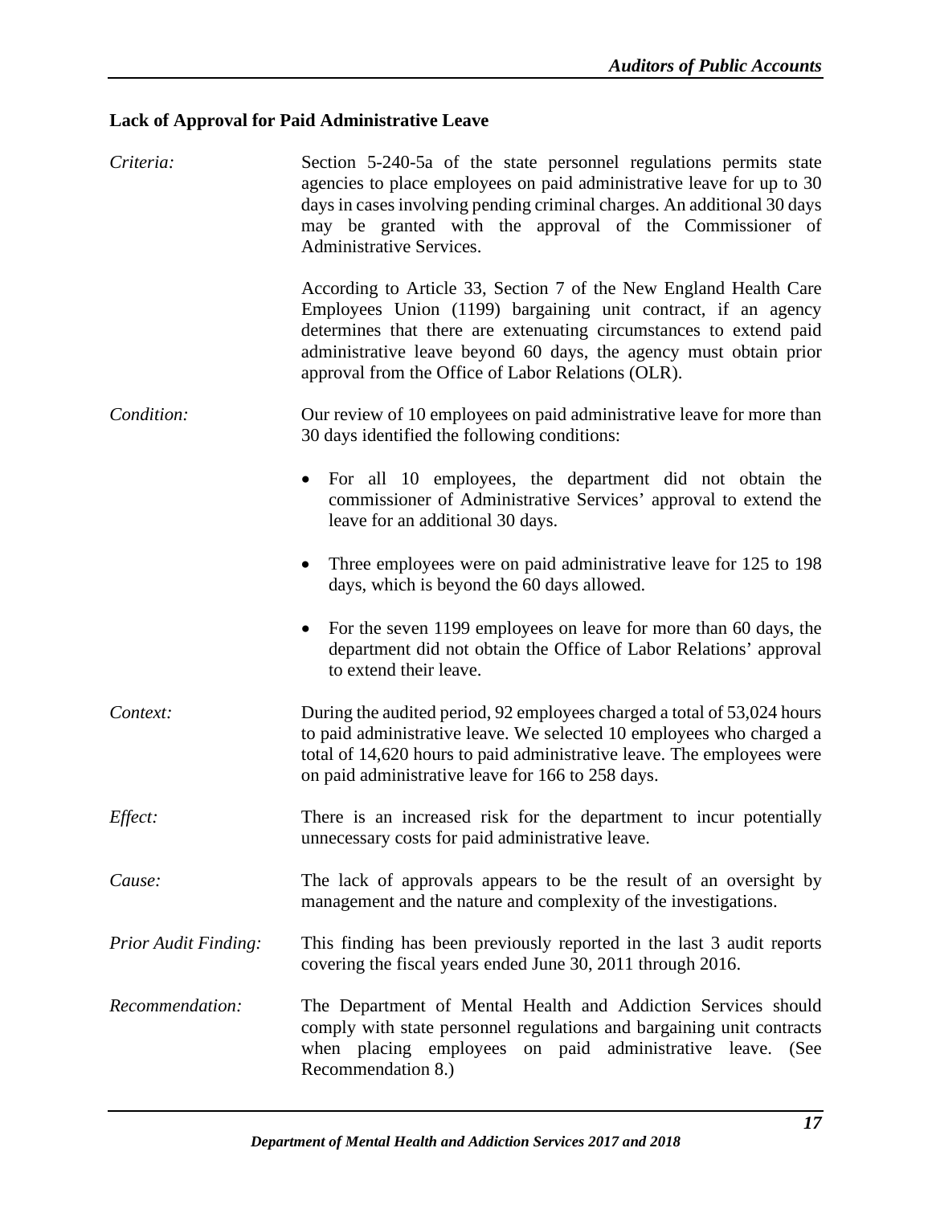### Lack of Approval for Paid Administrative Leave

*Criteria:* Section 5-240-5a of the state personnel regulations permits state agencies to place employees on paid administrative leave for up to 30 days in cases involving pending criminal charges. An additional 30 days may be granted with the approval of the Commissioner of Administrative Services.

According to Article 33, Section 7 of the New England Health Care Employees Union (1199) bargaining unit contract, if an agency determines that there are extenuating circumstances to extend paid administrative leave beyond 60 days, the agency must obtain prior approval from the Office of Labor Relations (OLR).

*Condition:* Our review of 10 employees on paid administrative leave for more than 30 days identified the following conditions:

- For all 10 employees, the department did not obtain the commissioner of Administrative Services' approval to extend the leave for an additional 30 days.
- Three employees were on paid administrative leave for 125 to 198 days, which is beyond the 60 days allowed.
- For the seven 1199 employees on leave for more than 60 days, the department did not obtain the Office of Labor Relations' approval to extend their leave.

*Context:* During the audited period, 92 employees charged a total of 53,024 hours to paid administrative leave. We selected 10 employees who charged a total of 14,620 hours to paid administrative leave. The employees were on paid administrative leave for 166 to 258 days.

*Effect:* There is an increased risk for the department to incur potentially unnecessary costs for paid administrative leave.

*Cause:* The lack of approvals appears to be the result of an oversight by management and the nature and complexity of the investigations.

*Prior Audit Finding:* This finding has been previously reported in the last 3 audit reports covering the fiscal years ended June 30, 2011 through 2016.

*Recommendation:* The Department of Mental Health and Addiction Services should comply with state personnel regulations and bargaining unit contracts when placing employees on paid administrative leave. (See Recommendation 8.)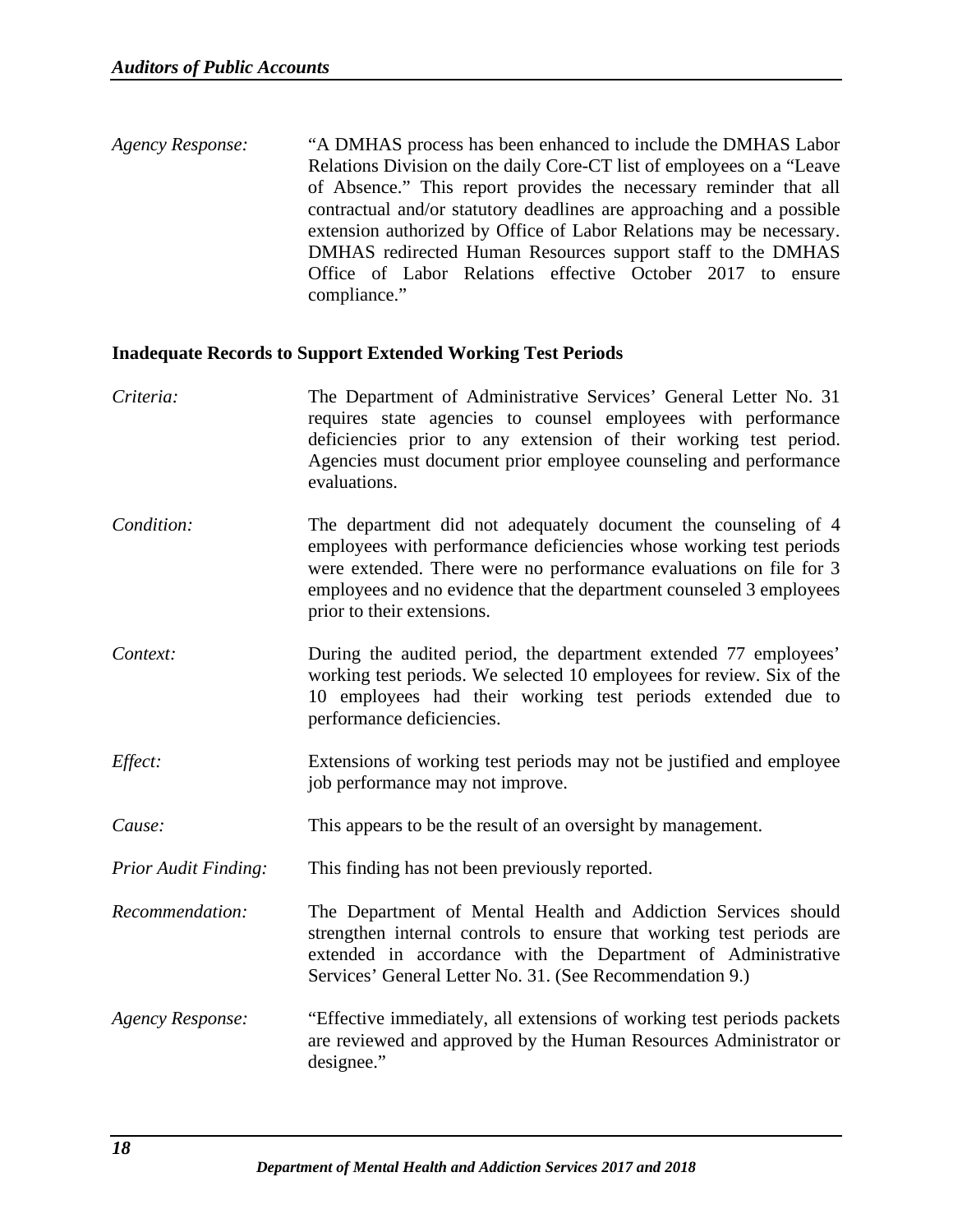*Agency Response:* "A DMHAS process has been enhanced to include the DMHAS Labor Relations Division on the daily Core-CT list of employees on a "Leave of Absence." This report provides the necessary reminder that all contractual and/or statutory deadlines are approaching and a possible extension authorized by Office of Labor Relations may be necessary. DMHAS redirected Human Resources support staff to the DMHAS Office of Labor Relations effective October 2017 to ensure compliance."

**Inadequate Records to Support Extended Working Test Periods**

*Criteria:* The Department of Administrative Services' General Letter No. 31 requires state agencies to counsel employees with performance deficiencies prior to any extension of their working test period. Agencies must document prior employee counseling and performance evaluations.

*Condition:* The department did not adequately document the counseling of 4 employees with performance deficiencies whose working test periods were extended. There were no performance evaluations on file for 3 employees and no evidence that the department counseled 3 employees prior to their extensions.

*Context:* During the audited period, the department extended 77 employees' working test periods. We selected 10 employees for review. Six of the 10 employees had their working test periods extended due to performance deficiencies.

*Effect:* Extensions of working test periods may not be justified and employee job performance may not improve.

*Cause:* This appears to be the result of an oversight by management.

*Prior Audit Finding:* This finding has not been previously reported.

*Recommendation:* The Department of Mental Health and Addiction Services should strengthen internal controls to ensure that working test periods are extended in accordance with the Department of Administrative Services' General Letter No. 31. (See Recommendation 9.)

*Agency Response:* "Effective immediately, all extensions of working test periods packets are reviewed and approved by the Human Resources Administrator or designee."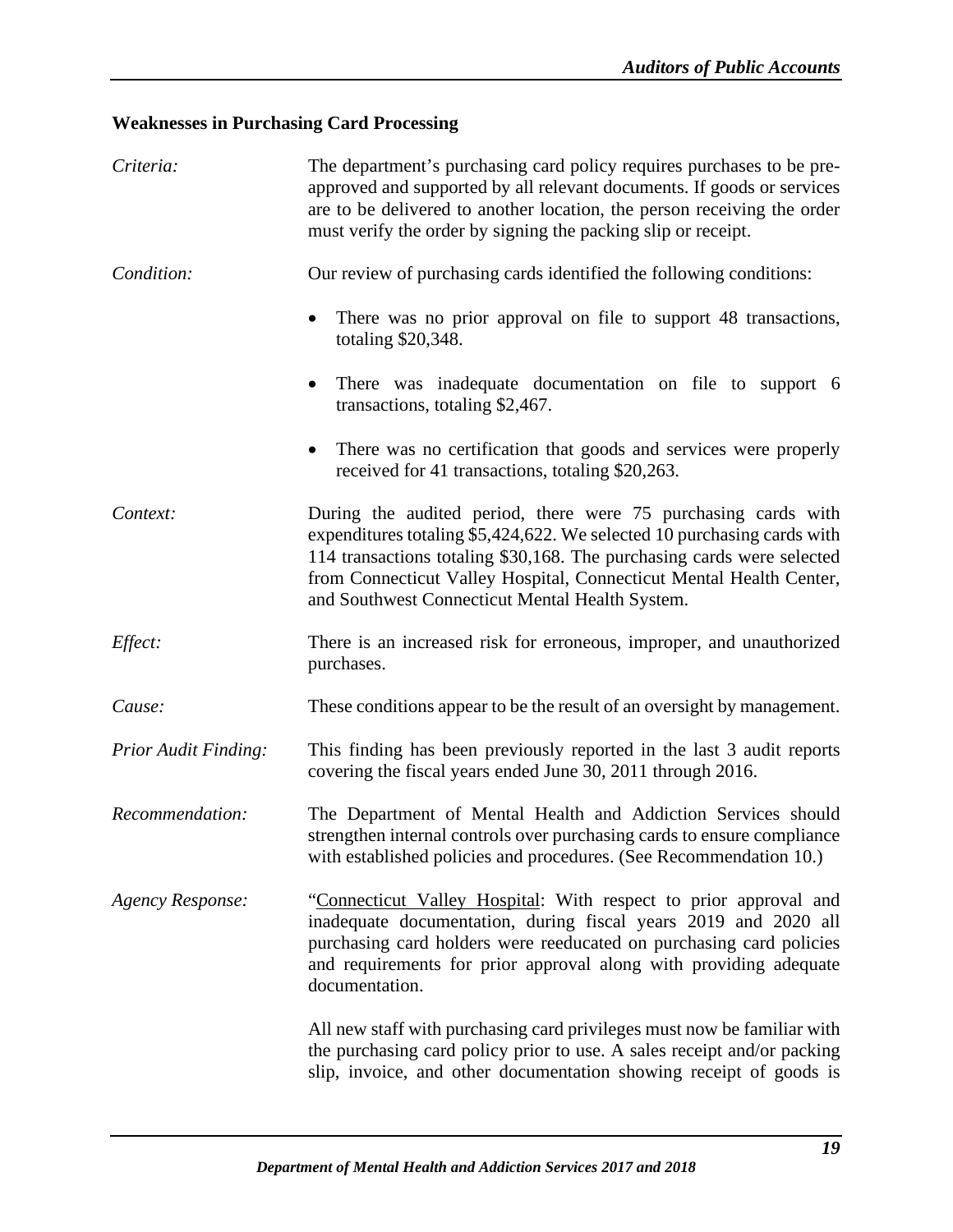### Weaknesses in Purchasing Card Processing

*Criteria:* The department's purchasing card policy requires purchases to be pre-approved and supported by all relevant documents. If goods or services are to be delivered to another location, the person receiving the order must verify the order by signing the packing slip or receipt.

*Condition:* Our review of purchasing cards identified the following conditions:

- There was no prior approval on file to support 48 transactions, totaling $20,348.
- There was inadequate documentation on file to support 6 transactions, totaling $2,467.
- There was no certification that goods and services were properly received for 41 transactions, totaling $20,263.

*Context:* During the audited period, there were 75 purchasing cards with expenditures totaling $5,424,622. We selected 10 purchasing cards with 114 transactions totaling $30,168. The purchasing cards were selected from Connecticut Valley Hospital, Connecticut Mental Health Center, and Southwest Connecticut Mental Health System.

*Effect:* There is an increased risk for erroneous, improper, and unauthorized purchases.

*Cause:* These conditions appear to be the result of an oversight by management.

*Prior Audit Finding:* This finding has been previously reported in the last 3 audit reports covering the fiscal years ended June 30, 2011 through 2016.

*Recommendation:* The Department of Mental Health and Addiction Services should strengthen internal controls over purchasing cards to ensure compliance with established policies and procedures. (See Recommendation 10.)

*Agency Response:* "Connecticut Valley Hospital: With respect to prior approval and inadequate documentation, during fiscal years 2019 and 2020 all purchasing card holders were reeducated on purchasing card policies and requirements for prior approval along with providing adequate documentation.

All new staff with purchasing card privileges must now be familiar with the purchasing card policy prior to use. A sales receipt and/or packing slip, invoice, and other documentation showing receipt of goods is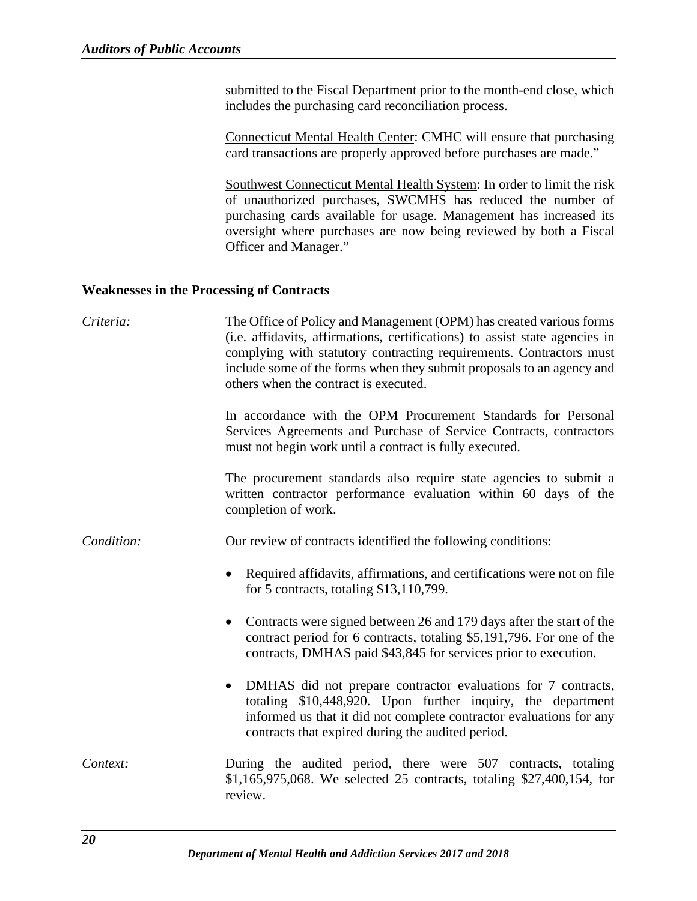submitted to the Fiscal Department prior to the month-end close, which includes the purchasing card reconciliation process.

Connecticut Mental Health Center: CMHC will ensure that purchasing card transactions are properly approved before purchases are made."

Southwest Connecticut Mental Health System: In order to limit the risk of unauthorized purchases, SWCMHS has reduced the number of purchasing cards available for usage. Management has increased its oversight where purchases are now being reviewed by both a Fiscal Officer and Manager."

### Weaknesses in the Processing of Contracts

*Criteria:* The Office of Policy and Management (OPM) has created various forms (i.e. affidavits, affirmations, certifications) to assist state agencies in complying with statutory contracting requirements. Contractors must include some of the forms when they submit proposals to an agency and others when the contract is executed.

In accordance with the OPM Procurement Standards for Personal Services Agreements and Purchase of Service Contracts, contractors must not begin work until a contract is fully executed.

The procurement standards also require state agencies to submit a written contractor performance evaluation within 60 days of the completion of work.

*Condition:* Our review of contracts identified the following conditions:

- Required affidavits, affirmations, and certifications were not on file for 5 contracts, totaling $13,110,799.
- Contracts were signed between 26 and 179 days after the start of the contract period for 6 contracts, totaling $5,191,796. For one of the contracts, DMHAS paid $43,845 for services prior to execution.
- DMHAS did not prepare contractor evaluations for 7 contracts, totaling $10,448,920. Upon further inquiry, the department informed us that it did not complete contractor evaluations for any contracts that expired during the audited period.

*Context:* During the audited period, there were 507 contracts, totaling $1,165,975,068. We selected 25 contracts, totaling $27,400,154, for review.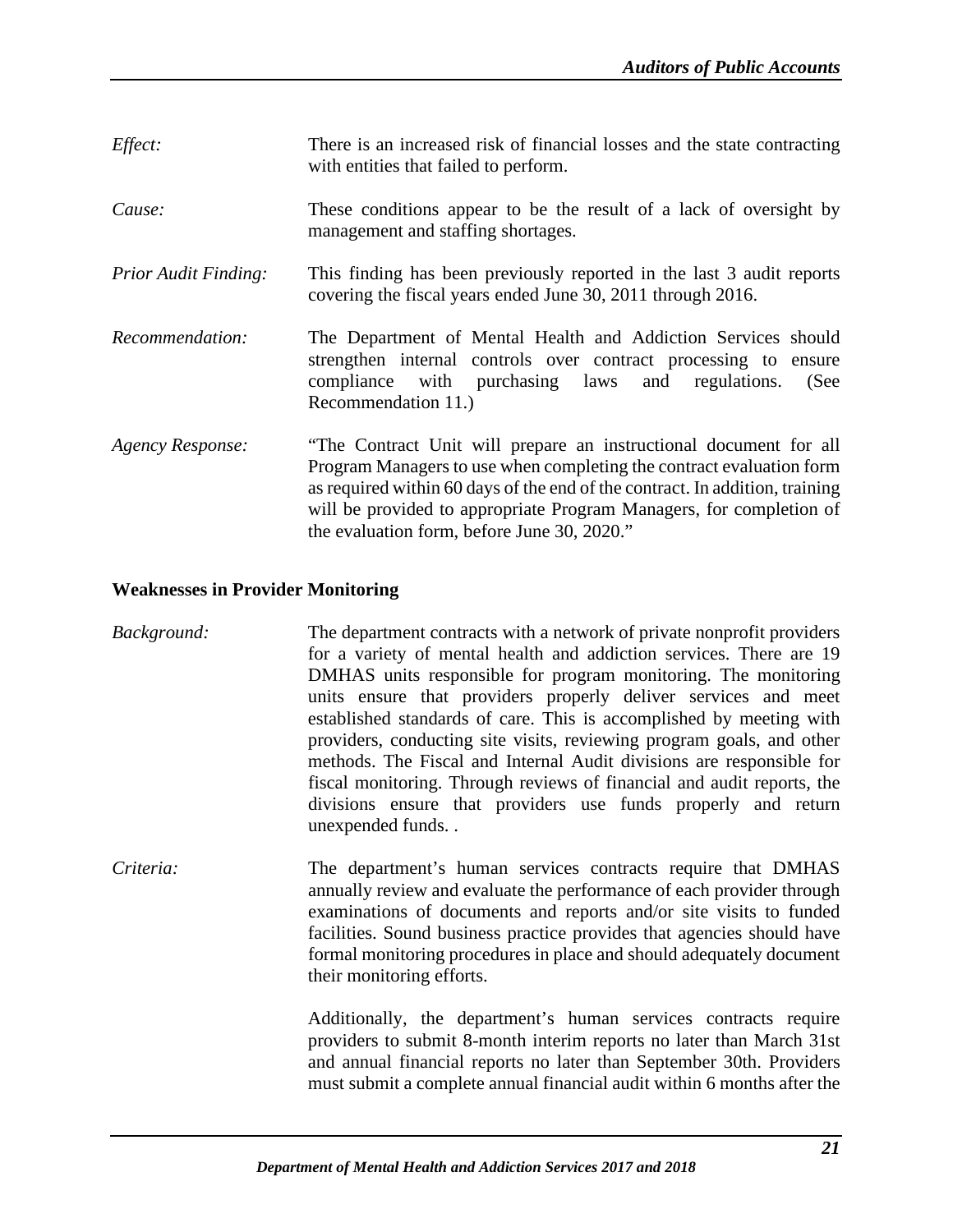*Effect:* There is an increased risk of financial losses and the state contracting with entities that failed to perform.

*Cause:* These conditions appear to be the result of a lack of oversight by management and staffing shortages.

*Prior Audit Finding:* This finding has been previously reported in the last 3 audit reports covering the fiscal years ended June 30, 2011 through 2016.

*Recommendation:* The Department of Mental Health and Addiction Services should strengthen internal controls over contract processing to ensure compliance with purchasing laws and regulations. (See Recommendation 11.)

*Agency Response:* "The Contract Unit will prepare an instructional document for all Program Managers to use when completing the contract evaluation form as required within 60 days of the end of the contract. In addition, training will be provided to appropriate Program Managers, for completion of the evaluation form, before June 30, 2020."

**Weaknesses in Provider Monitoring**

*Background:* The department contracts with a network of private nonprofit providers for a variety of mental health and addiction services. There are 19 DMHAS units responsible for program monitoring. The monitoring units ensure that providers properly deliver services and meet established standards of care. This is accomplished by meeting with providers, conducting site visits, reviewing program goals, and other methods. The Fiscal and Internal Audit divisions are responsible for fiscal monitoring. Through reviews of financial and audit reports, the divisions ensure that providers use funds properly and return unexpended funds. .

*Criteria:* The department's human services contracts require that DMHAS annually review and evaluate the performance of each provider through examinations of documents and reports and/or site visits to funded facilities. Sound business practice provides that agencies should have formal monitoring procedures in place and should adequately document their monitoring efforts.

Additionally, the department's human services contracts require providers to submit 8-month interim reports no later than March 31st and annual financial reports no later than September 30th. Providers must submit a complete annual financial audit within 6 months after the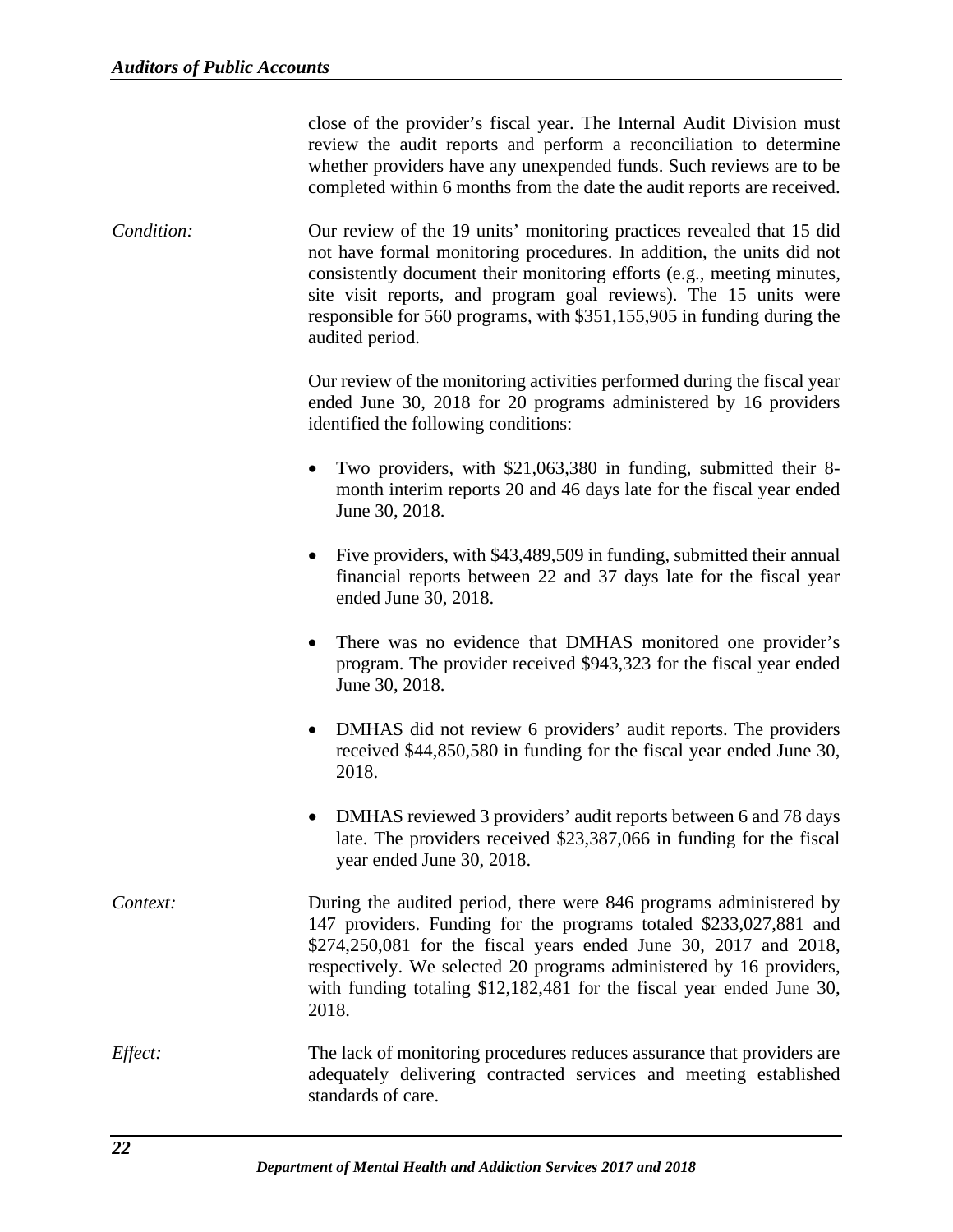close of the provider's fiscal year. The Internal Audit Division must review the audit reports and perform a reconciliation to determine whether providers have any unexpended funds. Such reviews are to be completed within 6 months from the date the audit reports are received.

*Condition:* Our review of the 19 units' monitoring practices revealed that 15 did not have formal monitoring procedures. In addition, the units did not consistently document their monitoring efforts (e.g., meeting minutes, site visit reports, and program goal reviews). The 15 units were responsible for 560 programs, with $351,155,905 in funding during the audited period.

Our review of the monitoring activities performed during the fiscal year ended June 30, 2018 for 20 programs administered by 16 providers identified the following conditions:

- Two providers, with $21,063,380 in funding, submitted their 8-month interim reports 20 and 46 days late for the fiscal year ended June 30, 2018.
- Five providers, with $43,489,509 in funding, submitted their annual financial reports between 22 and 37 days late for the fiscal year ended June 30, 2018.
- There was no evidence that DMHAS monitored one provider's program. The provider received $943,323 for the fiscal year ended June 30, 2018.
- DMHAS did not review 6 providers' audit reports. The providers received $44,850,580 in funding for the fiscal year ended June 30, 2018.
- DMHAS reviewed 3 providers' audit reports between 6 and 78 days late. The providers received $23,387,066 in funding for the fiscal year ended June 30, 2018.

*Context:* During the audited period, there were 846 programs administered by 147 providers. Funding for the programs totaled $233,027,881 and $274,250,081 for the fiscal years ended June 30, 2017 and 2018, respectively. We selected 20 programs administered by 16 providers, with funding totaling $12,182,481 for the fiscal year ended June 30, 2018.

*Effect:* The lack of monitoring procedures reduces assurance that providers are adequately delivering contracted services and meeting established standards of care.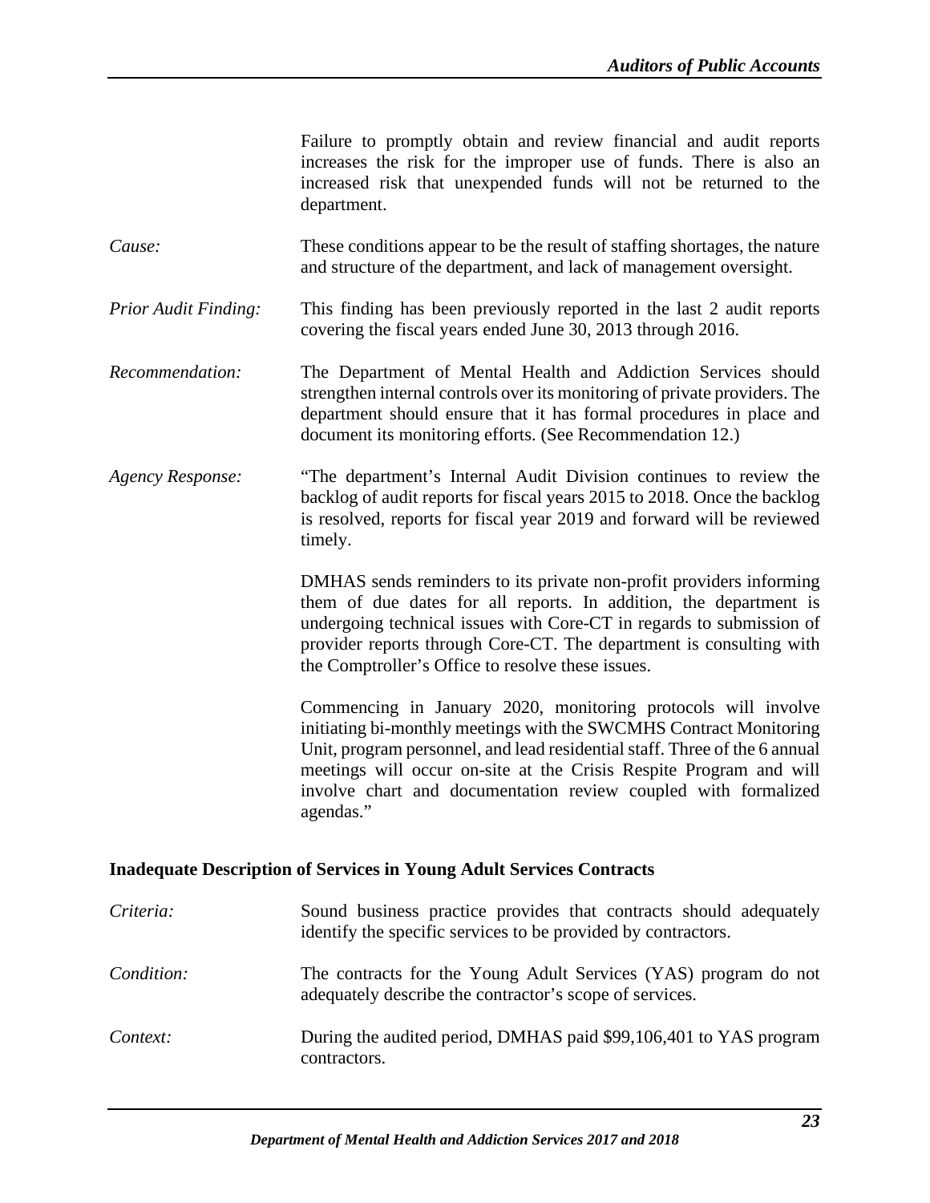Failure to promptly obtain and review financial and audit reports increases the risk for the improper use of funds. There is also an increased risk that unexpended funds will not be returned to the department.

*Cause:* These conditions appear to be the result of staffing shortages, the nature and structure of the department, and lack of management oversight.

*Prior Audit Finding:* This finding has been previously reported in the last 2 audit reports covering the fiscal years ended June 30, 2013 through 2016.

*Recommendation:* The Department of Mental Health and Addiction Services should strengthen internal controls over its monitoring of private providers. The department should ensure that it has formal procedures in place and document its monitoring efforts. (See Recommendation 12.)

*Agency Response:* "The department's Internal Audit Division continues to review the backlog of audit reports for fiscal years 2015 to 2018. Once the backlog is resolved, reports for fiscal year 2019 and forward will be reviewed timely.

DMHAS sends reminders to its private non-profit providers informing them of due dates for all reports. In addition, the department is undergoing technical issues with Core-CT in regards to submission of provider reports through Core-CT. The department is consulting with the Comptroller's Office to resolve these issues.

Commencing in January 2020, monitoring protocols will involve initiating bi-monthly meetings with the SWCMHS Contract Monitoring Unit, program personnel, and lead residential staff. Three of the 6 annual meetings will occur on-site at the Crisis Respite Program and will involve chart and documentation review coupled with formalized agendas."

**Inadequate Description of Services in Young Adult Services Contracts**

*Criteria:* Sound business practice provides that contracts should adequately identify the specific services to be provided by contractors.

*Condition:* The contracts for the Young Adult Services (YAS) program do not adequately describe the contractor's scope of services.

*Context:* During the audited period, DMHAS paid $99,106,401 to YAS program contractors.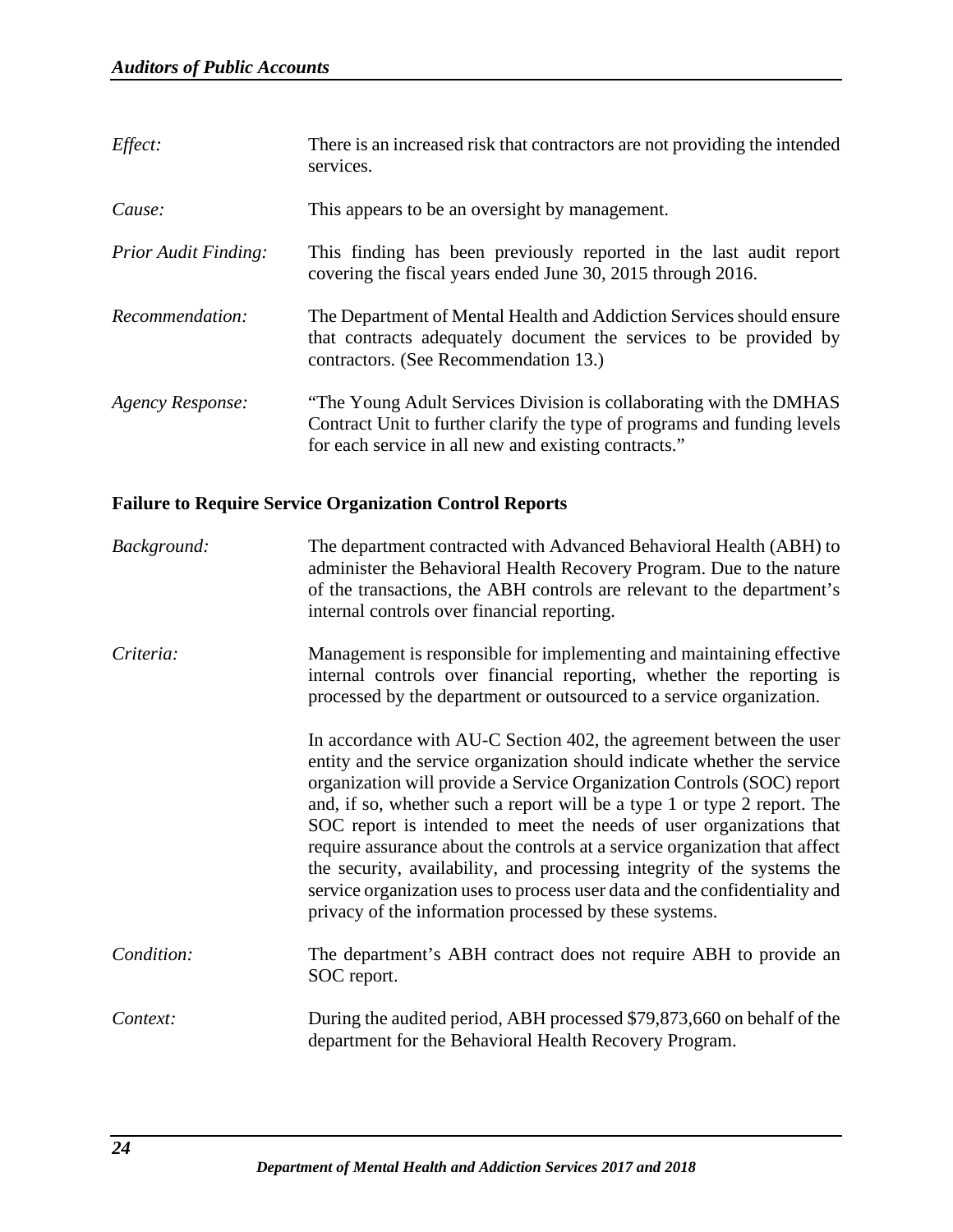*Effect:* There is an increased risk that contractors are not providing the intended services.

*Cause:* This appears to be an oversight by management.

*Prior Audit Finding:* This finding has been previously reported in the last audit report covering the fiscal years ended June 30, 2015 through 2016.

*Recommendation:* The Department of Mental Health and Addiction Services should ensure that contracts adequately document the services to be provided by contractors. (See Recommendation 13.)

*Agency Response:* "The Young Adult Services Division is collaborating with the DMHAS Contract Unit to further clarify the type of programs and funding levels for each service in all new and existing contracts."

**Failure to Require Service Organization Control Reports**

*Background:* The department contracted with Advanced Behavioral Health (ABH) to administer the Behavioral Health Recovery Program. Due to the nature of the transactions, the ABH controls are relevant to the department's internal controls over financial reporting.

*Criteria:* Management is responsible for implementing and maintaining effective internal controls over financial reporting, whether the reporting is processed by the department or outsourced to a service organization.

In accordance with AU-C Section 402, the agreement between the user entity and the service organization should indicate whether the service organization will provide a Service Organization Controls (SOC) report and, if so, whether such a report will be a type 1 or type 2 report. The SOC report is intended to meet the needs of user organizations that require assurance about the controls at a service organization that affect the security, availability, and processing integrity of the systems the service organization uses to process user data and the confidentiality and privacy of the information processed by these systems.

*Condition:* The department's ABH contract does not require ABH to provide an SOC report.

*Context:* During the audited period, ABH processed $79,873,660 on behalf of the department for the Behavioral Health Recovery Program.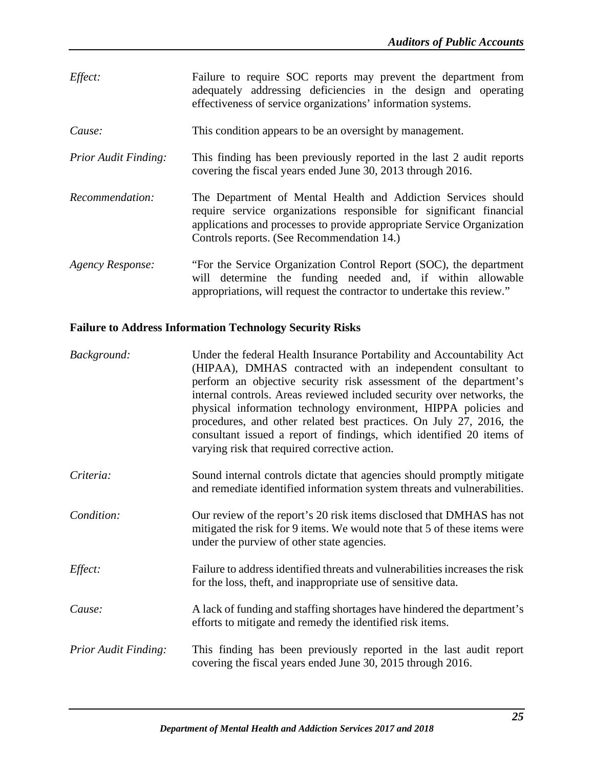*Effect:* Failure to require SOC reports may prevent the department from adequately addressing deficiencies in the design and operating effectiveness of service organizations' information systems.

*Cause:* This condition appears to be an oversight by management.

*Prior Audit Finding:* This finding has been previously reported in the last 2 audit reports covering the fiscal years ended June 30, 2013 through 2016.

*Recommendation:* The Department of Mental Health and Addiction Services should require service organizations responsible for significant financial applications and processes to provide appropriate Service Organization Controls reports. (See Recommendation 14.)

*Agency Response:* "For the Service Organization Control Report (SOC), the department will determine the funding needed and, if within allowable appropriations, will request the contractor to undertake this review."

**Failure to Address Information Technology Security Risks**

*Background:* Under the federal Health Insurance Portability and Accountability Act (HIPAA), DMHAS contracted with an independent consultant to perform an objective security risk assessment of the department's internal controls. Areas reviewed included security over networks, the physical information technology environment, HIPPA policies and procedures, and other related best practices. On July 27, 2016, the consultant issued a report of findings, which identified 20 items of varying risk that required corrective action.

*Criteria:* Sound internal controls dictate that agencies should promptly mitigate and remediate identified information system threats and vulnerabilities.

*Condition:* Our review of the report's 20 risk items disclosed that DMHAS has not mitigated the risk for 9 items. We would note that 5 of these items were under the purview of other state agencies.

*Effect:* Failure to address identified threats and vulnerabilities increases the risk for the loss, theft, and inappropriate use of sensitive data.

*Cause:* A lack of funding and staffing shortages have hindered the department's efforts to mitigate and remedy the identified risk items.

*Prior Audit Finding:* This finding has been previously reported in the last audit report covering the fiscal years ended June 30, 2015 through 2016.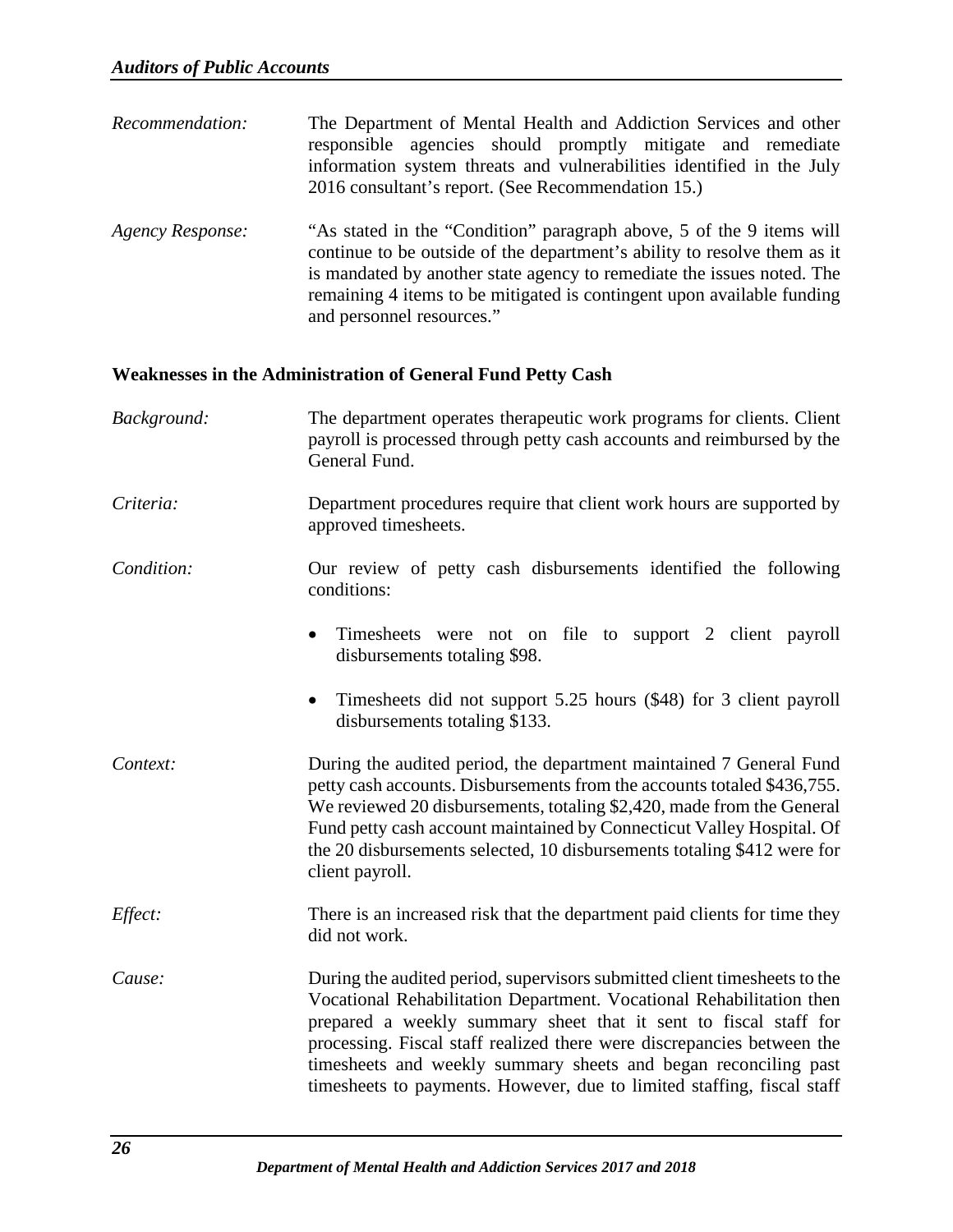*Recommendation:* The Department of Mental Health and Addiction Services and other responsible agencies should promptly mitigate and remediate information system threats and vulnerabilities identified in the July 2016 consultant's report. (See Recommendation 15.)

*Agency Response:* "As stated in the "Condition" paragraph above, 5 of the 9 items will continue to be outside of the department's ability to resolve them as it is mandated by another state agency to remediate the issues noted. The remaining 4 items to be mitigated is contingent upon available funding and personnel resources."

**Weaknesses in the Administration of General Fund Petty Cash**

*Background:* The department operates therapeutic work programs for clients. Client payroll is processed through petty cash accounts and reimbursed by the General Fund.

*Criteria:* Department procedures require that client work hours are supported by approved timesheets.

*Condition:* Our review of petty cash disbursements identified the following conditions:

- Timesheets were not on file to support 2 client payroll disbursements totaling $98.
- Timesheets did not support 5.25 hours ($48) for 3 client payroll disbursements totaling $133.

*Context:* During the audited period, the department maintained 7 General Fund petty cash accounts. Disbursements from the accounts totaled $436,755. We reviewed 20 disbursements, totaling $2,420, made from the General Fund petty cash account maintained by Connecticut Valley Hospital. Of the 20 disbursements selected, 10 disbursements totaling $412 were for client payroll.

*Effect:* There is an increased risk that the department paid clients for time they did not work.

*Cause:* During the audited period, supervisors submitted client timesheets to the Vocational Rehabilitation Department. Vocational Rehabilitation then prepared a weekly summary sheet that it sent to fiscal staff for processing. Fiscal staff realized there were discrepancies between the timesheets and weekly summary sheets and began reconciling past timesheets to payments. However, due to limited staffing, fiscal staff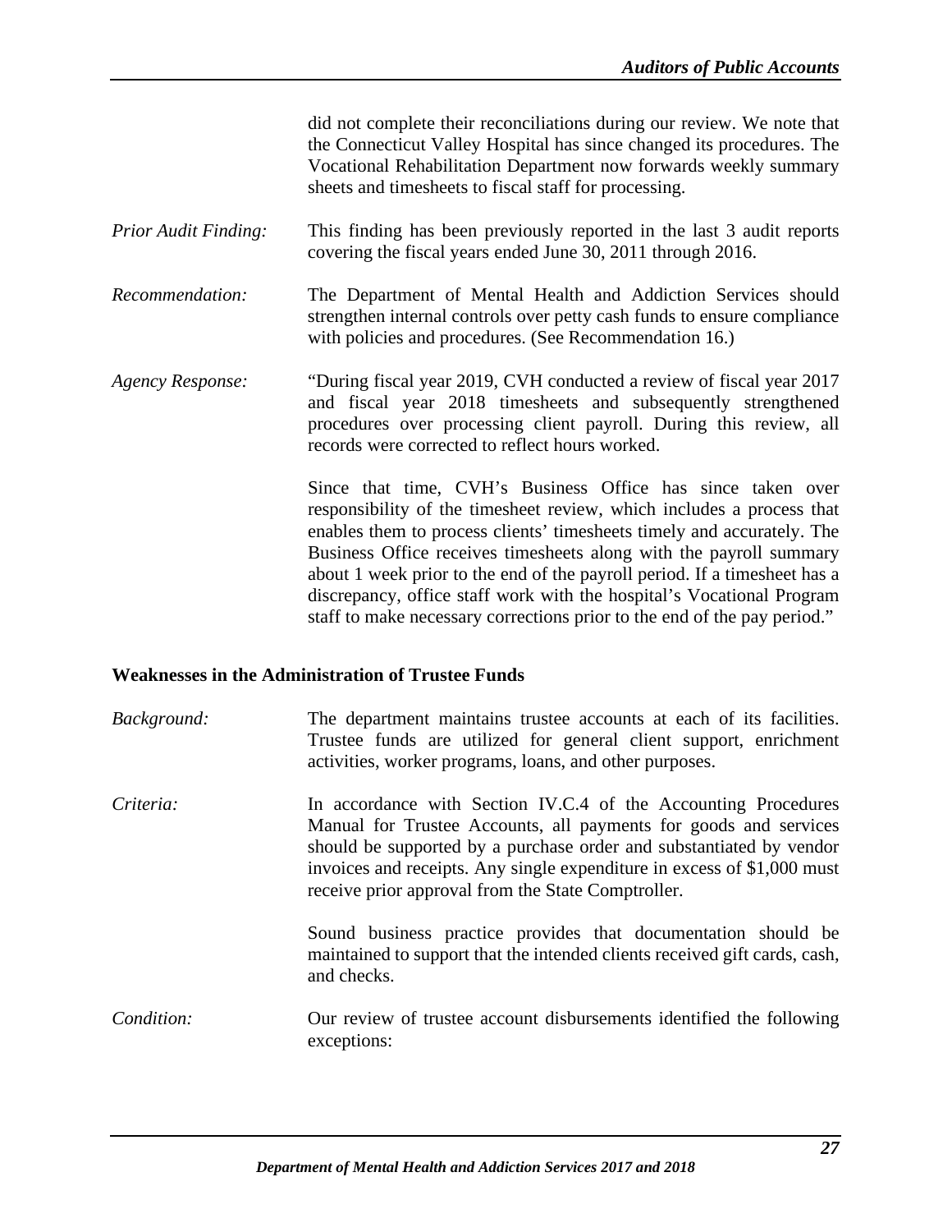did not complete their reconciliations during our review. We note that the Connecticut Valley Hospital has since changed its procedures. The Vocational Rehabilitation Department now forwards weekly summary sheets and timesheets to fiscal staff for processing.

*Prior Audit Finding:* This finding has been previously reported in the last 3 audit reports covering the fiscal years ended June 30, 2011 through 2016.

*Recommendation:* The Department of Mental Health and Addiction Services should strengthen internal controls over petty cash funds to ensure compliance with policies and procedures. (See Recommendation 16.)

*Agency Response:* "During fiscal year 2019, CVH conducted a review of fiscal year 2017 and fiscal year 2018 timesheets and subsequently strengthened procedures over processing client payroll. During this review, all records were corrected to reflect hours worked.

Since that time, CVH's Business Office has since taken over responsibility of the timesheet review, which includes a process that enables them to process clients' timesheets timely and accurately. The Business Office receives timesheets along with the payroll summary about 1 week prior to the end of the payroll period. If a timesheet has a discrepancy, office staff work with the hospital's Vocational Program staff to make necessary corrections prior to the end of the pay period."

**Weaknesses in the Administration of Trustee Funds**

*Background:* The department maintains trustee accounts at each of its facilities. Trustee funds are utilized for general client support, enrichment activities, worker programs, loans, and other purposes.

*Criteria:* In accordance with Section IV.C.4 of the Accounting Procedures Manual for Trustee Accounts, all payments for goods and services should be supported by a purchase order and substantiated by vendor invoices and receipts. Any single expenditure in excess of $1,000 must receive prior approval from the State Comptroller.

Sound business practice provides that documentation should be maintained to support that the intended clients received gift cards, cash, and checks.

*Condition:* Our review of trustee account disbursements identified the following exceptions: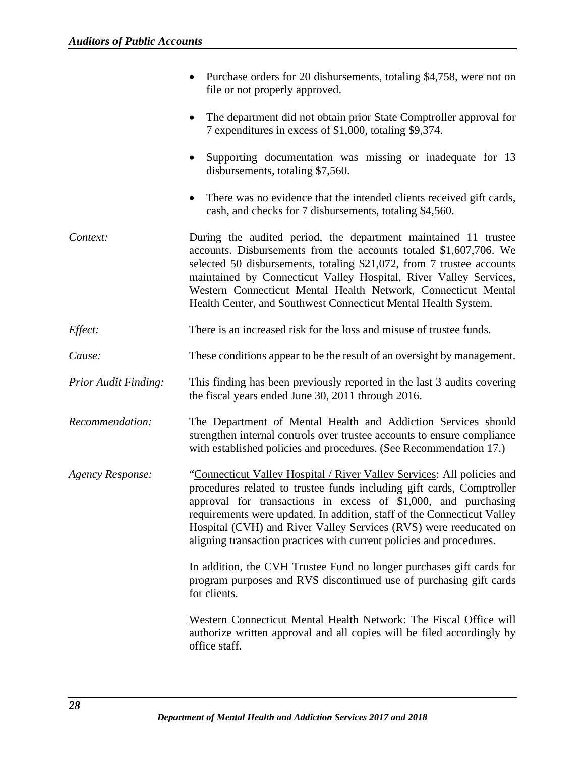- Purchase orders for 20 disbursements, totaling $4,758, were not on file or not properly approved.

- The department did not obtain prior State Comptroller approval for 7 expenditures in excess of $1,000, totaling $9,374.

- Supporting documentation was missing or inadequate for 13 disbursements, totaling $7,560.

- There was no evidence that the intended clients received gift cards, cash, and checks for 7 disbursements, totaling $4,560.

*Context:* During the audited period, the department maintained 11 trustee accounts. Disbursements from the accounts totaled $1,607,706. We selected 50 disbursements, totaling $21,072, from 7 trustee accounts maintained by Connecticut Valley Hospital, River Valley Services, Western Connecticut Mental Health Network, Connecticut Mental Health Center, and Southwest Connecticut Mental Health System.

*Effect:* There is an increased risk for the loss and misuse of trustee funds.

*Cause:* These conditions appear to be the result of an oversight by management.

*Prior Audit Finding:* This finding has been previously reported in the last 3 audits covering the fiscal years ended June 30, 2011 through 2016.

*Recommendation:* The Department of Mental Health and Addiction Services should strengthen internal controls over trustee accounts to ensure compliance with established policies and procedures. (See Recommendation 17.)

*Agency Response:* "Connecticut Valley Hospital / River Valley Services: All policies and procedures related to trustee funds including gift cards, Comptroller approval for transactions in excess of $1,000, and purchasing requirements were updated. In addition, staff of the Connecticut Valley Hospital (CVH) and River Valley Services (RVS) were reeducated on aligning transaction practices with current policies and procedures.

In addition, the CVH Trustee Fund no longer purchases gift cards for program purposes and RVS discontinued use of purchasing gift cards for clients.

Western Connecticut Mental Health Network: The Fiscal Office will authorize written approval and all copies will be filed accordingly by office staff.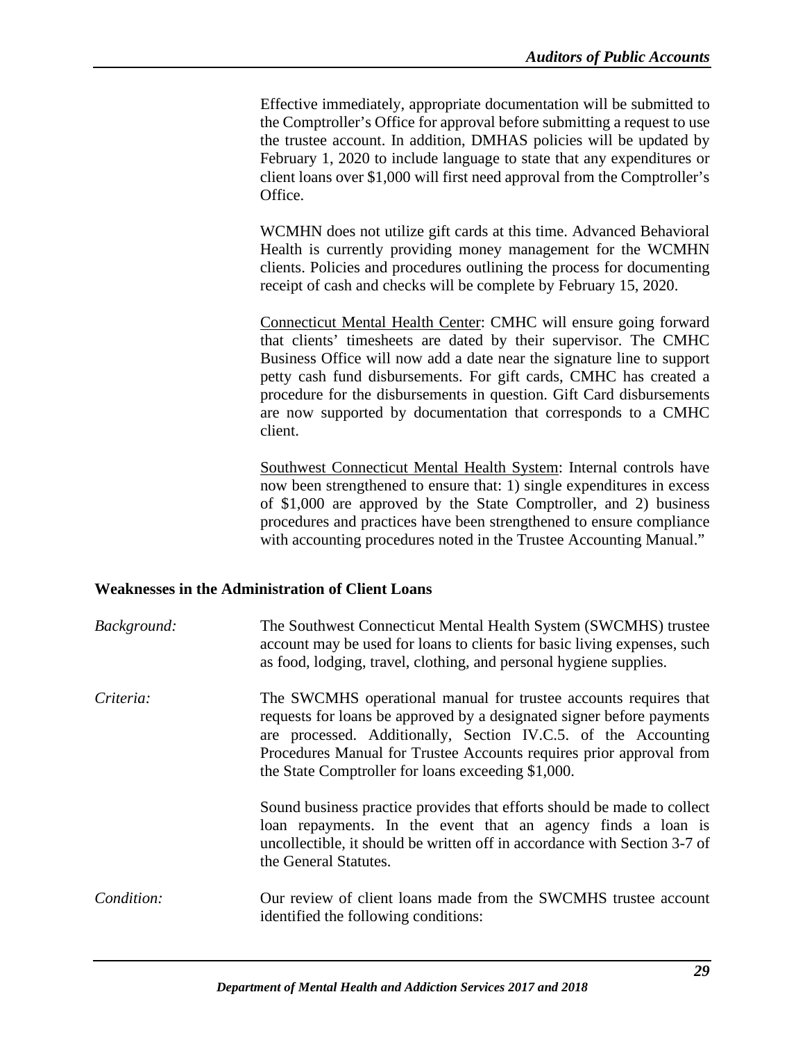Effective immediately, appropriate documentation will be submitted to the Comptroller's Office for approval before submitting a request to use the trustee account. In addition, DMHAS policies will be updated by February 1, 2020 to include language to state that any expenditures or client loans over $1,000 will first need approval from the Comptroller's Office.

WCMHN does not utilize gift cards at this time. Advanced Behavioral Health is currently providing money management for the WCMHN clients. Policies and procedures outlining the process for documenting receipt of cash and checks will be complete by February 15, 2020.

Connecticut Mental Health Center: CMHC will ensure going forward that clients' timesheets are dated by their supervisor. The CMHC Business Office will now add a date near the signature line to support petty cash fund disbursements. For gift cards, CMHC has created a procedure for the disbursements in question. Gift Card disbursements are now supported by documentation that corresponds to a CMHC client.

Southwest Connecticut Mental Health System: Internal controls have now been strengthened to ensure that: 1) single expenditures in excess of $1,000 are approved by the State Comptroller, and 2) business procedures and practices have been strengthened to ensure compliance with accounting procedures noted in the Trustee Accounting Manual."

**Weaknesses in the Administration of Client Loans**

*Background:* The Southwest Connecticut Mental Health System (SWCMHS) trustee account may be used for loans to clients for basic living expenses, such as food, lodging, travel, clothing, and personal hygiene supplies.

*Criteria:* The SWCMHS operational manual for trustee accounts requires that requests for loans be approved by a designated signer before payments are processed. Additionally, Section IV.C.5. of the Accounting Procedures Manual for Trustee Accounts requires prior approval from the State Comptroller for loans exceeding $1,000.

Sound business practice provides that efforts should be made to collect loan repayments. In the event that an agency finds a loan is uncollectible, it should be written off in accordance with Section 3-7 of the General Statutes.

*Condition:* Our review of client loans made from the SWCMHS trustee account identified the following conditions: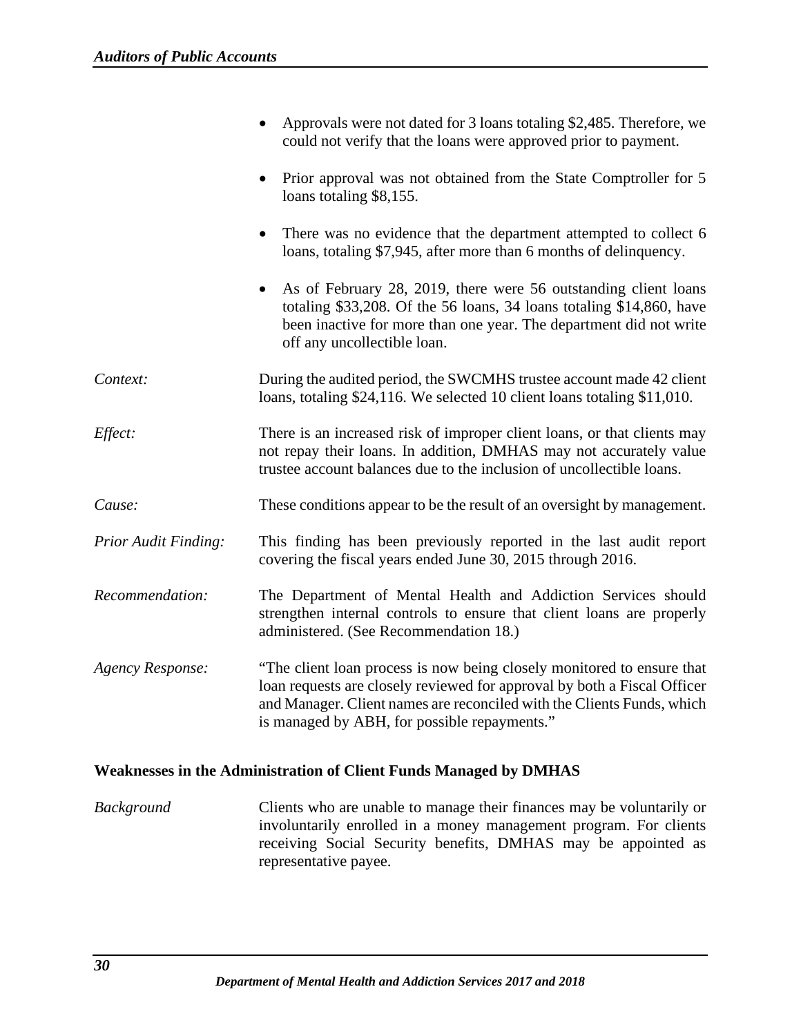- Approvals were not dated for 3 loans totaling $2,485. Therefore, we could not verify that the loans were approved prior to payment.

- Prior approval was not obtained from the State Comptroller for 5 loans totaling $8,155.

- There was no evidence that the department attempted to collect 6 loans, totaling $7,945, after more than 6 months of delinquency.

- As of February 28, 2019, there were 56 outstanding client loans totaling $33,208. Of the 56 loans, 34 loans totaling $14,860, have been inactive for more than one year. The department did not write off any uncollectible loan.

*Context:* During the audited period, the SWCMHS trustee account made 42 client loans, totaling $24,116. We selected 10 client loans totaling $11,010.

*Effect:* There is an increased risk of improper client loans, or that clients may not repay their loans. In addition, DMHAS may not accurately value trustee account balances due to the inclusion of uncollectible loans.

*Cause:* These conditions appear to be the result of an oversight by management.

*Prior Audit Finding:* This finding has been previously reported in the last audit report covering the fiscal years ended June 30, 2015 through 2016.

*Recommendation:* The Department of Mental Health and Addiction Services should strengthen internal controls to ensure that client loans are properly administered. (See Recommendation 18.)

*Agency Response:* "The client loan process is now being closely monitored to ensure that loan requests are closely reviewed for approval by both a Fiscal Officer and Manager. Client names are reconciled with the Clients Funds, which is managed by ABH, for possible repayments."

**Weaknesses in the Administration of Client Funds Managed by DMHAS**

*Background* Clients who are unable to manage their finances may be voluntarily or involuntarily enrolled in a money management program. For clients receiving Social Security benefits, DMHAS may be appointed as representative payee.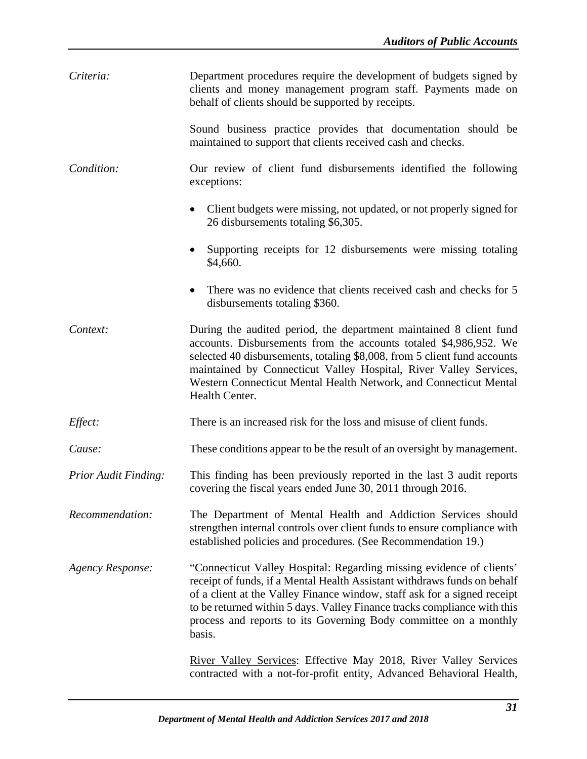*Criteria:* Department procedures require the development of budgets signed by clients and money management program staff. Payments made on behalf of clients should be supported by receipts.

Sound business practice provides that documentation should be maintained to support that clients received cash and checks.

*Condition:* Our review of client fund disbursements identified the following exceptions:

- Client budgets were missing, not updated, or not properly signed for 26 disbursements totaling $6,305.
- Supporting receipts for 12 disbursements were missing totaling $4,660.
- There was no evidence that clients received cash and checks for 5 disbursements totaling $360.

*Context:* During the audited period, the department maintained 8 client fund accounts. Disbursements from the accounts totaled $4,986,952. We selected 40 disbursements, totaling $8,008, from 5 client fund accounts maintained by Connecticut Valley Hospital, River Valley Services, Western Connecticut Mental Health Network, and Connecticut Mental Health Center.

*Effect:* There is an increased risk for the loss and misuse of client funds.

*Cause:* These conditions appear to be the result of an oversight by management.

*Prior Audit Finding:* This finding has been previously reported in the last 3 audit reports covering the fiscal years ended June 30, 2011 through 2016.

*Recommendation:* The Department of Mental Health and Addiction Services should strengthen internal controls over client funds to ensure compliance with established policies and procedures. (See Recommendation 19.)

*Agency Response:* "Connecticut Valley Hospital: Regarding missing evidence of clients' receipt of funds, if a Mental Health Assistant withdraws funds on behalf of a client at the Valley Finance window, staff ask for a signed receipt to be returned within 5 days. Valley Finance tracks compliance with this process and reports to its Governing Body committee on a monthly basis.

River Valley Services: Effective May 2018, River Valley Services contracted with a not-for-profit entity, Advanced Behavioral Health,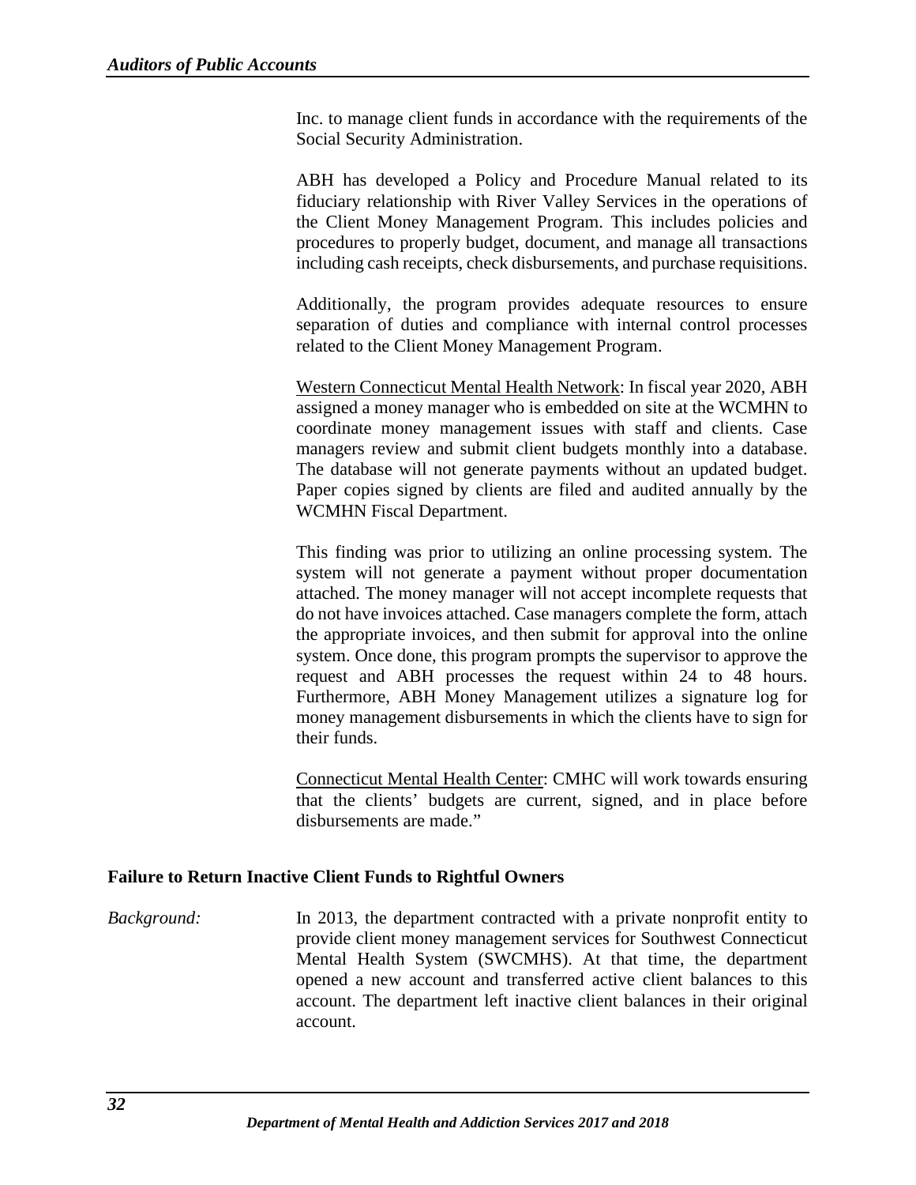Inc. to manage client funds in accordance with the requirements of the Social Security Administration.

ABH has developed a Policy and Procedure Manual related to its fiduciary relationship with River Valley Services in the operations of the Client Money Management Program. This includes policies and procedures to properly budget, document, and manage all transactions including cash receipts, check disbursements, and purchase requisitions.

Additionally, the program provides adequate resources to ensure separation of duties and compliance with internal control processes related to the Client Money Management Program.

Western Connecticut Mental Health Network: In fiscal year 2020, ABH assigned a money manager who is embedded on site at the WCMHN to coordinate money management issues with staff and clients. Case managers review and submit client budgets monthly into a database. The database will not generate payments without an updated budget. Paper copies signed by clients are filed and audited annually by the WCMHN Fiscal Department.

This finding was prior to utilizing an online processing system. The system will not generate a payment without proper documentation attached. The money manager will not accept incomplete requests that do not have invoices attached. Case managers complete the form, attach the appropriate invoices, and then submit for approval into the online system. Once done, this program prompts the supervisor to approve the request and ABH processes the request within 24 to 48 hours. Furthermore, ABH Money Management utilizes a signature log for money management disbursements in which the clients have to sign for their funds.

Connecticut Mental Health Center: CMHC will work towards ensuring that the clients' budgets are current, signed, and in place before disbursements are made."

**Failure to Return Inactive Client Funds to Rightful Owners**

*Background:* In 2013, the department contracted with a private nonprofit entity to provide client money management services for Southwest Connecticut Mental Health System (SWCMHS). At that time, the department opened a new account and transferred active client balances to this account. The department left inactive client balances in their original account.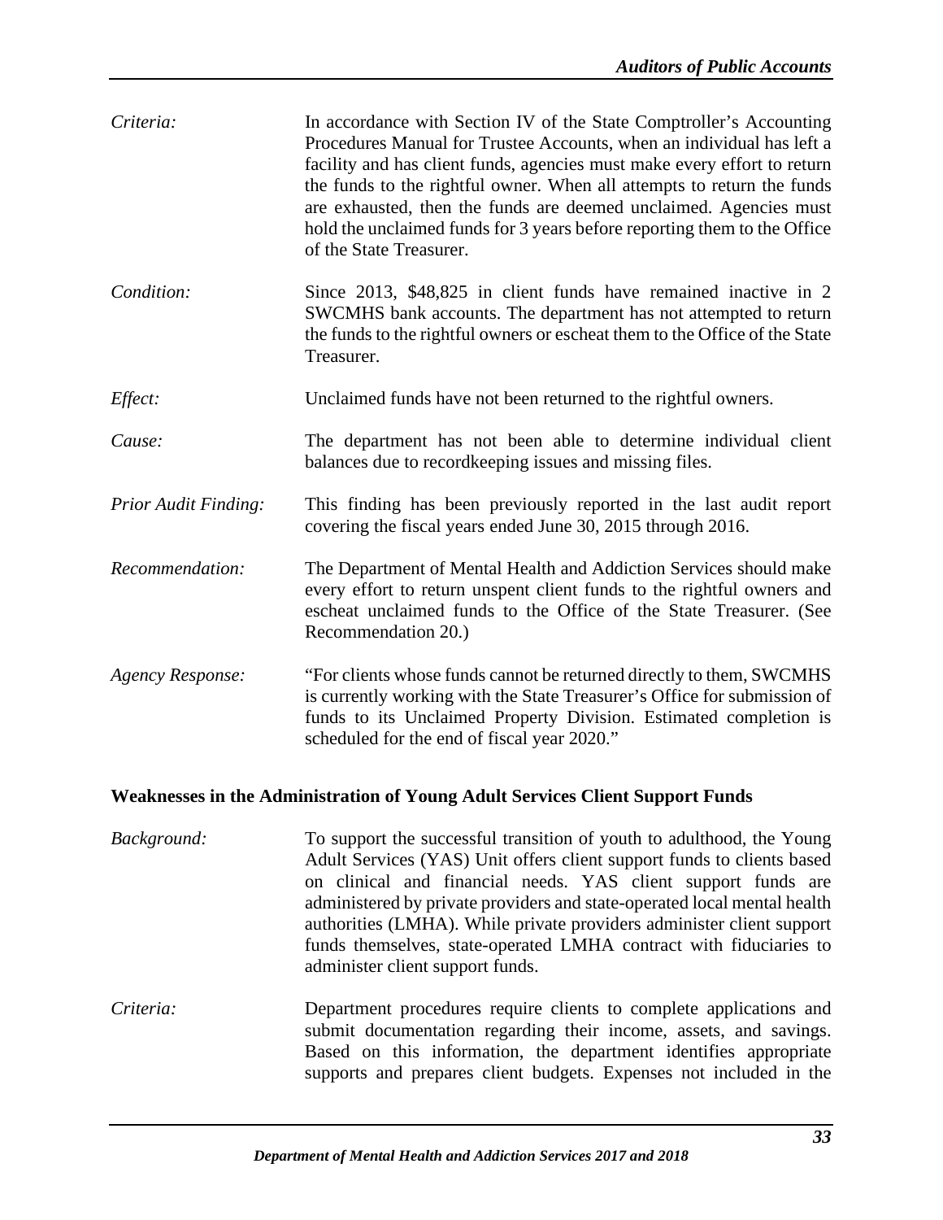*Criteria:* In accordance with Section IV of the State Comptroller's Accounting Procedures Manual for Trustee Accounts, when an individual has left a facility and has client funds, agencies must make every effort to return the funds to the rightful owner. When all attempts to return the funds are exhausted, then the funds are deemed unclaimed. Agencies must hold the unclaimed funds for 3 years before reporting them to the Office of the State Treasurer.

*Condition:* Since 2013, $48,825 in client funds have remained inactive in 2 SWCMHS bank accounts. The department has not attempted to return the funds to the rightful owners or escheat them to the Office of the State Treasurer.

*Effect:* Unclaimed funds have not been returned to the rightful owners.

*Cause:* The department has not been able to determine individual client balances due to recordkeeping issues and missing files.

*Prior Audit Finding:* This finding has been previously reported in the last audit report covering the fiscal years ended June 30, 2015 through 2016.

*Recommendation:* The Department of Mental Health and Addiction Services should make every effort to return unspent client funds to the rightful owners and escheat unclaimed funds to the Office of the State Treasurer. (See Recommendation 20.)

*Agency Response:* "For clients whose funds cannot be returned directly to them, SWCMHS is currently working with the State Treasurer's Office for submission of funds to its Unclaimed Property Division. Estimated completion is scheduled for the end of fiscal year 2020."

**Weaknesses in the Administration of Young Adult Services Client Support Funds**

*Background:* To support the successful transition of youth to adulthood, the Young Adult Services (YAS) Unit offers client support funds to clients based on clinical and financial needs. YAS client support funds are administered by private providers and state-operated local mental health authorities (LMHA). While private providers administer client support funds themselves, state-operated LMHA contract with fiduciaries to administer client support funds.

*Criteria:* Department procedures require clients to complete applications and submit documentation regarding their income, assets, and savings. Based on this information, the department identifies appropriate supports and prepares client budgets. Expenses not included in the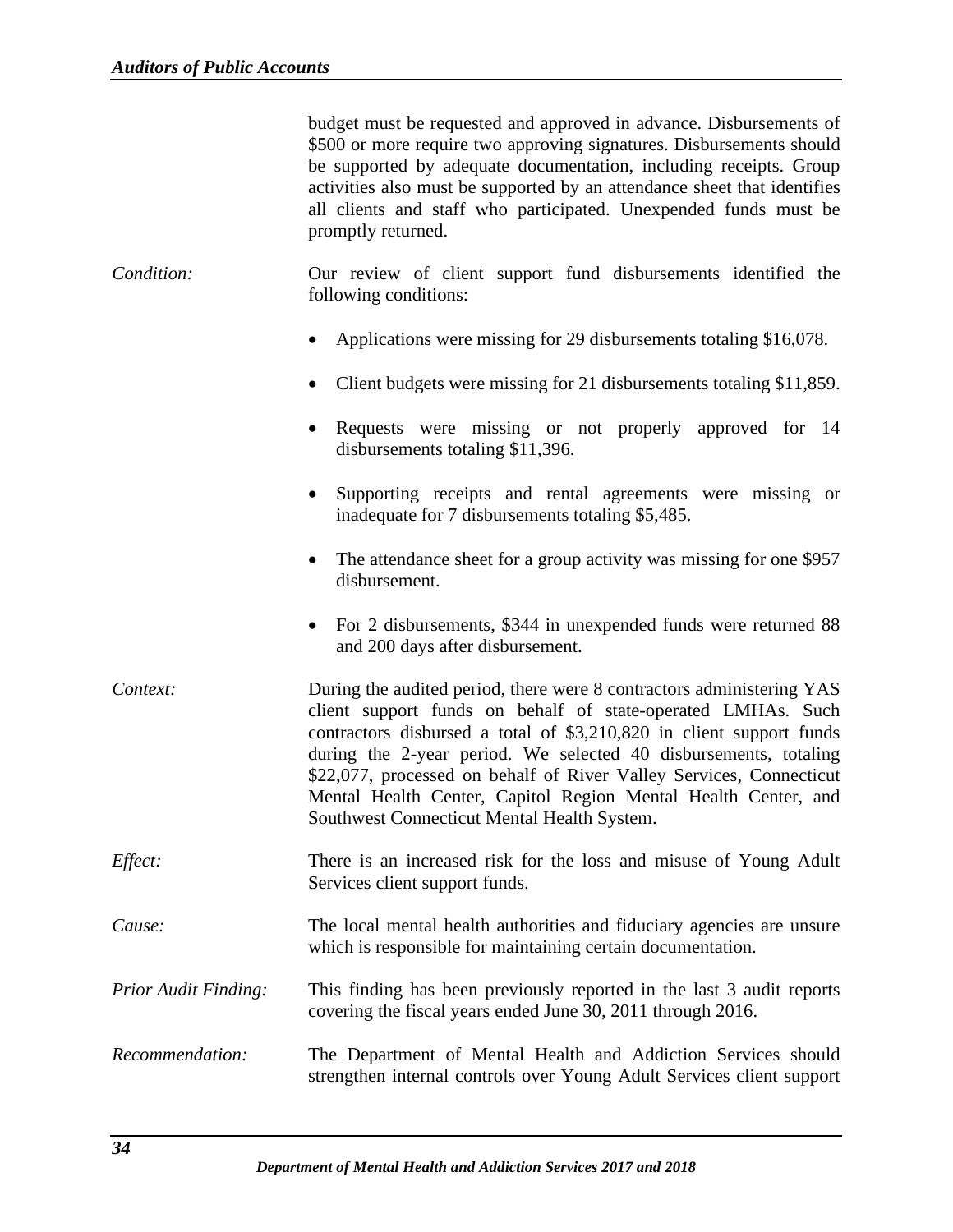budget must be requested and approved in advance. Disbursements of $500 or more require two approving signatures. Disbursements should be supported by adequate documentation, including receipts. Group activities also must be supported by an attendance sheet that identifies all clients and staff who participated. Unexpended funds must be promptly returned.

*Condition:* Our review of client support fund disbursements identified the following conditions:

- Applications were missing for 29 disbursements totaling $16,078.
- Client budgets were missing for 21 disbursements totaling $11,859.
- Requests were missing or not properly approved for 14 disbursements totaling $11,396.
- Supporting receipts and rental agreements were missing or inadequate for 7 disbursements totaling $5,485.
- The attendance sheet for a group activity was missing for one $957 disbursement.
- For 2 disbursements, $344 in unexpended funds were returned 88 and 200 days after disbursement.

*Context:* During the audited period, there were 8 contractors administering YAS client support funds on behalf of state-operated LMHAs. Such contractors disbursed a total of $3,210,820 in client support funds during the 2-year period. We selected 40 disbursements, totaling $22,077, processed on behalf of River Valley Services, Connecticut Mental Health Center, Capitol Region Mental Health Center, and Southwest Connecticut Mental Health System.

*Effect:* There is an increased risk for the loss and misuse of Young Adult Services client support funds.

*Cause:* The local mental health authorities and fiduciary agencies are unsure which is responsible for maintaining certain documentation.

*Prior Audit Finding:* This finding has been previously reported in the last 3 audit reports covering the fiscal years ended June 30, 2011 through 2016.

*Recommendation:* The Department of Mental Health and Addiction Services should strengthen internal controls over Young Adult Services client support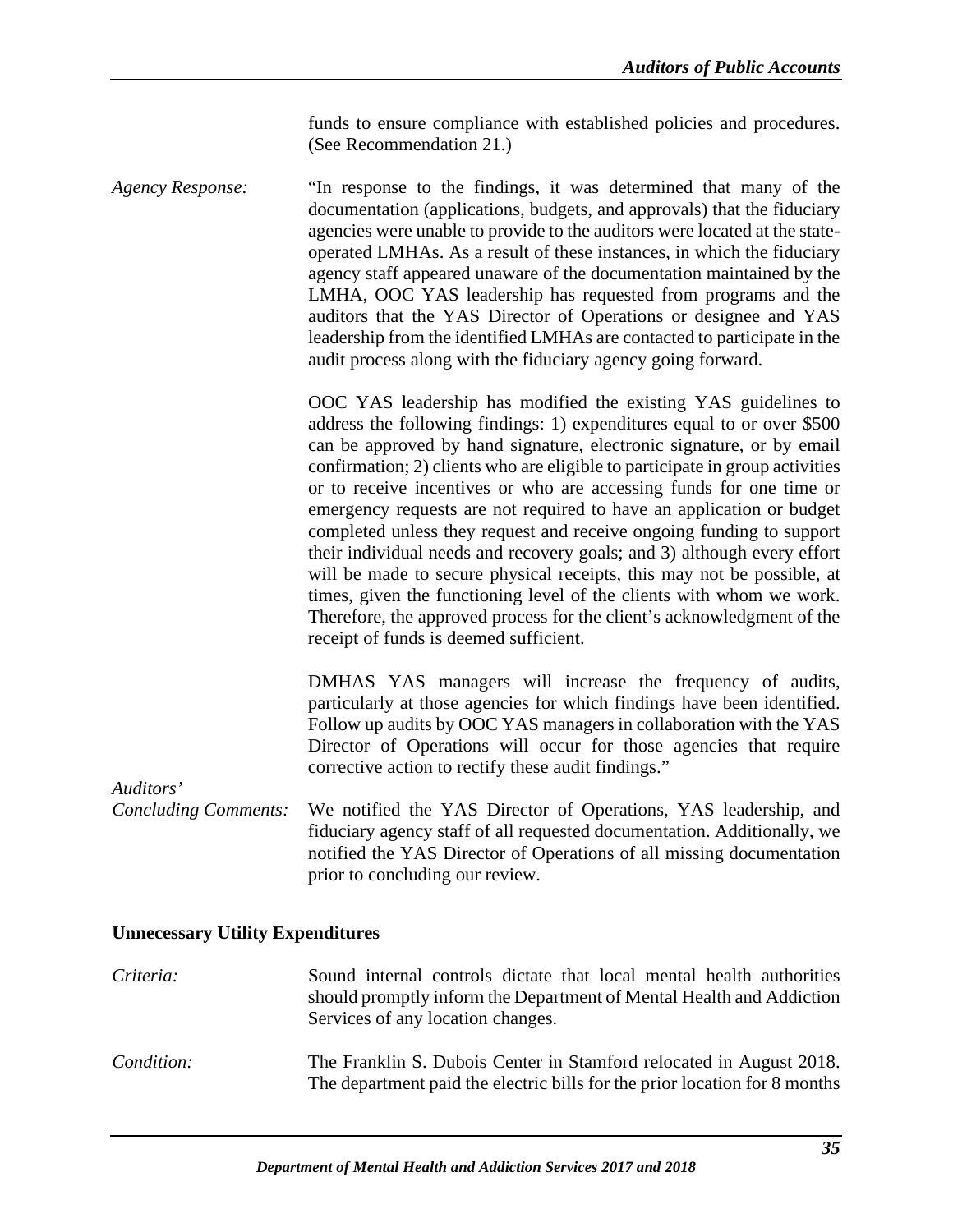funds to ensure compliance with established policies and procedures. (See Recommendation 21.)

*Agency Response:* "In response to the findings, it was determined that many of the documentation (applications, budgets, and approvals) that the fiduciary agencies were unable to provide to the auditors were located at the state-operated LMHAs. As a result of these instances, in which the fiduciary agency staff appeared unaware of the documentation maintained by the LMHA, OOC YAS leadership has requested from programs and the auditors that the YAS Director of Operations or designee and YAS leadership from the identified LMHAs are contacted to participate in the audit process along with the fiduciary agency going forward.

OOC YAS leadership has modified the existing YAS guidelines to address the following findings: 1) expenditures equal to or over $500 can be approved by hand signature, electronic signature, or by email confirmation; 2) clients who are eligible to participate in group activities or to receive incentives or who are accessing funds for one time or emergency requests are not required to have an application or budget completed unless they request and receive ongoing funding to support their individual needs and recovery goals; and 3) although every effort will be made to secure physical receipts, this may not be possible, at times, given the functioning level of the clients with whom we work. Therefore, the approved process for the client's acknowledgment of the receipt of funds is deemed sufficient.

DMHAS YAS managers will increase the frequency of audits, particularly at those agencies for which findings have been identified. Follow up audits by OOC YAS managers in collaboration with the YAS Director of Operations will occur for those agencies that require corrective action to rectify these audit findings."

*Auditors' Concluding Comments:* We notified the YAS Director of Operations, YAS leadership, and fiduciary agency staff of all requested documentation. Additionally, we notified the YAS Director of Operations of all missing documentation prior to concluding our review.

**Unnecessary Utility Expenditures**

*Criteria:* Sound internal controls dictate that local mental health authorities should promptly inform the Department of Mental Health and Addiction Services of any location changes.

*Condition:* The Franklin S. Dubois Center in Stamford relocated in August 2018. The department paid the electric bills for the prior location for 8 months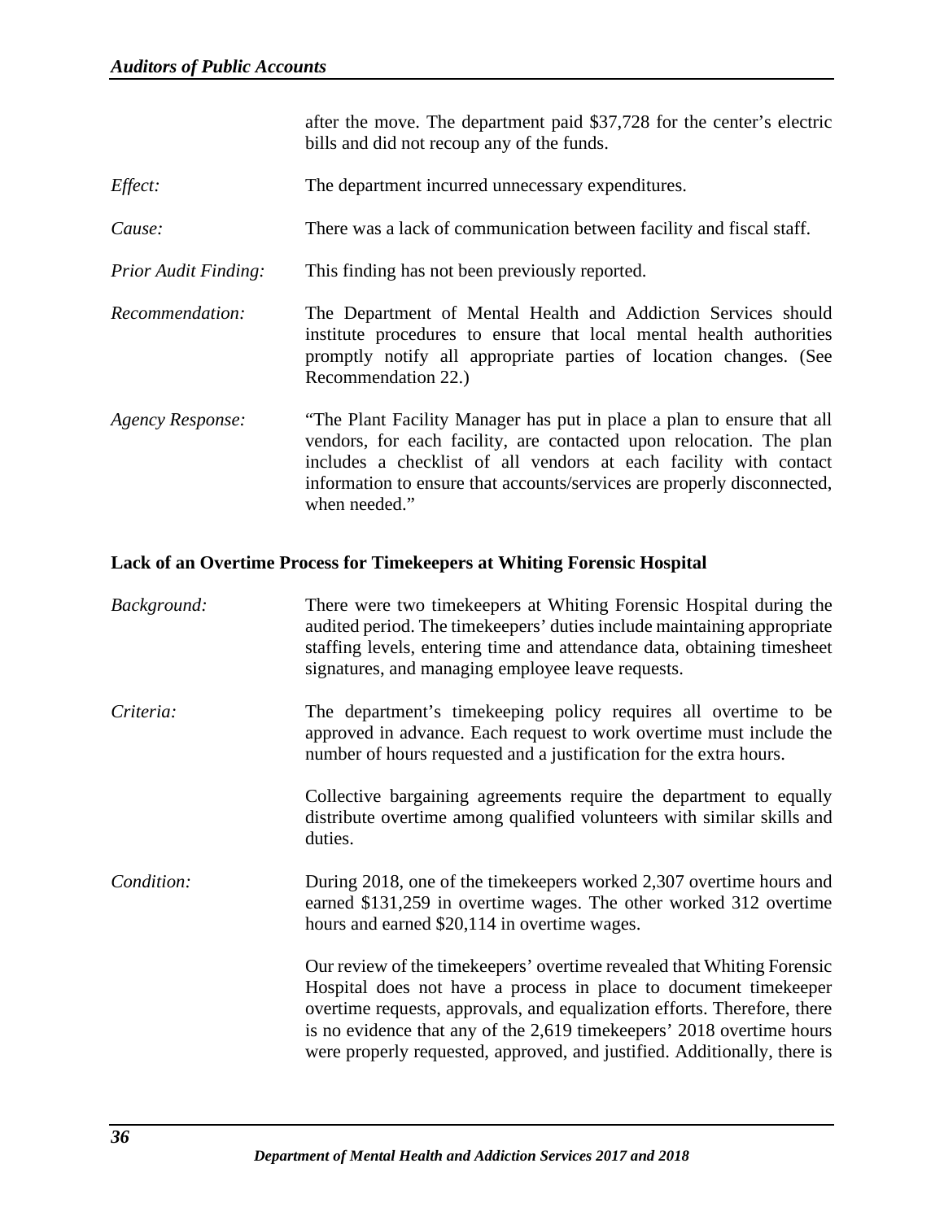after the move. The department paid $37,728 for the center's electric bills and did not recoup any of the funds.

*Effect:* The department incurred unnecessary expenditures.

*Cause:* There was a lack of communication between facility and fiscal staff.

*Prior Audit Finding:* This finding has not been previously reported.

*Recommendation:* The Department of Mental Health and Addiction Services should institute procedures to ensure that local mental health authorities promptly notify all appropriate parties of location changes. (See Recommendation 22.)

*Agency Response:* "The Plant Facility Manager has put in place a plan to ensure that all vendors, for each facility, are contacted upon relocation. The plan includes a checklist of all vendors at each facility with contact information to ensure that accounts/services are properly disconnected, when needed."

**Lack of an Overtime Process for Timekeepers at Whiting Forensic Hospital**

*Background:* There were two timekeepers at Whiting Forensic Hospital during the audited period. The timekeepers' duties include maintaining appropriate staffing levels, entering time and attendance data, obtaining timesheet signatures, and managing employee leave requests.

*Criteria:* The department's timekeeping policy requires all overtime to be approved in advance. Each request to work overtime must include the number of hours requested and a justification for the extra hours.

Collective bargaining agreements require the department to equally distribute overtime among qualified volunteers with similar skills and duties.

*Condition:* During 2018, one of the timekeepers worked 2,307 overtime hours and earned $131,259 in overtime wages. The other worked 312 overtime hours and earned $20,114 in overtime wages.

Our review of the timekeepers' overtime revealed that Whiting Forensic Hospital does not have a process in place to document timekeeper overtime requests, approvals, and equalization efforts. Therefore, there is no evidence that any of the 2,619 timekeepers' 2018 overtime hours were properly requested, approved, and justified. Additionally, there is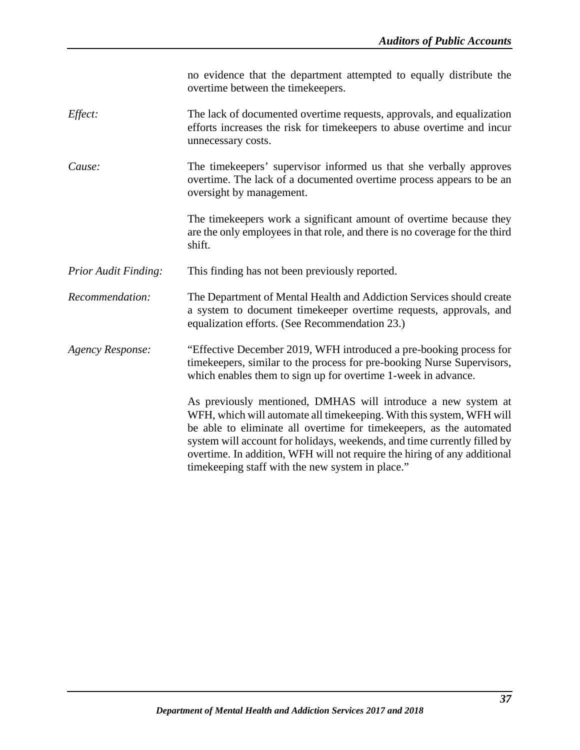no evidence that the department attempted to equally distribute the overtime between the timekeepers.

*Effect:* The lack of documented overtime requests, approvals, and equalization efforts increases the risk for timekeepers to abuse overtime and incur unnecessary costs.

*Cause:* The timekeepers' supervisor informed us that she verbally approves overtime. The lack of a documented overtime process appears to be an oversight by management.

The timekeepers work a significant amount of overtime because they are the only employees in that role, and there is no coverage for the third shift.

*Prior Audit Finding:* This finding has not been previously reported.

*Recommendation:* The Department of Mental Health and Addiction Services should create a system to document timekeeper overtime requests, approvals, and equalization efforts. (See Recommendation 23.)

*Agency Response:* "Effective December 2019, WFH introduced a pre-booking process for timekeepers, similar to the process for pre-booking Nurse Supervisors, which enables them to sign up for overtime 1-week in advance.

As previously mentioned, DMHAS will introduce a new system at WFH, which will automate all timekeeping. With this system, WFH will be able to eliminate all overtime for timekeepers, as the automated system will account for holidays, weekends, and time currently filled by overtime. In addition, WFH will not require the hiring of any additional timekeeping staff with the new system in place."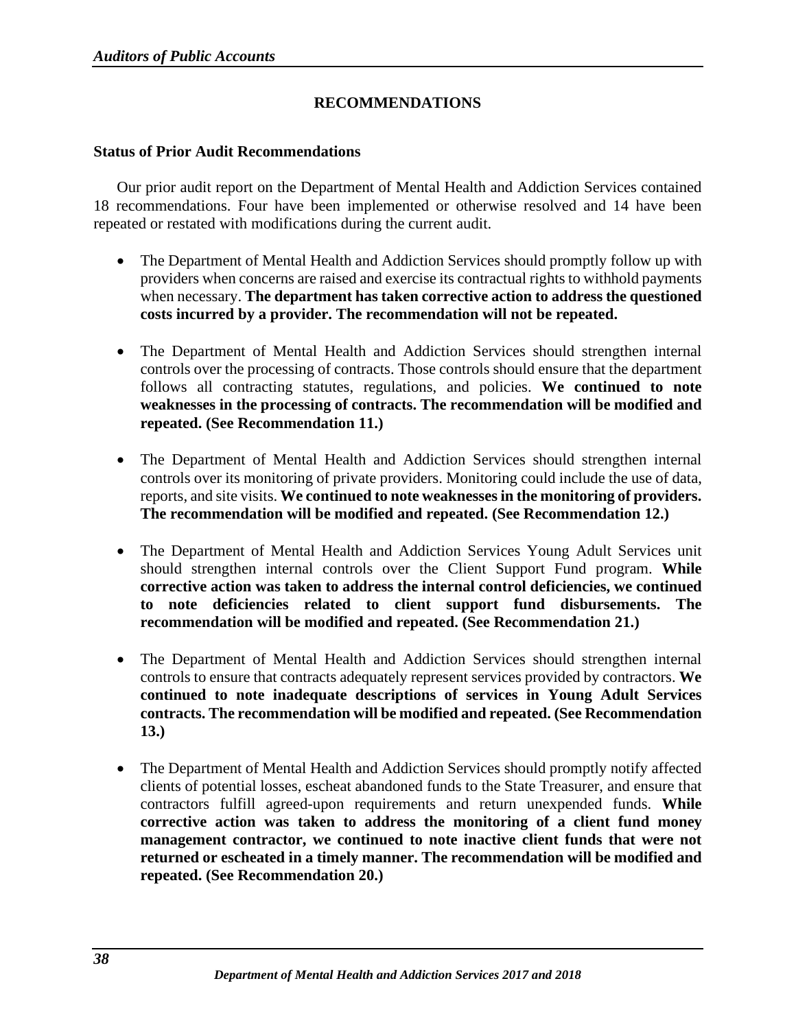## RECOMMENDATIONS

### Status of Prior Audit Recommendations

Our prior audit report on the Department of Mental Health and Addiction Services contained 18 recommendations. Four have been implemented or otherwise resolved and 14 have been repeated or restated with modifications during the current audit.

- The Department of Mental Health and Addiction Services should promptly follow up with providers when concerns are raised and exercise its contractual rights to withhold payments when necessary. **The department has taken corrective action to address the questioned costs incurred by a provider. The recommendation will not be repeated.**

- The Department of Mental Health and Addiction Services should strengthen internal controls over the processing of contracts. Those controls should ensure that the department follows all contracting statutes, regulations, and policies. **We continued to note weaknesses in the processing of contracts. The recommendation will be modified and repeated. (See Recommendation 11.)**

- The Department of Mental Health and Addiction Services should strengthen internal controls over its monitoring of private providers. Monitoring could include the use of data, reports, and site visits. **We continued to note weaknesses in the monitoring of providers. The recommendation will be modified and repeated. (See Recommendation 12.)**

- The Department of Mental Health and Addiction Services Young Adult Services unit should strengthen internal controls over the Client Support Fund program. **While corrective action was taken to address the internal control deficiencies, we continued to note deficiencies related to client support fund disbursements. The recommendation will be modified and repeated. (See Recommendation 21.)**

- The Department of Mental Health and Addiction Services should strengthen internal controls to ensure that contracts adequately represent services provided by contractors. **We continued to note inadequate descriptions of services in Young Adult Services contracts. The recommendation will be modified and repeated. (See Recommendation 13.)**

- The Department of Mental Health and Addiction Services should promptly notify affected clients of potential losses, escheat abandoned funds to the State Treasurer, and ensure that contractors fulfill agreed-upon requirements and return unexpended funds. **While corrective action was taken to address the monitoring of a client fund money management contractor, we continued to note inactive client funds that were not returned or escheated in a timely manner. The recommendation will be modified and repeated. (See Recommendation 20.)**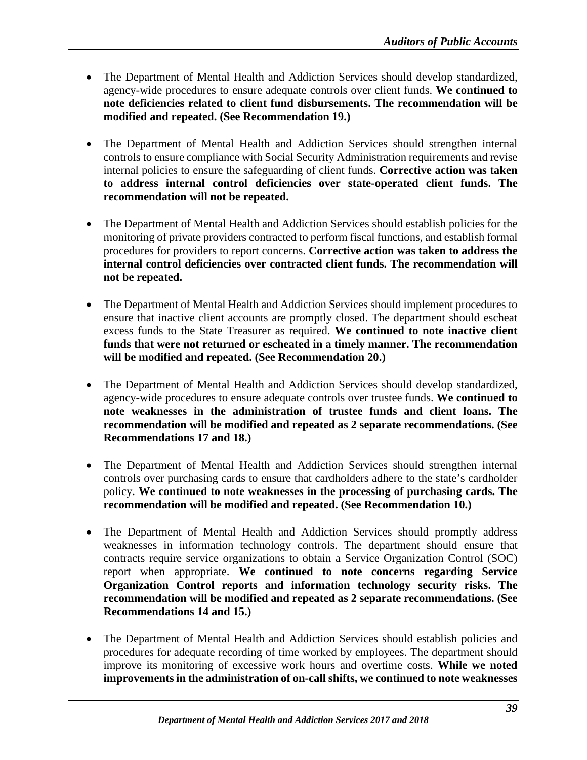- The Department of Mental Health and Addiction Services should develop standardized, agency-wide procedures to ensure adequate controls over client funds. **We continued to note deficiencies related to client fund disbursements. The recommendation will be modified and repeated. (See Recommendation 19.)**

- The Department of Mental Health and Addiction Services should strengthen internal controls to ensure compliance with Social Security Administration requirements and revise internal policies to ensure the safeguarding of client funds. **Corrective action was taken to address internal control deficiencies over state-operated client funds. The recommendation will not be repeated.**

- The Department of Mental Health and Addiction Services should establish policies for the monitoring of private providers contracted to perform fiscal functions, and establish formal procedures for providers to report concerns. **Corrective action was taken to address the internal control deficiencies over contracted client funds. The recommendation will not be repeated.**

- The Department of Mental Health and Addiction Services should implement procedures to ensure that inactive client accounts are promptly closed. The department should escheat excess funds to the State Treasurer as required. **We continued to note inactive client funds that were not returned or escheated in a timely manner. The recommendation will be modified and repeated. (See Recommendation 20.)**

- The Department of Mental Health and Addiction Services should develop standardized, agency-wide procedures to ensure adequate controls over trustee funds. **We continued to note weaknesses in the administration of trustee funds and client loans. The recommendation will be modified and repeated as 2 separate recommendations. (See Recommendations 17 and 18.)**

- The Department of Mental Health and Addiction Services should strengthen internal controls over purchasing cards to ensure that cardholders adhere to the state's cardholder policy. **We continued to note weaknesses in the processing of purchasing cards. The recommendation will be modified and repeated. (See Recommendation 10.)**

- The Department of Mental Health and Addiction Services should promptly address weaknesses in information technology controls. The department should ensure that contracts require service organizations to obtain a Service Organization Control (SOC) report when appropriate. **We continued to note concerns regarding Service Organization Control reports and information technology security risks. The recommendation will be modified and repeated as 2 separate recommendations. (See Recommendations 14 and 15.)**

- The Department of Mental Health and Addiction Services should establish policies and procedures for adequate recording of time worked by employees. The department should improve its monitoring of excessive work hours and overtime costs. **While we noted improvements in the administration of on-call shifts, we continued to note weaknesses**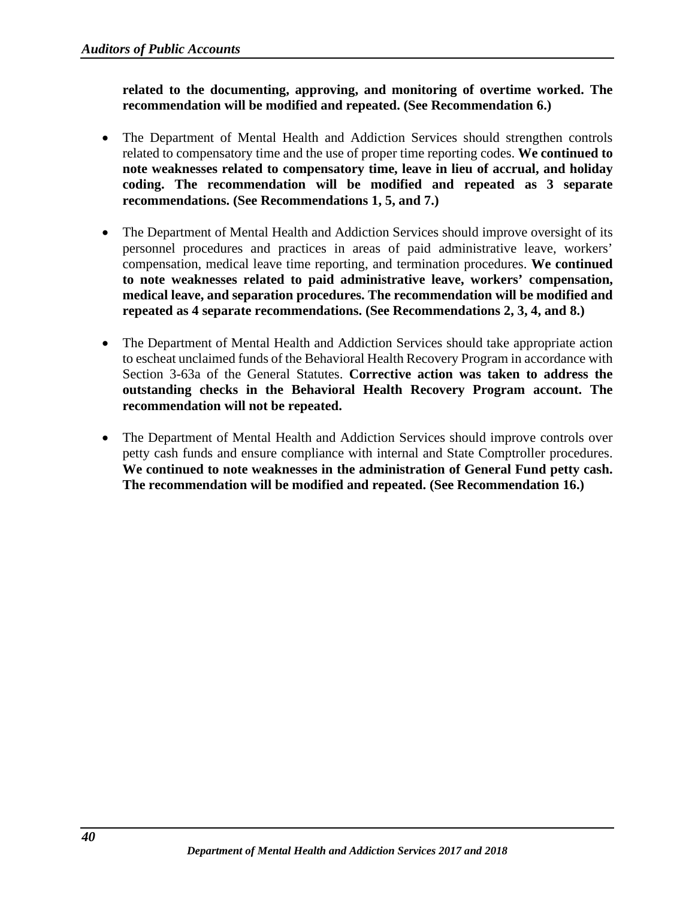**related to the documenting, approving, and monitoring of overtime worked. The recommendation will be modified and repeated. (See Recommendation 6.)**

- The Department of Mental Health and Addiction Services should strengthen controls related to compensatory time and the use of proper time reporting codes. **We continued to note weaknesses related to compensatory time, leave in lieu of accrual, and holiday coding. The recommendation will be modified and repeated as 3 separate recommendations. (See Recommendations 1, 5, and 7.)**

- The Department of Mental Health and Addiction Services should improve oversight of its personnel procedures and practices in areas of paid administrative leave, workers' compensation, medical leave time reporting, and termination procedures. **We continued to note weaknesses related to paid administrative leave, workers' compensation, medical leave, and separation procedures. The recommendation will be modified and repeated as 4 separate recommendations. (See Recommendations 2, 3, 4, and 8.)**

- The Department of Mental Health and Addiction Services should take appropriate action to escheat unclaimed funds of the Behavioral Health Recovery Program in accordance with Section 3-63a of the General Statutes. **Corrective action was taken to address the outstanding checks in the Behavioral Health Recovery Program account. The recommendation will not be repeated.**

- The Department of Mental Health and Addiction Services should improve controls over petty cash funds and ensure compliance with internal and State Comptroller procedures. **We continued to note weaknesses in the administration of General Fund petty cash. The recommendation will be modified and repeated. (See Recommendation 16.)**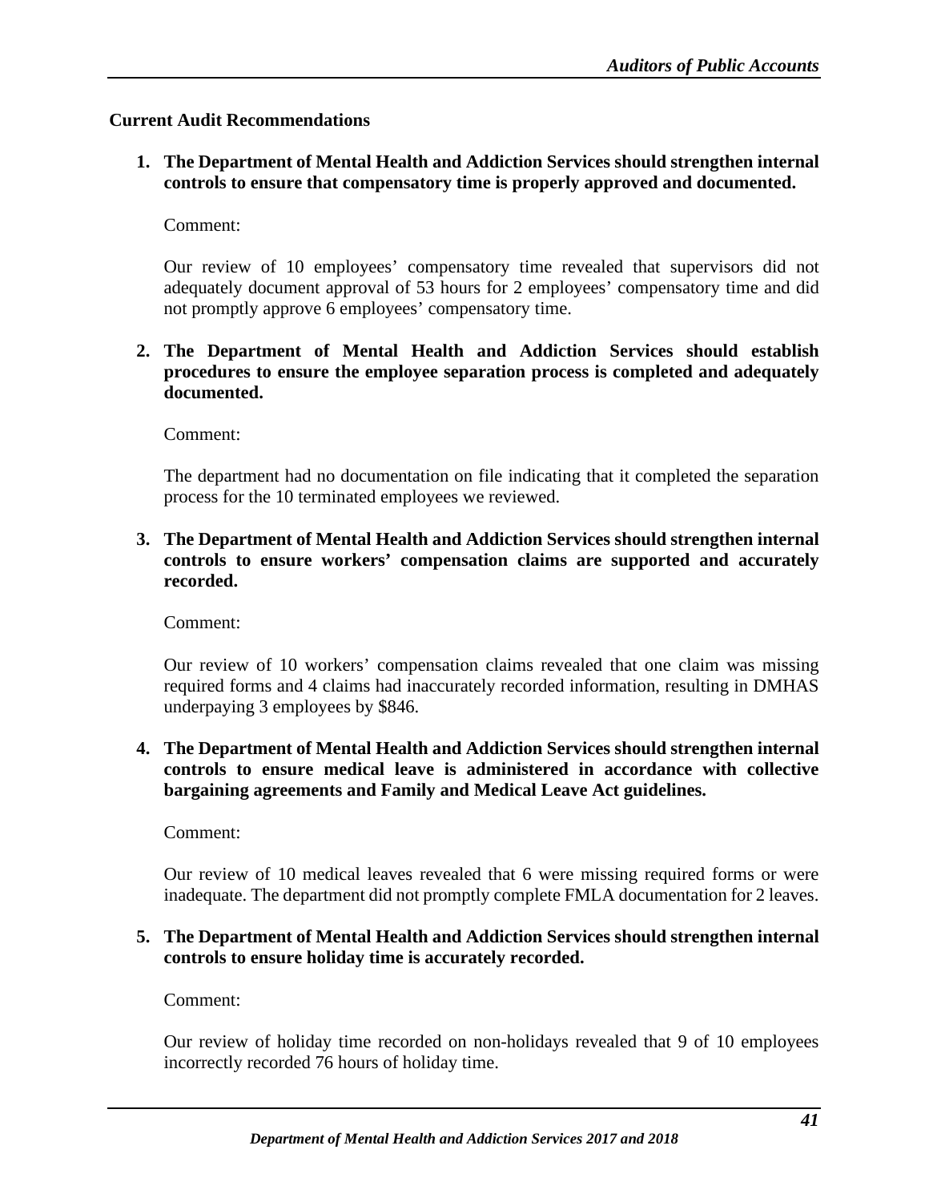**Current Audit Recommendations**

1. **The Department of Mental Health and Addiction Services should strengthen internal controls to ensure that compensatory time is properly approved and documented.**

   Comment:

   Our review of 10 employees' compensatory time revealed that supervisors did not adequately document approval of 53 hours for 2 employees' compensatory time and did not promptly approve 6 employees' compensatory time.

2. **The Department of Mental Health and Addiction Services should establish procedures to ensure the employee separation process is completed and adequately documented.**

   Comment:

   The department had no documentation on file indicating that it completed the separation process for the 10 terminated employees we reviewed.

3. **The Department of Mental Health and Addiction Services should strengthen internal controls to ensure workers' compensation claims are supported and accurately recorded.**

   Comment:

   Our review of 10 workers' compensation claims revealed that one claim was missing required forms and 4 claims had inaccurately recorded information, resulting in DMHAS underpaying 3 employees by $846.

4. **The Department of Mental Health and Addiction Services should strengthen internal controls to ensure medical leave is administered in accordance with collective bargaining agreements and Family and Medical Leave Act guidelines.**

   Comment:

   Our review of 10 medical leaves revealed that 6 were missing required forms or were inadequate. The department did not promptly complete FMLA documentation for 2 leaves.

5. **The Department of Mental Health and Addiction Services should strengthen internal controls to ensure holiday time is accurately recorded.**

   Comment:

   Our review of holiday time recorded on non-holidays revealed that 9 of 10 employees incorrectly recorded 76 hours of holiday time.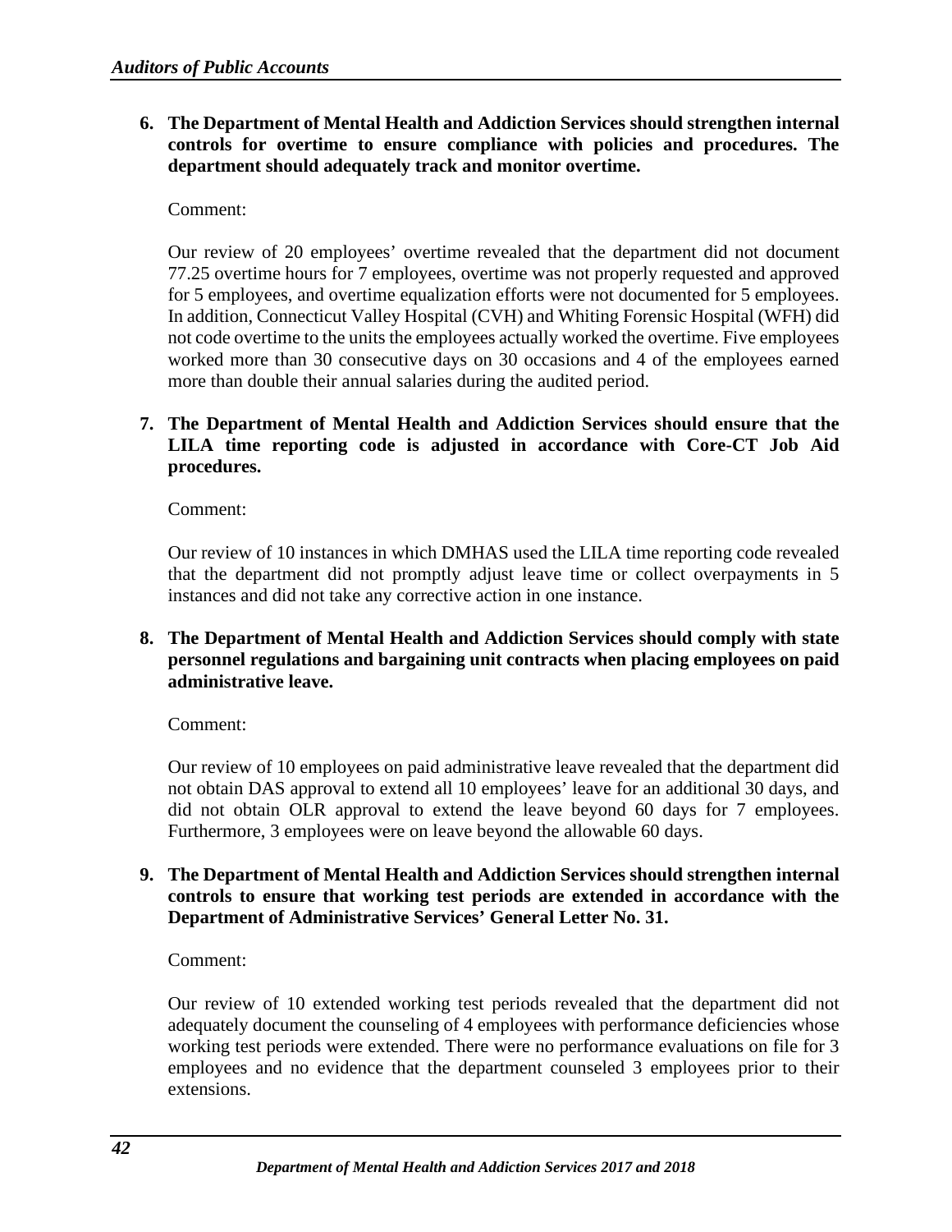6. **The Department of Mental Health and Addiction Services should strengthen internal controls for overtime to ensure compliance with policies and procedures. The department should adequately track and monitor overtime.**

   Comment:

   Our review of 20 employees' overtime revealed that the department did not document 77.25 overtime hours for 7 employees, overtime was not properly requested and approved for 5 employees, and overtime equalization efforts were not documented for 5 employees. In addition, Connecticut Valley Hospital (CVH) and Whiting Forensic Hospital (WFH) did not code overtime to the units the employees actually worked the overtime. Five employees worked more than 30 consecutive days on 30 occasions and 4 of the employees earned more than double their annual salaries during the audited period.

7. **The Department of Mental Health and Addiction Services should ensure that the LILA time reporting code is adjusted in accordance with Core-CT Job Aid procedures.**

   Comment:

   Our review of 10 instances in which DMHAS used the LILA time reporting code revealed that the department did not promptly adjust leave time or collect overpayments in 5 instances and did not take any corrective action in one instance.

8. **The Department of Mental Health and Addiction Services should comply with state personnel regulations and bargaining unit contracts when placing employees on paid administrative leave.**

   Comment:

   Our review of 10 employees on paid administrative leave revealed that the department did not obtain DAS approval to extend all 10 employees' leave for an additional 30 days, and did not obtain OLR approval to extend the leave beyond 60 days for 7 employees. Furthermore, 3 employees were on leave beyond the allowable 60 days.

9. **The Department of Mental Health and Addiction Services should strengthen internal controls to ensure that working test periods are extended in accordance with the Department of Administrative Services' General Letter No. 31.**

   Comment:

   Our review of 10 extended working test periods revealed that the department did not adequately document the counseling of 4 employees with performance deficiencies whose working test periods were extended. There were no performance evaluations on file for 3 employees and no evidence that the department counseled 3 employees prior to their extensions.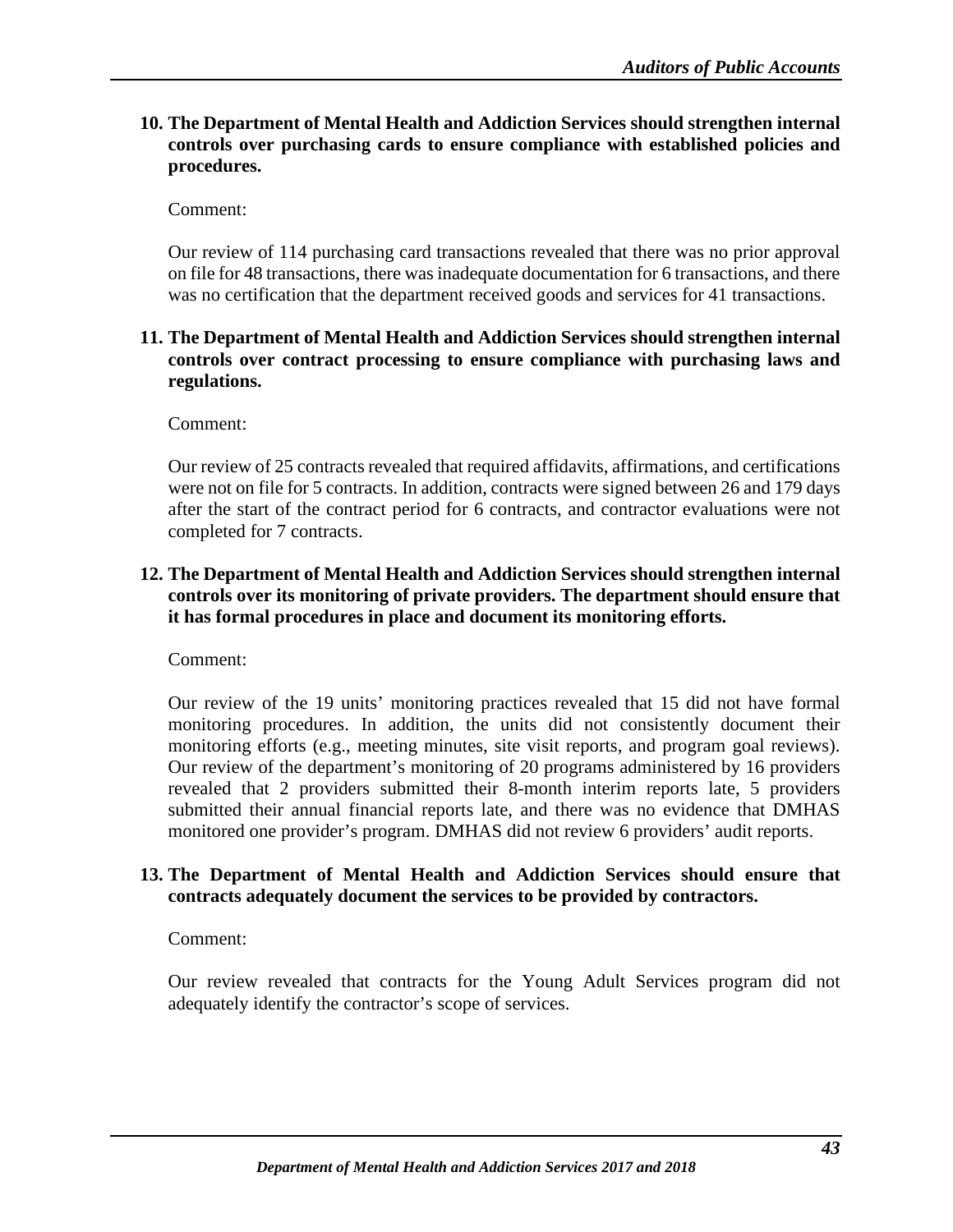**10. The Department of Mental Health and Addiction Services should strengthen internal controls over purchasing cards to ensure compliance with established policies and procedures.**

Comment:

Our review of 114 purchasing card transactions revealed that there was no prior approval on file for 48 transactions, there was inadequate documentation for 6 transactions, and there was no certification that the department received goods and services for 41 transactions.

**11. The Department of Mental Health and Addiction Services should strengthen internal controls over contract processing to ensure compliance with purchasing laws and regulations.**

Comment:

Our review of 25 contracts revealed that required affidavits, affirmations, and certifications were not on file for 5 contracts. In addition, contracts were signed between 26 and 179 days after the start of the contract period for 6 contracts, and contractor evaluations were not completed for 7 contracts.

**12. The Department of Mental Health and Addiction Services should strengthen internal controls over its monitoring of private providers. The department should ensure that it has formal procedures in place and document its monitoring efforts.**

Comment:

Our review of the 19 units' monitoring practices revealed that 15 did not have formal monitoring procedures. In addition, the units did not consistently document their monitoring efforts (e.g., meeting minutes, site visit reports, and program goal reviews). Our review of the department's monitoring of 20 programs administered by 16 providers revealed that 2 providers submitted their 8-month interim reports late, 5 providers submitted their annual financial reports late, and there was no evidence that DMHAS monitored one provider's program. DMHAS did not review 6 providers' audit reports.

**13. The Department of Mental Health and Addiction Services should ensure that contracts adequately document the services to be provided by contractors.**

Comment:

Our review revealed that contracts for the Young Adult Services program did not adequately identify the contractor's scope of services.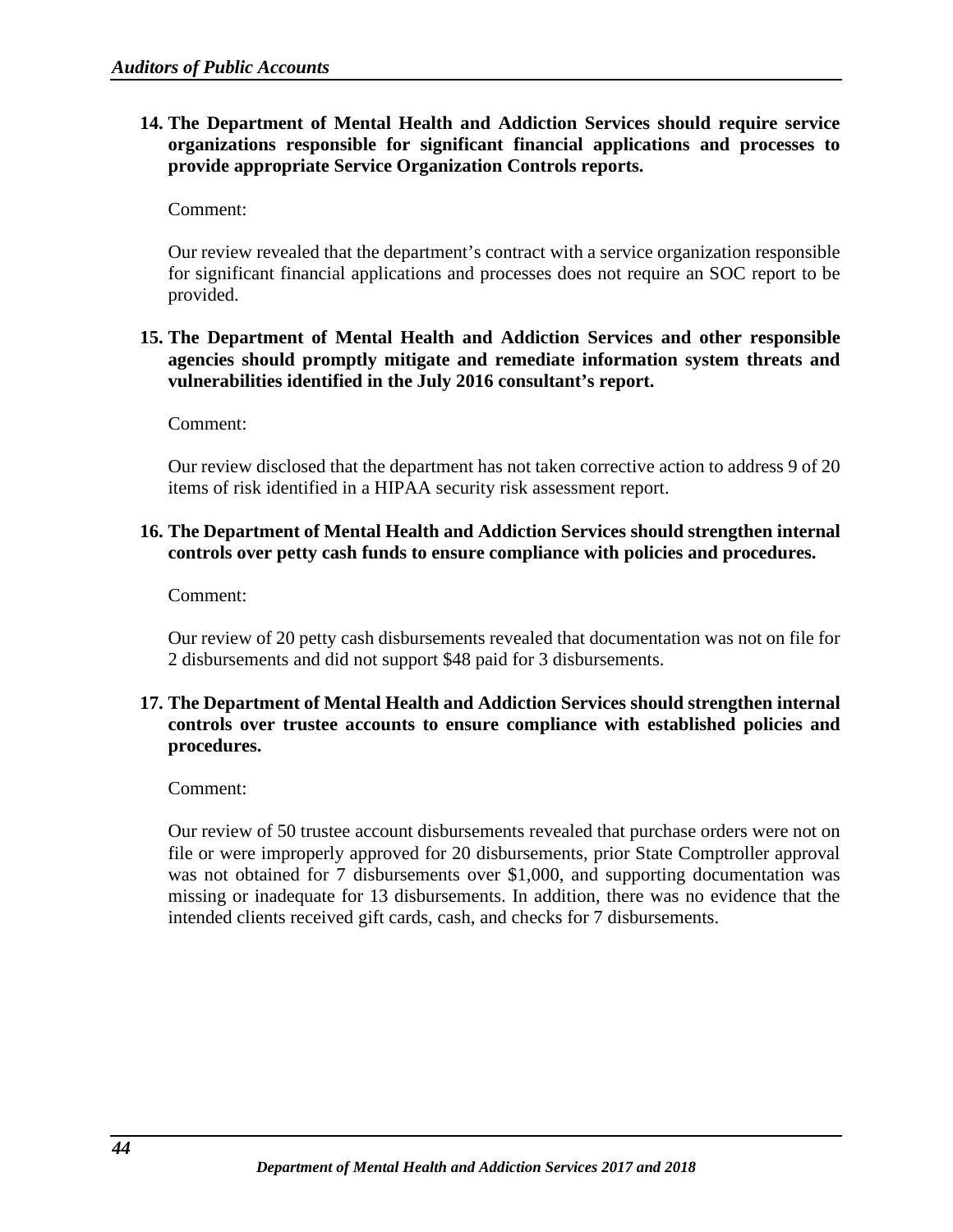**14. The Department of Mental Health and Addiction Services should require service organizations responsible for significant financial applications and processes to provide appropriate Service Organization Controls reports.**

Comment:

Our review revealed that the department's contract with a service organization responsible for significant financial applications and processes does not require an SOC report to be provided.

**15. The Department of Mental Health and Addiction Services and other responsible agencies should promptly mitigate and remediate information system threats and vulnerabilities identified in the July 2016 consultant's report.**

Comment:

Our review disclosed that the department has not taken corrective action to address 9 of 20 items of risk identified in a HIPAA security risk assessment report.

**16. The Department of Mental Health and Addiction Services should strengthen internal controls over petty cash funds to ensure compliance with policies and procedures.**

Comment:

Our review of 20 petty cash disbursements revealed that documentation was not on file for 2 disbursements and did not support $48 paid for 3 disbursements.

**17. The Department of Mental Health and Addiction Services should strengthen internal controls over trustee accounts to ensure compliance with established policies and procedures.**

Comment:

Our review of 50 trustee account disbursements revealed that purchase orders were not on file or were improperly approved for 20 disbursements, prior State Comptroller approval was not obtained for 7 disbursements over $1,000, and supporting documentation was missing or inadequate for 13 disbursements. In addition, there was no evidence that the intended clients received gift cards, cash, and checks for 7 disbursements.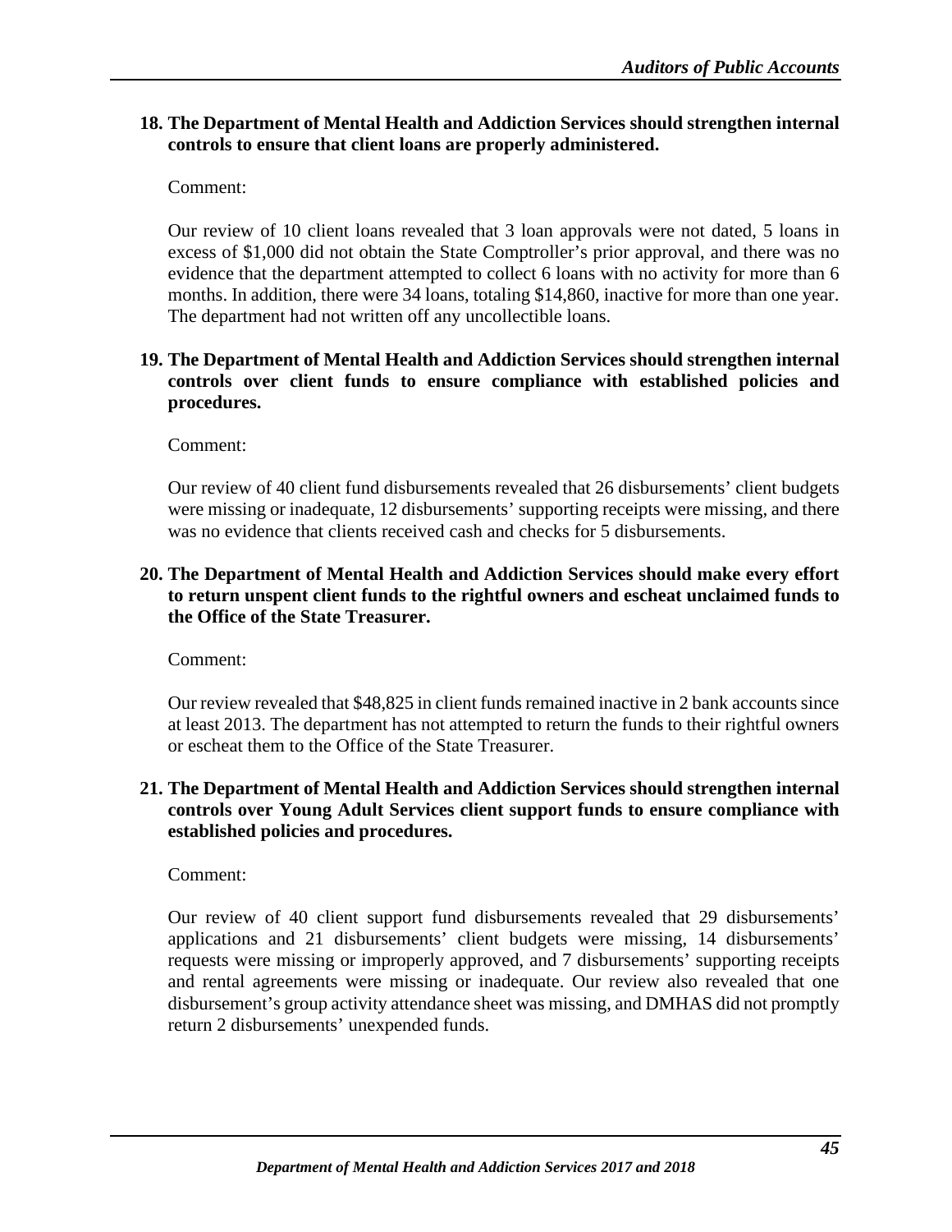**18. The Department of Mental Health and Addiction Services should strengthen internal controls to ensure that client loans are properly administered.**

Comment:

Our review of 10 client loans revealed that 3 loan approvals were not dated, 5 loans in excess of $1,000 did not obtain the State Comptroller's prior approval, and there was no evidence that the department attempted to collect 6 loans with no activity for more than 6 months. In addition, there were 34 loans, totaling $14,860, inactive for more than one year. The department had not written off any uncollectible loans.

**19. The Department of Mental Health and Addiction Services should strengthen internal controls over client funds to ensure compliance with established policies and procedures.**

Comment:

Our review of 40 client fund disbursements revealed that 26 disbursements' client budgets were missing or inadequate, 12 disbursements' supporting receipts were missing, and there was no evidence that clients received cash and checks for 5 disbursements.

**20. The Department of Mental Health and Addiction Services should make every effort to return unspent client funds to the rightful owners and escheat unclaimed funds to the Office of the State Treasurer.**

Comment:

Our review revealed that $48,825 in client funds remained inactive in 2 bank accounts since at least 2013. The department has not attempted to return the funds to their rightful owners or escheat them to the Office of the State Treasurer.

**21. The Department of Mental Health and Addiction Services should strengthen internal controls over Young Adult Services client support funds to ensure compliance with established policies and procedures.**

Comment:

Our review of 40 client support fund disbursements revealed that 29 disbursements' applications and 21 disbursements' client budgets were missing, 14 disbursements' requests were missing or improperly approved, and 7 disbursements' supporting receipts and rental agreements were missing or inadequate. Our review also revealed that one disbursement's group activity attendance sheet was missing, and DMHAS did not promptly return 2 disbursements' unexpended funds.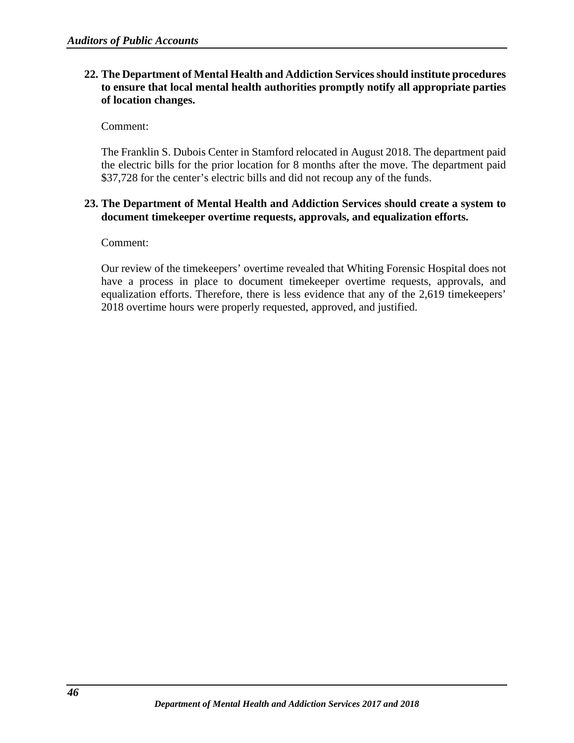**22. The Department of Mental Health and Addiction Services should institute procedures to ensure that local mental health authorities promptly notify all appropriate parties of location changes.**

Comment:

The Franklin S. Dubois Center in Stamford relocated in August 2018. The department paid the electric bills for the prior location for 8 months after the move. The department paid $37,728 for the center's electric bills and did not recoup any of the funds.

**23. The Department of Mental Health and Addiction Services should create a system to document timekeeper overtime requests, approvals, and equalization efforts.**

Comment:

Our review of the timekeepers' overtime revealed that Whiting Forensic Hospital does not have a process in place to document timekeeper overtime requests, approvals, and equalization efforts. Therefore, there is less evidence that any of the 2,619 timekeepers' 2018 overtime hours were properly requested, approved, and justified.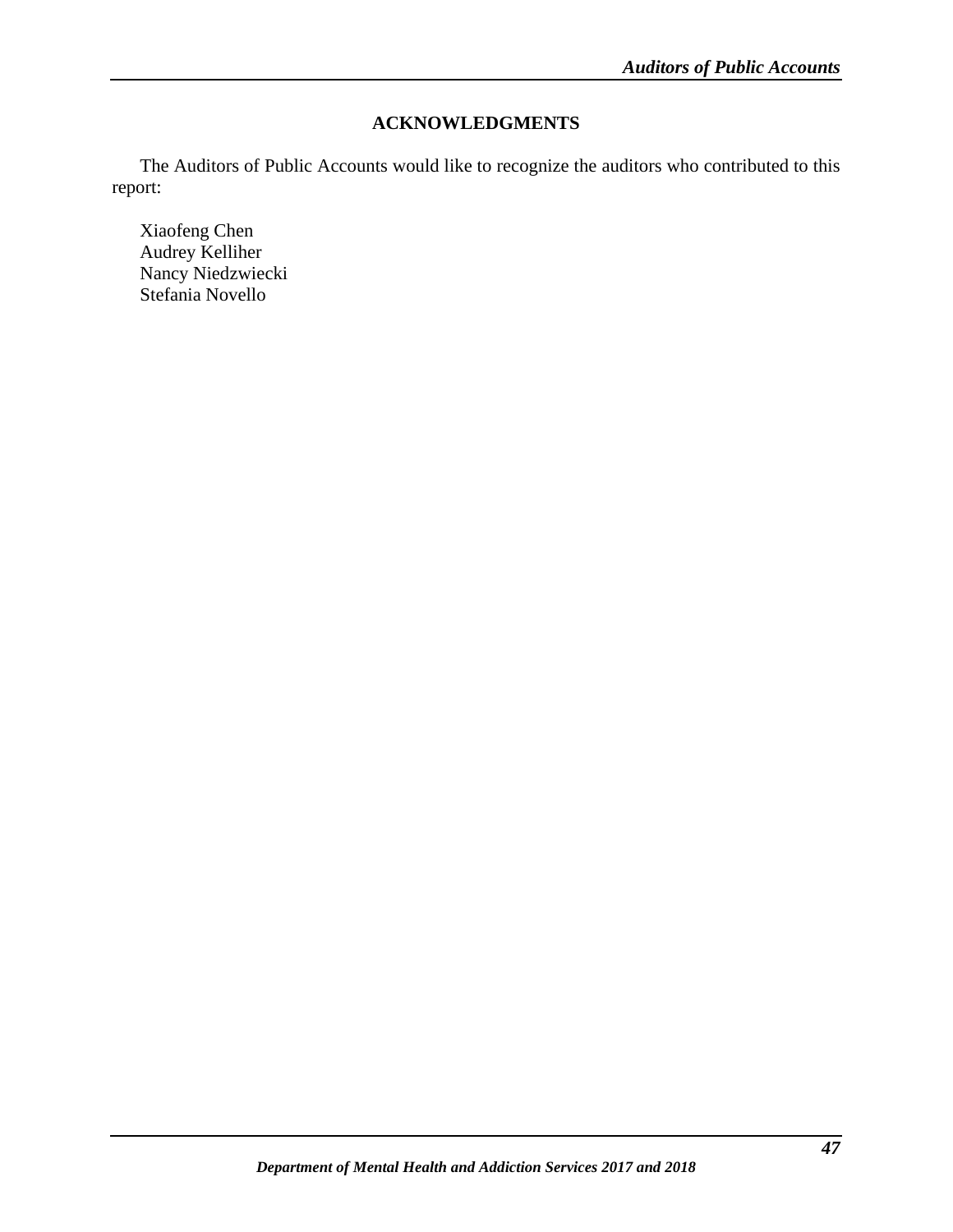## ACKNOWLEDGMENTS

The Auditors of Public Accounts would like to recognize the auditors who contributed to this report:

Xiaofeng Chen
Audrey Kelliher
Nancy Niedzwiecki
Stefania Novello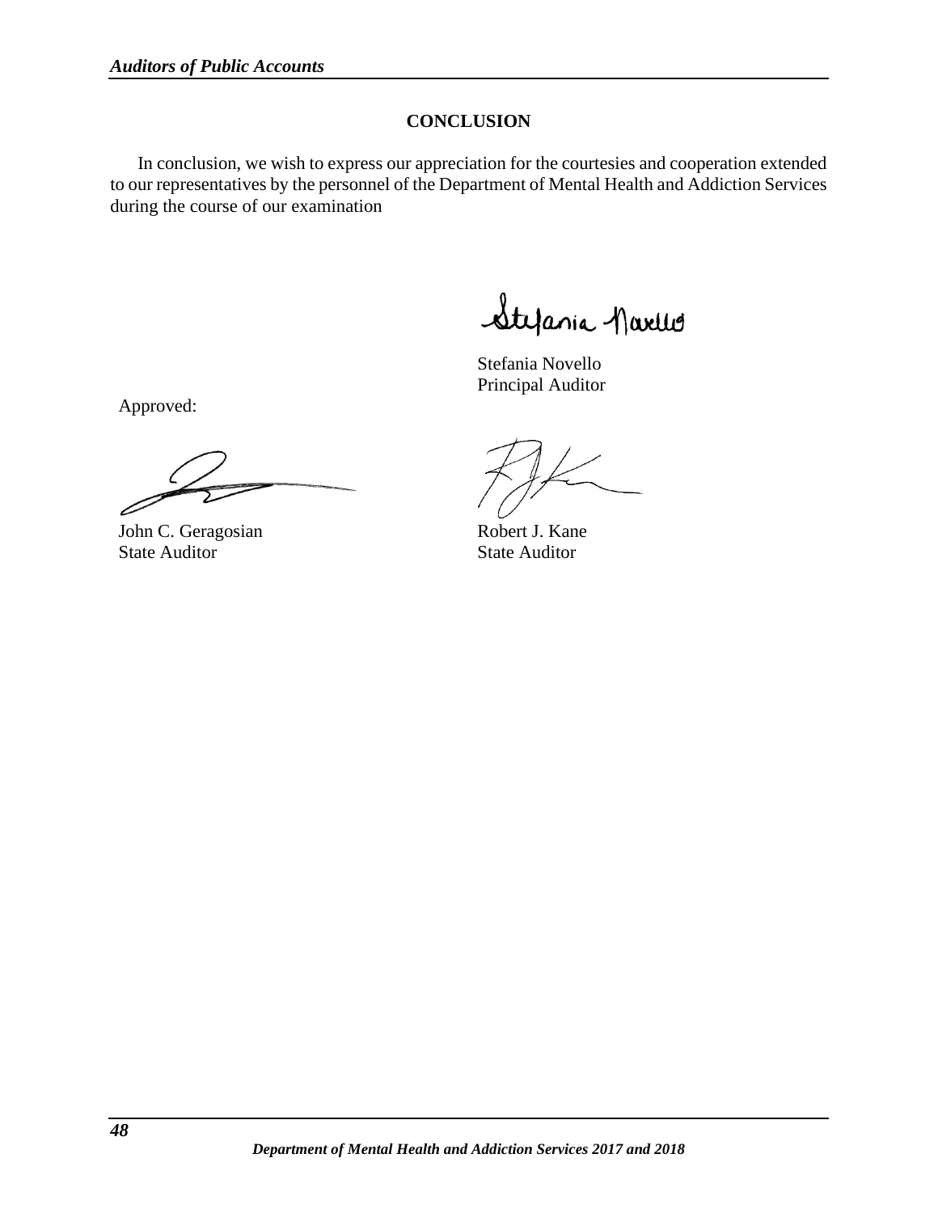## CONCLUSION

In conclusion, we wish to express our appreciation for the courtesies and cooperation extended to our representatives by the personnel of the Department of Mental Health and Addiction Services during the course of our examination

Stefania Novello
Principal Auditor

Approved:

John C. Geragosian
State Auditor

Robert J. Kane
State Auditor